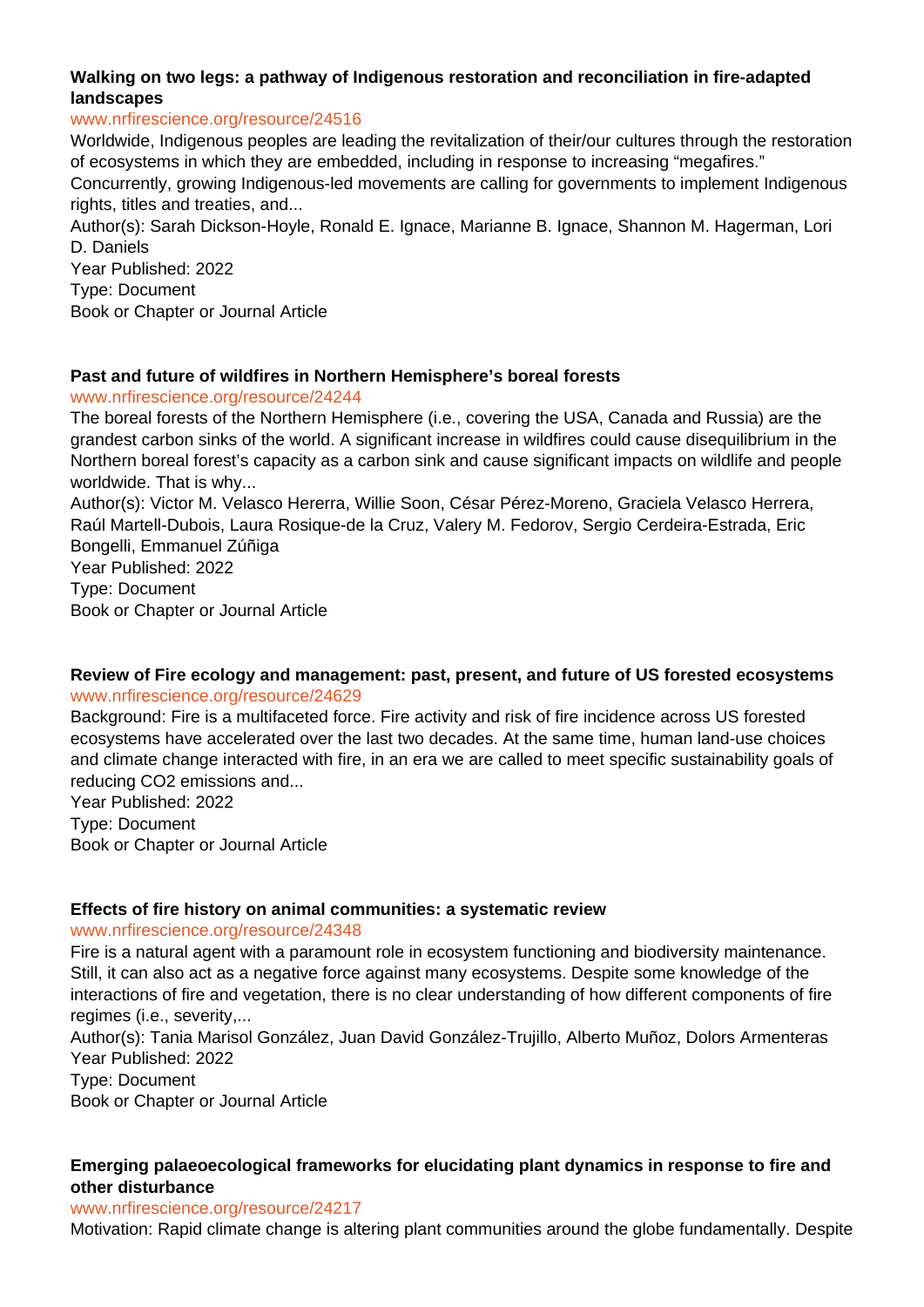**Walking on two legs: a pathway of Indigenous restoration and reconciliation in fire-adapted landscapes**

www.nrfirescience.org/resource/24516

Worldwide, Indigenous peoples are leading the revitalization of their/our cultures through the restoration of ecosystems in which they are embedded, including in response to increasing “megafires.” Concurrently, growing Indigenous-led movements are calling for governments to implement Indigenous rights, titles and treaties, and...

Author(s): Sarah Dickson-Hoyle, Ronald E. Ignace, Marianne B. Ignace, Shannon M. Hagerman, Lori D. Daniels

Year Published: 2022

Type: Document

Book or Chapter or Journal Article

**Past and future of wildfires in Northern Hemisphere’s boreal forests**

www.nrfirescience.org/resource/24244

The boreal forests of the Northern Hemisphere (i.e., covering the USA, Canada and Russia) are the grandest carbon sinks of the world. A significant increase in wildfires could cause disequilibrium in the Northern boreal forest’s capacity as a carbon sink and cause significant impacts on wildlife and people worldwide. That is why...

Author(s): Victor M. Velasco Hererra, Willie Soon, César Pérez-Moreno, Graciela Velasco Herrera, Raúl Martell-Dubois, Laura Rosique-de la Cruz, Valery M. Fedorov, Sergio Cerdeira-Estrada, Eric Bongelli, Emmanuel Zúñiga

Year Published: 2022

Type: Document

Book or Chapter or Journal Article

**Review of Fire ecology and management: past, present, and future of US forested ecosystems**

www.nrfirescience.org/resource/24629

Background: Fire is a multifaceted force. Fire activity and risk of fire incidence across US forested ecosystems have accelerated over the last two decades. At the same time, human land-use choices and climate change interacted with fire, in an era we are called to meet specific sustainability goals of reducing CO2 emissions and...

Year Published: 2022

Type: Document

Book or Chapter or Journal Article

**Effects of fire history on animal communities: a systematic review**

www.nrfirescience.org/resource/24348

Fire is a natural agent with a paramount role in ecosystem functioning and biodiversity maintenance. Still, it can also act as a negative force against many ecosystems. Despite some knowledge of the interactions of fire and vegetation, there is no clear understanding of how different components of fire regimes (i.e., severity,...

Author(s): Tania Marisol González, Juan David González-Trujillo, Alberto Muñoz, Dolors Armenteras

Year Published: 2022

Type: Document

Book or Chapter or Journal Article

**Emerging palaeoecological frameworks for elucidating plant dynamics in response to fire and other disturbance**

www.nrfirescience.org/resource/24217

Motivation: Rapid climate change is altering plant communities around the globe fundamentally. Despite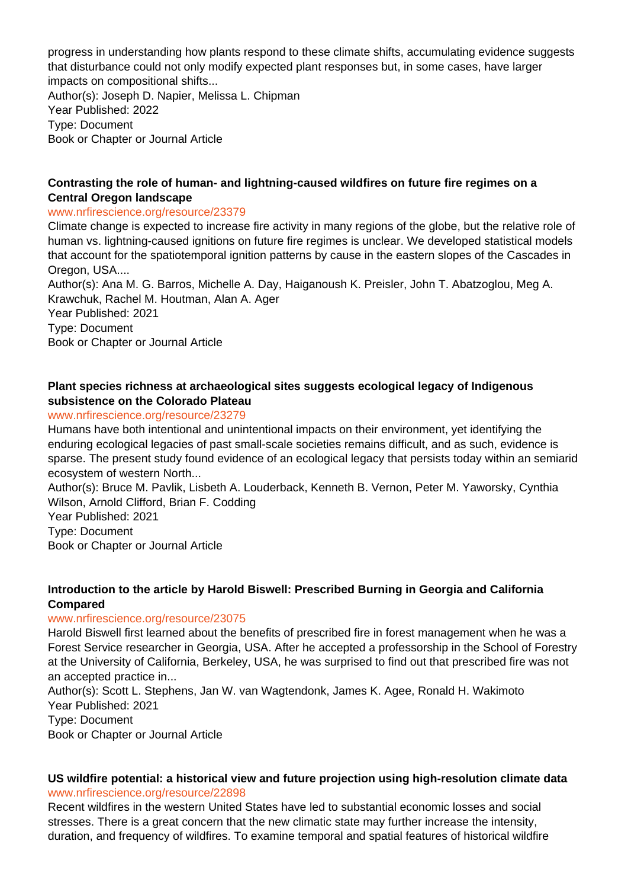progress in understanding how plants respond to these climate shifts, accumulating evidence suggests that disturbance could not only modify expected plant responses but, in some cases, have larger impacts on compositional shifts...
Author(s): Joseph D. Napier, Melissa L. Chipman
Year Published: 2022
Type: Document
Book or Chapter or Journal Article

**Contrasting the role of human- and lightning-caused wildfires on future fire regimes on a Central Oregon landscape**
www.nrfirescience.org/resource/23379
Climate change is expected to increase fire activity in many regions of the globe, but the relative role of human vs. lightning-caused ignitions on future fire regimes is unclear. We developed statistical models that account for the spatiotemporal ignition patterns by cause in the eastern slopes of the Cascades in Oregon, USA....
Author(s): Ana M. G. Barros, Michelle A. Day, Haiganoush K. Preisler, John T. Abatzoglou, Meg A. Krawchuk, Rachel M. Houtman, Alan A. Ager
Year Published: 2021
Type: Document
Book or Chapter or Journal Article

**Plant species richness at archaeological sites suggests ecological legacy of Indigenous subsistence on the Colorado Plateau**
www.nrfirescience.org/resource/23279
Humans have both intentional and unintentional impacts on their environment, yet identifying the enduring ecological legacies of past small-scale societies remains difficult, and as such, evidence is sparse. The present study found evidence of an ecological legacy that persists today within an semiarid ecosystem of western North...
Author(s): Bruce M. Pavlik, Lisbeth A. Louderback, Kenneth B. Vernon, Peter M. Yaworsky, Cynthia Wilson, Arnold Clifford, Brian F. Codding
Year Published: 2021
Type: Document
Book or Chapter or Journal Article

**Introduction to the article by Harold Biswell: Prescribed Burning in Georgia and California Compared**
www.nrfirescience.org/resource/23075
Harold Biswell first learned about the benefits of prescribed fire in forest management when he was a Forest Service researcher in Georgia, USA. After he accepted a professorship in the School of Forestry at the University of California, Berkeley, USA, he was surprised to find out that prescribed fire was not an accepted practice in...
Author(s): Scott L. Stephens, Jan W. van Wagtendonk, James K. Agee, Ronald H. Wakimoto
Year Published: 2021
Type: Document
Book or Chapter or Journal Article

**US wildfire potential: a historical view and future projection using high-resolution climate data**
www.nrfirescience.org/resource/22898
Recent wildfires in the western United States have led to substantial economic losses and social stresses. There is a great concern that the new climatic state may further increase the intensity, duration, and frequency of wildfires. To examine temporal and spatial features of historical wildfire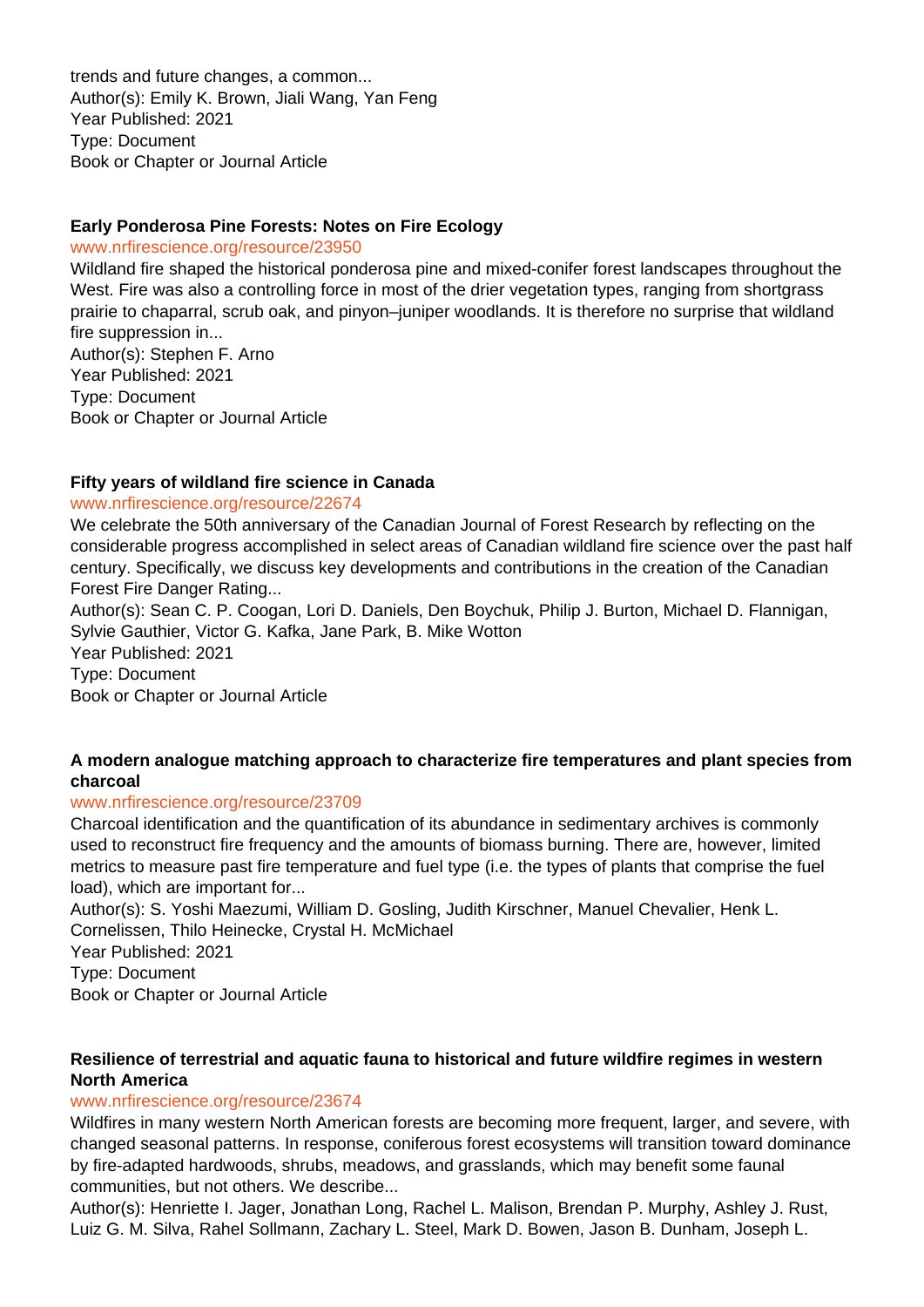trends and future changes, a common...
Author(s): Emily K. Brown, Jiali Wang, Yan Feng
Year Published: 2021
Type: Document
Book or Chapter or Journal Article

### Early Ponderosa Pine Forests: Notes on Fire Ecology

www.nrfirescience.org/resource/23950

Wildland fire shaped the historical ponderosa pine and mixed-conifer forest landscapes throughout the West. Fire was also a controlling force in most of the drier vegetation types, ranging from shortgrass prairie to chaparral, scrub oak, and pinyon–juniper woodlands. It is therefore no surprise that wildland fire suppression in...
Author(s): Stephen F. Arno
Year Published: 2021
Type: Document
Book or Chapter or Journal Article

### Fifty years of wildland fire science in Canada

www.nrfirescience.org/resource/22674

We celebrate the 50th anniversary of the Canadian Journal of Forest Research by reflecting on the considerable progress accomplished in select areas of Canadian wildland fire science over the past half century. Specifically, we discuss key developments and contributions in the creation of the Canadian Forest Fire Danger Rating...
Author(s): Sean C. P. Coogan, Lori D. Daniels, Den Boychuk, Philip J. Burton, Michael D. Flannigan, Sylvie Gauthier, Victor G. Kafka, Jane Park, B. Mike Wotton
Year Published: 2021
Type: Document
Book or Chapter or Journal Article

### A modern analogue matching approach to characterize fire temperatures and plant species from charcoal

www.nrfirescience.org/resource/23709

Charcoal identification and the quantification of its abundance in sedimentary archives is commonly used to reconstruct fire frequency and the amounts of biomass burning. There are, however, limited metrics to measure past fire temperature and fuel type (i.e. the types of plants that comprise the fuel load), which are important for...
Author(s): S. Yoshi Maezumi, William D. Gosling, Judith Kirschner, Manuel Chevalier, Henk L. Cornelissen, Thilo Heinecke, Crystal H. McMichael
Year Published: 2021
Type: Document
Book or Chapter or Journal Article

### Resilience of terrestrial and aquatic fauna to historical and future wildfire regimes in western North America

www.nrfirescience.org/resource/23674

Wildfires in many western North American forests are becoming more frequent, larger, and severe, with changed seasonal patterns. In response, coniferous forest ecosystems will transition toward dominance by fire-adapted hardwoods, shrubs, meadows, and grasslands, which may benefit some faunal communities, but not others. We describe...
Author(s): Henriette I. Jager, Jonathan Long, Rachel L. Malison, Brendan P. Murphy, Ashley J. Rust, Luiz G. M. Silva, Rahel Sollmann, Zachary L. Steel, Mark D. Bowen, Jason B. Dunham, Joseph L.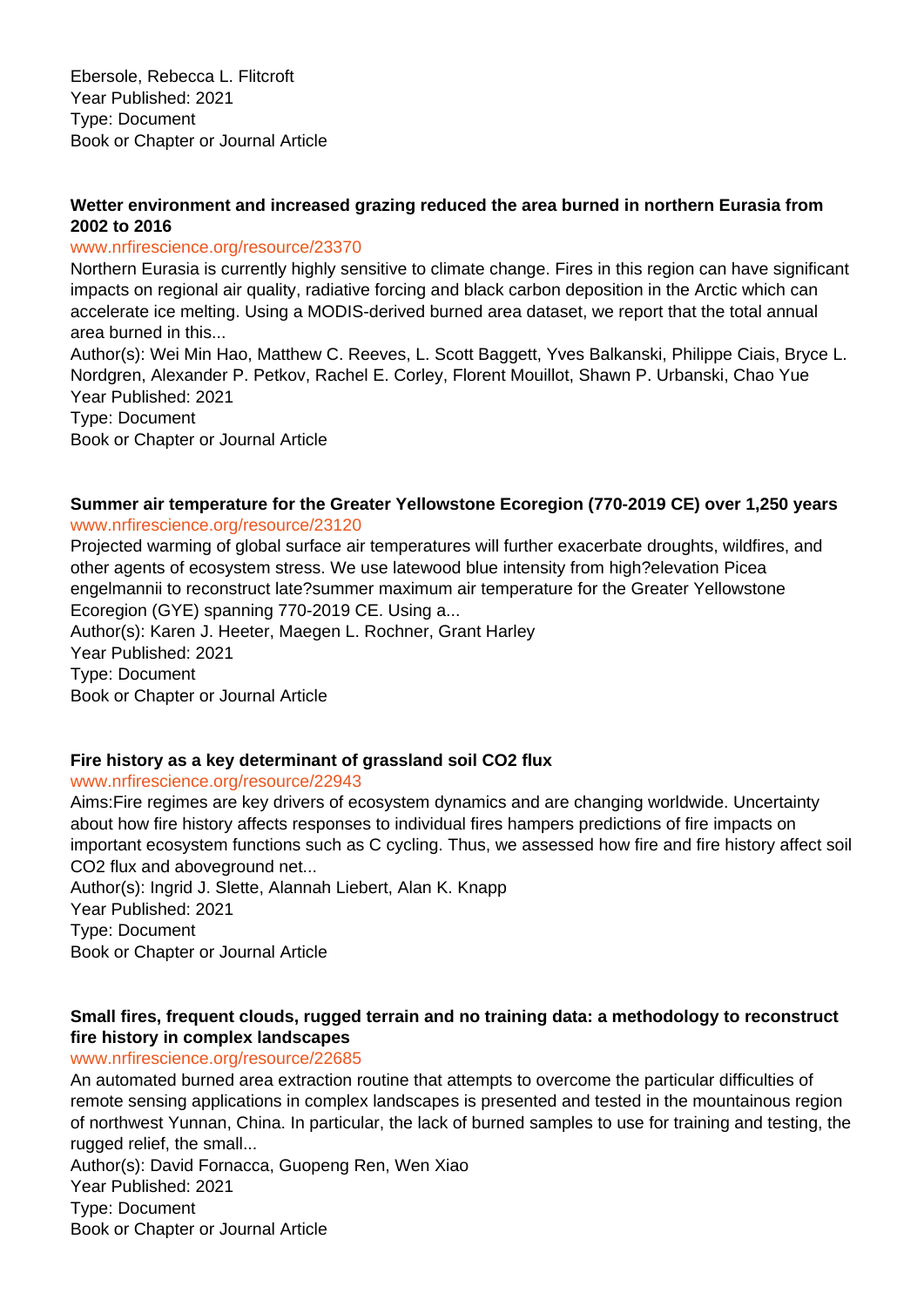Ebersole, Rebecca L. Flitcroft
Year Published: 2021
Type: Document
Book or Chapter or Journal Article

**Wetter environment and increased grazing reduced the area burned in northern Eurasia from 2002 to 2016**

www.nrfirescience.org/resource/23370

Northern Eurasia is currently highly sensitive to climate change. Fires in this region can have significant impacts on regional air quality, radiative forcing and black carbon deposition in the Arctic which can accelerate ice melting. Using a MODIS-derived burned area dataset, we report that the total annual area burned in this...
Author(s): Wei Min Hao, Matthew C. Reeves, L. Scott Baggett, Yves Balkanski, Philippe Ciais, Bryce L. Nordgren, Alexander P. Petkov, Rachel E. Corley, Florent Mouillot, Shawn P. Urbanski, Chao Yue
Year Published: 2021
Type: Document
Book or Chapter or Journal Article

**Summer air temperature for the Greater Yellowstone Ecoregion (770-2019 CE) over 1,250 years**

www.nrfirescience.org/resource/23120

Projected warming of global surface air temperatures will further exacerbate droughts, wildfires, and other agents of ecosystem stress. We use latewood blue intensity from high?elevation Picea engelmannii to reconstruct late?summer maximum air temperature for the Greater Yellowstone Ecoregion (GYE) spanning 770-2019 CE. Using a...
Author(s): Karen J. Heeter, Maegen L. Rochner, Grant Harley
Year Published: 2021
Type: Document
Book or Chapter or Journal Article

**Fire history as a key determinant of grassland soil CO2 flux**

www.nrfirescience.org/resource/22943

Aims:Fire regimes are key drivers of ecosystem dynamics and are changing worldwide. Uncertainty about how fire history affects responses to individual fires hampers predictions of fire impacts on important ecosystem functions such as C cycling. Thus, we assessed how fire and fire history affect soil CO2 flux and aboveground net...
Author(s): Ingrid J. Slette, Alannah Liebert, Alan K. Knapp
Year Published: 2021
Type: Document
Book or Chapter or Journal Article

**Small fires, frequent clouds, rugged terrain and no training data: a methodology to reconstruct fire history in complex landscapes**

www.nrfirescience.org/resource/22685

An automated burned area extraction routine that attempts to overcome the particular difficulties of remote sensing applications in complex landscapes is presented and tested in the mountainous region of northwest Yunnan, China. In particular, the lack of burned samples to use for training and testing, the rugged relief, the small...
Author(s): David Fornacca, Guopeng Ren, Wen Xiao
Year Published: 2021
Type: Document
Book or Chapter or Journal Article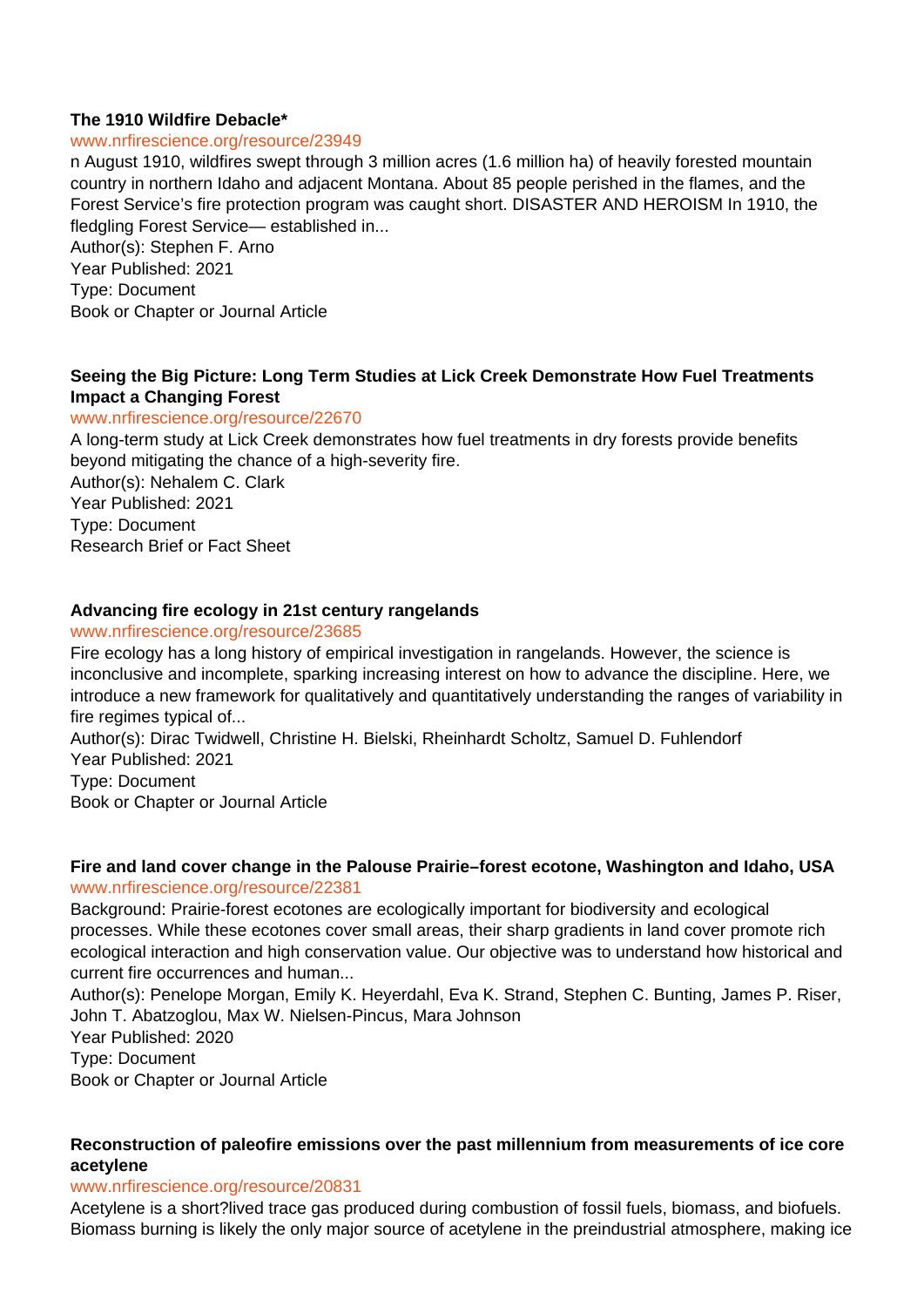**The 1910 Wildfire Debacle***

www.nrfirescience.org/resource/23949

n August 1910, wildfires swept through 3 million acres (1.6 million ha) of heavily forested mountain country in northern Idaho and adjacent Montana. About 85 people perished in the flames, and the Forest Service's fire protection program was caught short. DISASTER AND HEROISM In 1910, the fledgling Forest Service— established in...

Author(s): Stephen F. Arno
Year Published: 2021
Type: Document
Book or Chapter or Journal Article

**Seeing the Big Picture: Long Term Studies at Lick Creek Demonstrate How Fuel Treatments Impact a Changing Forest**

www.nrfirescience.org/resource/22670

A long-term study at Lick Creek demonstrates how fuel treatments in dry forests provide benefits beyond mitigating the chance of a high-severity fire.

Author(s): Nehalem C. Clark
Year Published: 2021
Type: Document
Research Brief or Fact Sheet

**Advancing fire ecology in 21st century rangelands**

www.nrfirescience.org/resource/23685

Fire ecology has a long history of empirical investigation in rangelands. However, the science is inconclusive and incomplete, sparking increasing interest on how to advance the discipline. Here, we introduce a new framework for qualitatively and quantitatively understanding the ranges of variability in fire regimes typical of...

Author(s): Dirac Twidwell, Christine H. Bielski, Rheinhardt Scholtz, Samuel D. Fuhlendorf
Year Published: 2021
Type: Document
Book or Chapter or Journal Article

**Fire and land cover change in the Palouse Prairie–forest ecotone, Washington and Idaho, USA**

www.nrfirescience.org/resource/22381

Background: Prairie-forest ecotones are ecologically important for biodiversity and ecological processes. While these ecotones cover small areas, their sharp gradients in land cover promote rich ecological interaction and high conservation value. Our objective was to understand how historical and current fire occurrences and human...

Author(s): Penelope Morgan, Emily K. Heyerdahl, Eva K. Strand, Stephen C. Bunting, James P. Riser, John T. Abatzoglou, Max W. Nielsen-Pincus, Mara Johnson
Year Published: 2020
Type: Document
Book or Chapter or Journal Article

**Reconstruction of paleofire emissions over the past millennium from measurements of ice core acetylene**

www.nrfirescience.org/resource/20831

Acetylene is a short?lived trace gas produced during combustion of fossil fuels, biomass, and biofuels. Biomass burning is likely the only major source of acetylene in the preindustrial atmosphere, making ice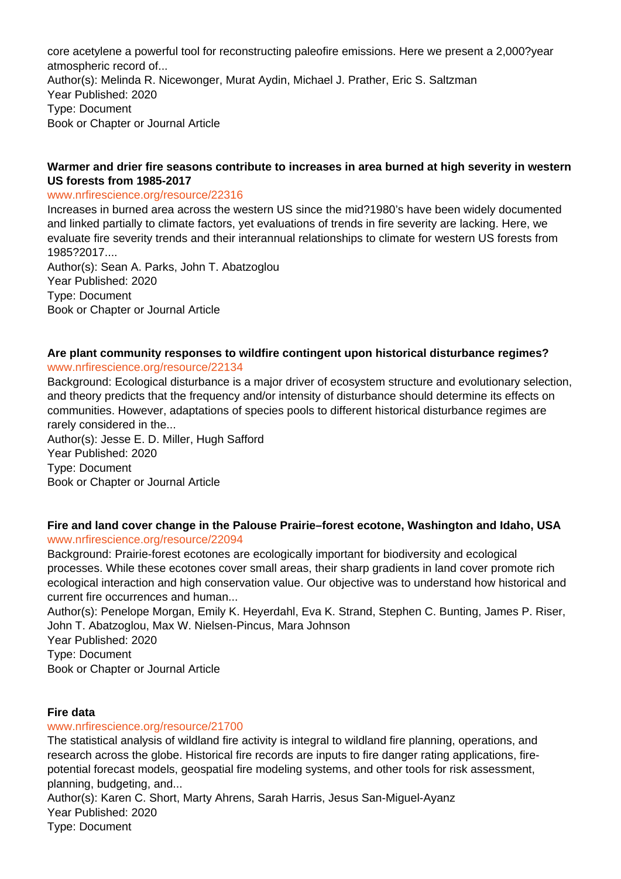core acetylene a powerful tool for reconstructing paleofire emissions. Here we present a 2,000?year atmospheric record of...
Author(s): Melinda R. Nicewonger, Murat Aydin, Michael J. Prather, Eric S. Saltzman
Year Published: 2020
Type: Document
Book or Chapter or Journal Article

**Warmer and drier fire seasons contribute to increases in area burned at high severity in western US forests from 1985-2017**
www.nrfirescience.org/resource/22316
Increases in burned area across the western US since the mid?1980's have been widely documented and linked partially to climate factors, yet evaluations of trends in fire severity are lacking. Here, we evaluate fire severity trends and their interannual relationships to climate for western US forests from 1985?2017....
Author(s): Sean A. Parks, John T. Abatzoglou
Year Published: 2020
Type: Document
Book or Chapter or Journal Article

**Are plant community responses to wildfire contingent upon historical disturbance regimes?**
www.nrfirescience.org/resource/22134
Background: Ecological disturbance is a major driver of ecosystem structure and evolutionary selection, and theory predicts that the frequency and/or intensity of disturbance should determine its effects on communities. However, adaptations of species pools to different historical disturbance regimes are rarely considered in the...
Author(s): Jesse E. D. Miller, Hugh Safford
Year Published: 2020
Type: Document
Book or Chapter or Journal Article

**Fire and land cover change in the Palouse Prairie–forest ecotone, Washington and Idaho, USA**
www.nrfirescience.org/resource/22094
Background: Prairie-forest ecotones are ecologically important for biodiversity and ecological processes. While these ecotones cover small areas, their sharp gradients in land cover promote rich ecological interaction and high conservation value. Our objective was to understand how historical and current fire occurrences and human...
Author(s): Penelope Morgan, Emily K. Heyerdahl, Eva K. Strand, Stephen C. Bunting, James P. Riser, John T. Abatzoglou, Max W. Nielsen-Pincus, Mara Johnson
Year Published: 2020
Type: Document
Book or Chapter or Journal Article

**Fire data**
www.nrfirescience.org/resource/21700
The statistical analysis of wildland fire activity is integral to wildland fire planning, operations, and research across the globe. Historical fire records are inputs to fire danger rating applications, fire-potential forecast models, geospatial fire modeling systems, and other tools for risk assessment, planning, budgeting, and...
Author(s): Karen C. Short, Marty Ahrens, Sarah Harris, Jesus San-Miguel-Ayanz
Year Published: 2020
Type: Document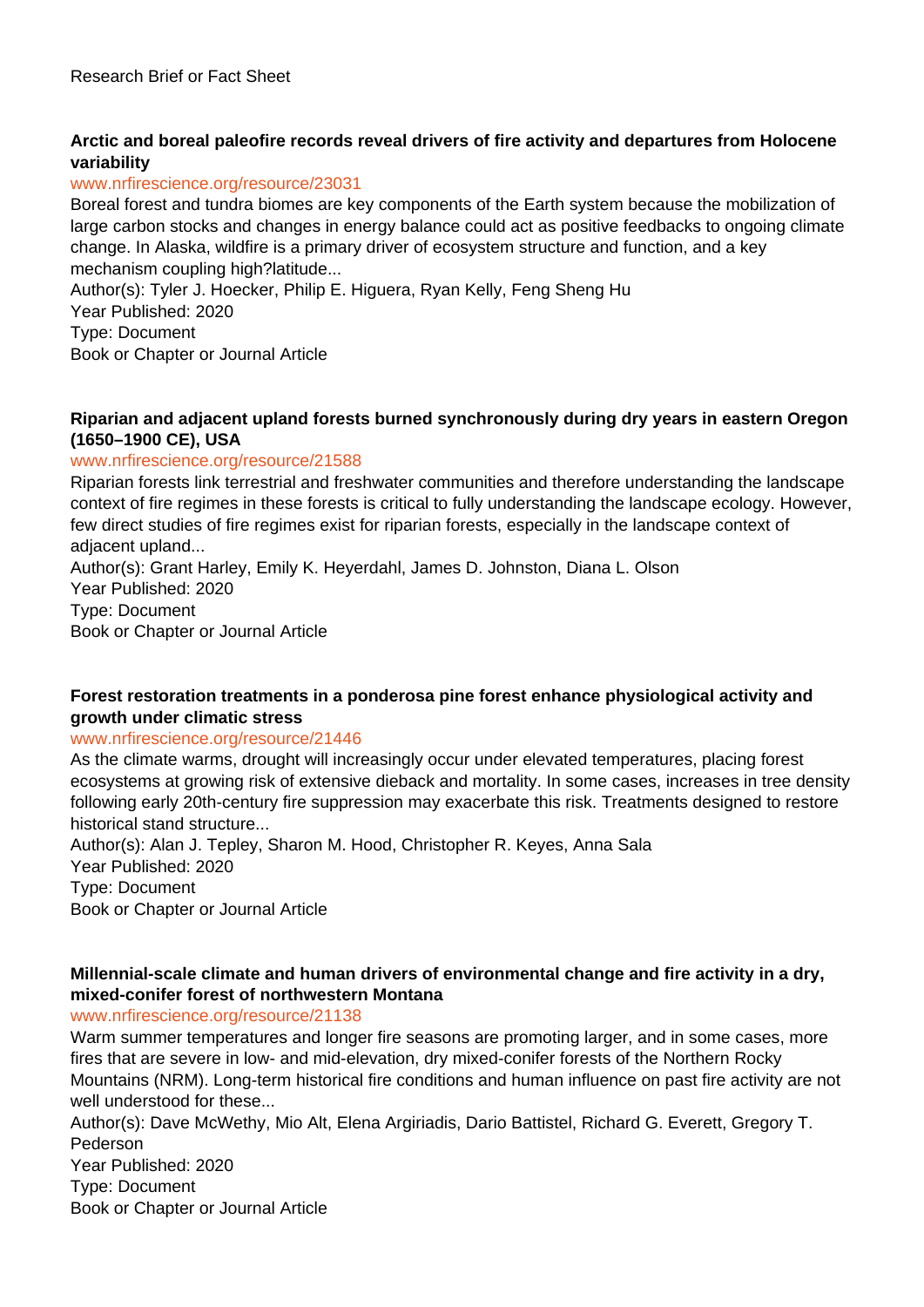Research Brief or Fact Sheet

**Arctic and boreal paleofire records reveal drivers of fire activity and departures from Holocene variability**

www.nrfirescience.org/resource/23031

Boreal forest and tundra biomes are key components of the Earth system because the mobilization of large carbon stocks and changes in energy balance could act as positive feedbacks to ongoing climate change. In Alaska, wildfire is a primary driver of ecosystem structure and function, and a key mechanism coupling high?latitude...

Author(s): Tyler J. Hoecker, Philip E. Higuera, Ryan Kelly, Feng Sheng Hu

Year Published: 2020

Type: Document

Book or Chapter or Journal Article

**Riparian and adjacent upland forests burned synchronously during dry years in eastern Oregon (1650–1900 CE), USA**

www.nrfirescience.org/resource/21588

Riparian forests link terrestrial and freshwater communities and therefore understanding the landscape context of fire regimes in these forests is critical to fully understanding the landscape ecology. However, few direct studies of fire regimes exist for riparian forests, especially in the landscape context of adjacent upland...

Author(s): Grant Harley, Emily K. Heyerdahl, James D. Johnston, Diana L. Olson

Year Published: 2020

Type: Document

Book or Chapter or Journal Article

**Forest restoration treatments in a ponderosa pine forest enhance physiological activity and growth under climatic stress**

www.nrfirescience.org/resource/21446

As the climate warms, drought will increasingly occur under elevated temperatures, placing forest ecosystems at growing risk of extensive dieback and mortality. In some cases, increases in tree density following early 20th-century fire suppression may exacerbate this risk. Treatments designed to restore historical stand structure...

Author(s): Alan J. Tepley, Sharon M. Hood, Christopher R. Keyes, Anna Sala

Year Published: 2020

Type: Document

Book or Chapter or Journal Article

**Millennial-scale climate and human drivers of environmental change and fire activity in a dry, mixed-conifer forest of northwestern Montana**

www.nrfirescience.org/resource/21138

Warm summer temperatures and longer fire seasons are promoting larger, and in some cases, more fires that are severe in low- and mid-elevation, dry mixed-conifer forests of the Northern Rocky Mountains (NRM). Long-term historical fire conditions and human influence on past fire activity are not well understood for these...

Author(s): Dave McWethy, Mio Alt, Elena Argiriadis, Dario Battistel, Richard G. Everett, Gregory T. Pederson

Year Published: 2020

Type: Document

Book or Chapter or Journal Article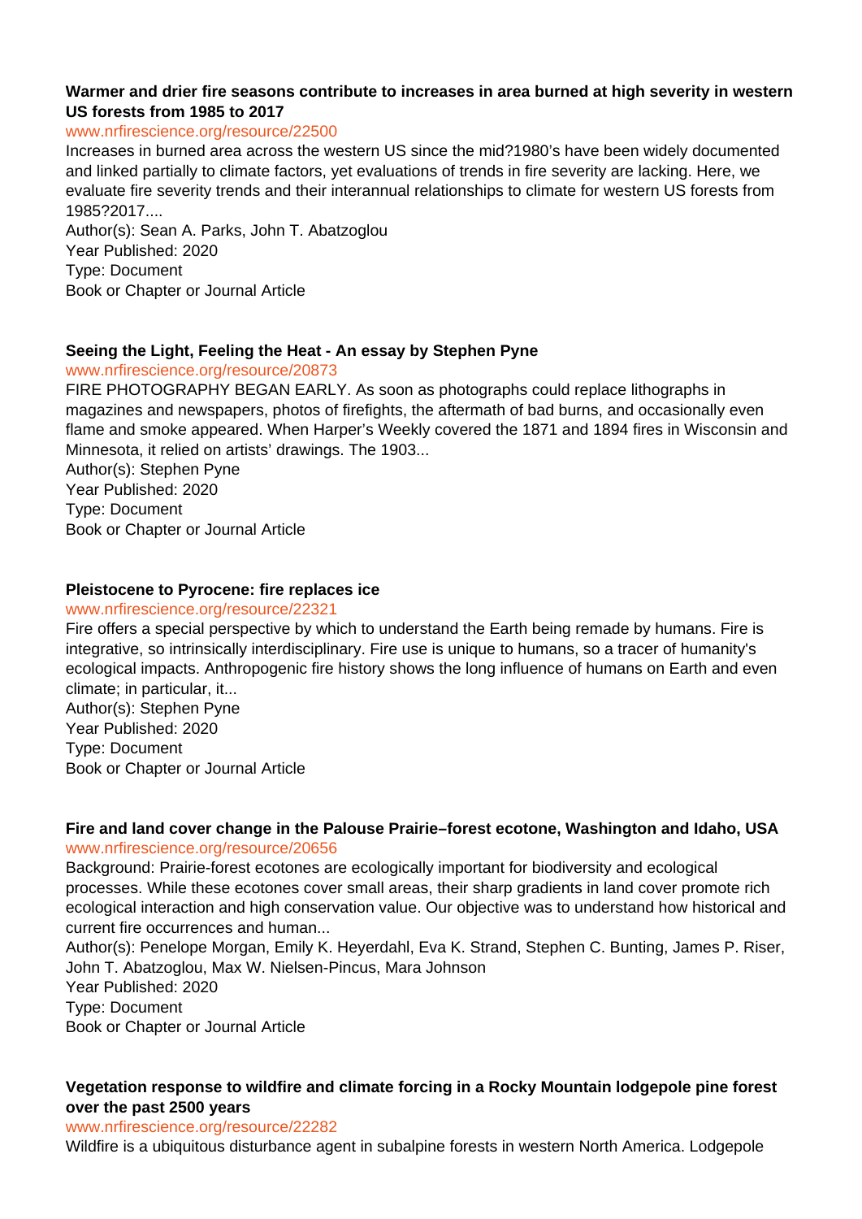**Warmer and drier fire seasons contribute to increases in area burned at high severity in western US forests from 1985 to 2017**

www.nrfirescience.org/resource/22500

Increases in burned area across the western US since the mid?1980's have been widely documented and linked partially to climate factors, yet evaluations of trends in fire severity are lacking. Here, we evaluate fire severity trends and their interannual relationships to climate for western US forests from 1985?2017....

Author(s): Sean A. Parks, John T. Abatzoglou

Year Published: 2020

Type: Document

Book or Chapter or Journal Article

**Seeing the Light, Feeling the Heat - An essay by Stephen Pyne**

www.nrfirescience.org/resource/20873

FIRE PHOTOGRAPHY BEGAN EARLY. As soon as photographs could replace lithographs in magazines and newspapers, photos of firefights, the aftermath of bad burns, and occasionally even flame and smoke appeared. When Harper's Weekly covered the 1871 and 1894 fires in Wisconsin and Minnesota, it relied on artists' drawings. The 1903...

Author(s): Stephen Pyne

Year Published: 2020

Type: Document

Book or Chapter or Journal Article

**Pleistocene to Pyrocene: fire replaces ice**

www.nrfirescience.org/resource/22321

Fire offers a special perspective by which to understand the Earth being remade by humans. Fire is integrative, so intrinsically interdisciplinary. Fire use is unique to humans, so a tracer of humanity's ecological impacts. Anthropogenic fire history shows the long influence of humans on Earth and even climate; in particular, it...

Author(s): Stephen Pyne

Year Published: 2020

Type: Document

Book or Chapter or Journal Article

**Fire and land cover change in the Palouse Prairie–forest ecotone, Washington and Idaho, USA**

www.nrfirescience.org/resource/20656

Background: Prairie-forest ecotones are ecologically important for biodiversity and ecological processes. While these ecotones cover small areas, their sharp gradients in land cover promote rich ecological interaction and high conservation value. Our objective was to understand how historical and current fire occurrences and human...

Author(s): Penelope Morgan, Emily K. Heyerdahl, Eva K. Strand, Stephen C. Bunting, James P. Riser, John T. Abatzoglou, Max W. Nielsen-Pincus, Mara Johnson

Year Published: 2020

Type: Document

Book or Chapter or Journal Article

**Vegetation response to wildfire and climate forcing in a Rocky Mountain lodgepole pine forest over the past 2500 years**

www.nrfirescience.org/resource/22282

Wildfire is a ubiquitous disturbance agent in subalpine forests in western North America. Lodgepole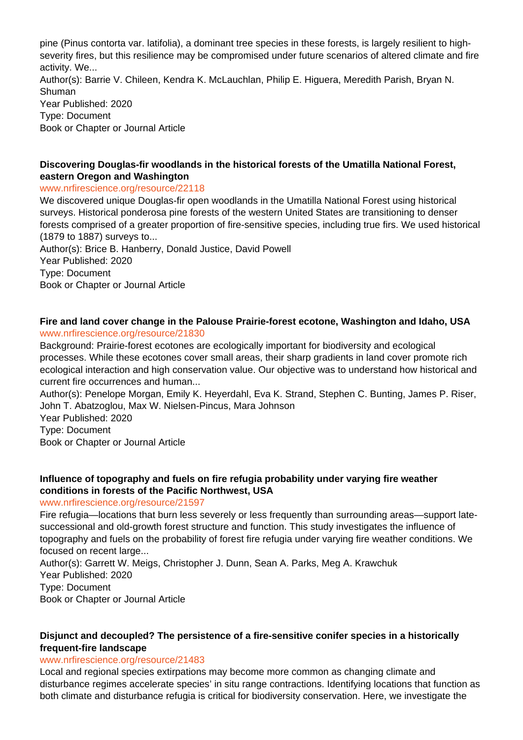pine (Pinus contorta var. latifolia), a dominant tree species in these forests, is largely resilient to high-severity fires, but this resilience may be compromised under future scenarios of altered climate and fire activity. We...
Author(s): Barrie V. Chileen, Kendra K. McLauchlan, Philip E. Higuera, Meredith Parish, Bryan N. Shuman
Year Published: 2020
Type: Document
Book or Chapter or Journal Article

**Discovering Douglas-fir woodlands in the historical forests of the Umatilla National Forest, eastern Oregon and Washington**
www.nrfirescience.org/resource/22118
We discovered unique Douglas-fir open woodlands in the Umatilla National Forest using historical surveys. Historical ponderosa pine forests of the western United States are transitioning to denser forests comprised of a greater proportion of fire-sensitive species, including true firs. We used historical (1879 to 1887) surveys to...
Author(s): Brice B. Hanberry, Donald Justice, David Powell
Year Published: 2020
Type: Document
Book or Chapter or Journal Article

**Fire and land cover change in the Palouse Prairie-forest ecotone, Washington and Idaho, USA**
www.nrfirescience.org/resource/21830
Background: Prairie-forest ecotones are ecologically important for biodiversity and ecological processes. While these ecotones cover small areas, their sharp gradients in land cover promote rich ecological interaction and high conservation value. Our objective was to understand how historical and current fire occurrences and human...
Author(s): Penelope Morgan, Emily K. Heyerdahl, Eva K. Strand, Stephen C. Bunting, James P. Riser, John T. Abatzoglou, Max W. Nielsen-Pincus, Mara Johnson
Year Published: 2020
Type: Document
Book or Chapter or Journal Article

**Influence of topography and fuels on fire refugia probability under varying fire weather conditions in forests of the Pacific Northwest, USA**
www.nrfirescience.org/resource/21597
Fire refugia—locations that burn less severely or less frequently than surrounding areas—support late-successional and old-growth forest structure and function. This study investigates the influence of topography and fuels on the probability of forest fire refugia under varying fire weather conditions. We focused on recent large...
Author(s): Garrett W. Meigs, Christopher J. Dunn, Sean A. Parks, Meg A. Krawchuk
Year Published: 2020
Type: Document
Book or Chapter or Journal Article

**Disjunct and decoupled? The persistence of a fire-sensitive conifer species in a historically frequent-fire landscape**
www.nrfirescience.org/resource/21483
Local and regional species extirpations may become more common as changing climate and disturbance regimes accelerate species' in situ range contractions. Identifying locations that function as both climate and disturbance refugia is critical for biodiversity conservation. Here, we investigate the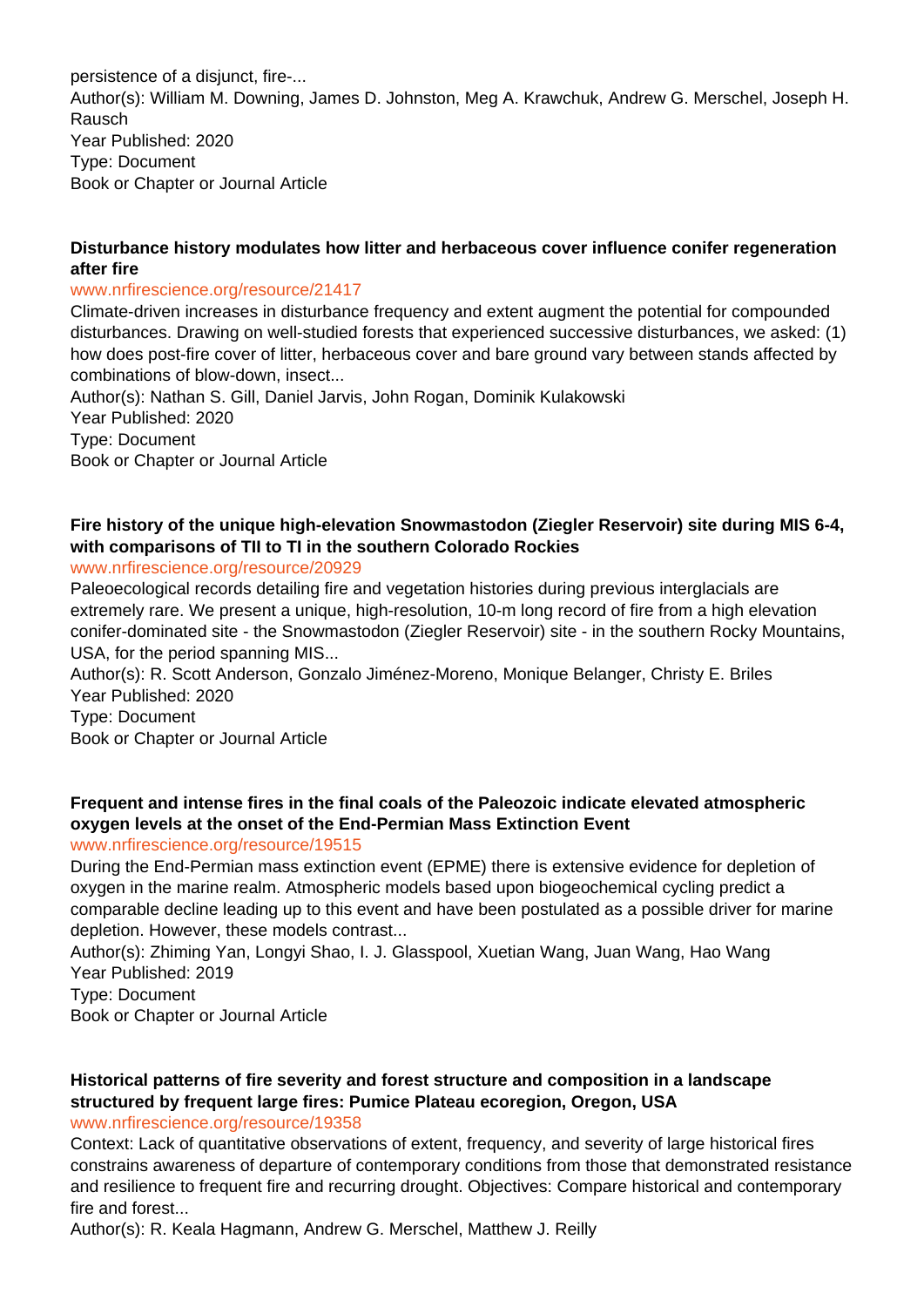persistence of a disjunct, fire-...
Author(s): William M. Downing, James D. Johnston, Meg A. Krawchuk, Andrew G. Merschel, Joseph H. Rausch
Year Published: 2020
Type: Document
Book or Chapter or Journal Article

**Disturbance history modulates how litter and herbaceous cover influence conifer regeneration after fire**
www.nrfirescience.org/resource/21417
Climate-driven increases in disturbance frequency and extent augment the potential for compounded disturbances. Drawing on well-studied forests that experienced successive disturbances, we asked: (1) how does post-fire cover of litter, herbaceous cover and bare ground vary between stands affected by combinations of blow-down, insect...
Author(s): Nathan S. Gill, Daniel Jarvis, John Rogan, Dominik Kulakowski
Year Published: 2020
Type: Document
Book or Chapter or Journal Article

**Fire history of the unique high-elevation Snowmastodon (Ziegler Reservoir) site during MIS 6-4, with comparisons of TII to TI in the southern Colorado Rockies**
www.nrfirescience.org/resource/20929
Paleoecological records detailing fire and vegetation histories during previous interglacials are extremely rare. We present a unique, high-resolution, 10-m long record of fire from a high elevation conifer-dominated site - the Snowmastodon (Ziegler Reservoir) site - in the southern Rocky Mountains, USA, for the period spanning MIS...
Author(s): R. Scott Anderson, Gonzalo Jiménez-Moreno, Monique Belanger, Christy E. Briles
Year Published: 2020
Type: Document
Book or Chapter or Journal Article

**Frequent and intense fires in the final coals of the Paleozoic indicate elevated atmospheric oxygen levels at the onset of the End-Permian Mass Extinction Event**
www.nrfirescience.org/resource/19515
During the End-Permian mass extinction event (EPME) there is extensive evidence for depletion of oxygen in the marine realm. Atmospheric models based upon biogeochemical cycling predict a comparable decline leading up to this event and have been postulated as a possible driver for marine depletion. However, these models contrast...
Author(s): Zhiming Yan, Longyi Shao, I. J. Glasspool, Xuetian Wang, Juan Wang, Hao Wang
Year Published: 2019
Type: Document
Book or Chapter or Journal Article

**Historical patterns of fire severity and forest structure and composition in a landscape structured by frequent large fires: Pumice Plateau ecoregion, Oregon, USA**
www.nrfirescience.org/resource/19358
Context: Lack of quantitative observations of extent, frequency, and severity of large historical fires constrains awareness of departure of contemporary conditions from those that demonstrated resistance and resilience to frequent fire and recurring drought. Objectives: Compare historical and contemporary fire and forest...
Author(s): R. Keala Hagmann, Andrew G. Merschel, Matthew J. Reilly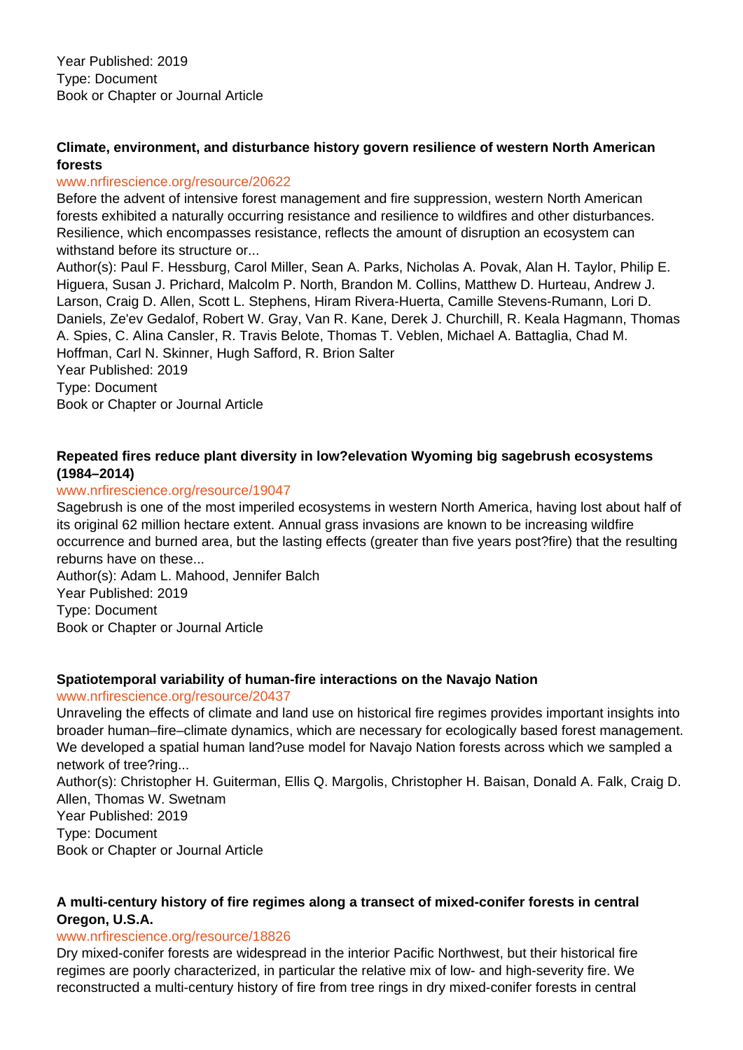Year Published: 2019
Type: Document
Book or Chapter or Journal Article

**Climate, environment, and disturbance history govern resilience of western North American forests**

www.nrfirescience.org/resource/20622

Before the advent of intensive forest management and fire suppression, western North American forests exhibited a naturally occurring resistance and resilience to wildfires and other disturbances. Resilience, which encompasses resistance, reflects the amount of disruption an ecosystem can withstand before its structure or...

Author(s): Paul F. Hessburg, Carol Miller, Sean A. Parks, Nicholas A. Povak, Alan H. Taylor, Philip E. Higuera, Susan J. Prichard, Malcolm P. North, Brandon M. Collins, Matthew D. Hurteau, Andrew J. Larson, Craig D. Allen, Scott L. Stephens, Hiram Rivera-Huerta, Camille Stevens-Rumann, Lori D. Daniels, Ze'ev Gedalof, Robert W. Gray, Van R. Kane, Derek J. Churchill, R. Keala Hagmann, Thomas A. Spies, C. Alina Cansler, R. Travis Belote, Thomas T. Veblen, Michael A. Battaglia, Chad M. Hoffman, Carl N. Skinner, Hugh Safford, R. Brion Salter

Year Published: 2019
Type: Document
Book or Chapter or Journal Article

**Repeated fires reduce plant diversity in low?elevation Wyoming big sagebrush ecosystems (1984–2014)**

www.nrfirescience.org/resource/19047

Sagebrush is one of the most imperiled ecosystems in western North America, having lost about half of its original 62 million hectare extent. Annual grass invasions are known to be increasing wildfire occurrence and burned area, but the lasting effects (greater than five years post?fire) that the resulting reburns have on these...

Author(s): Adam L. Mahood, Jennifer Balch
Year Published: 2019
Type: Document
Book or Chapter or Journal Article

**Spatiotemporal variability of human-fire interactions on the Navajo Nation**

www.nrfirescience.org/resource/20437

Unraveling the effects of climate and land use on historical fire regimes provides important insights into broader human–fire–climate dynamics, which are necessary for ecologically based forest management. We developed a spatial human land?use model for Navajo Nation forests across which we sampled a network of tree?ring...

Author(s): Christopher H. Guiterman, Ellis Q. Margolis, Christopher H. Baisan, Donald A. Falk, Craig D. Allen, Thomas W. Swetnam
Year Published: 2019
Type: Document
Book or Chapter or Journal Article

**A multi-century history of fire regimes along a transect of mixed-conifer forests in central Oregon, U.S.A.**

www.nrfirescience.org/resource/18826

Dry mixed-conifer forests are widespread in the interior Pacific Northwest, but their historical fire regimes are poorly characterized, in particular the relative mix of low- and high-severity fire. We reconstructed a multi-century history of fire from tree rings in dry mixed-conifer forests in central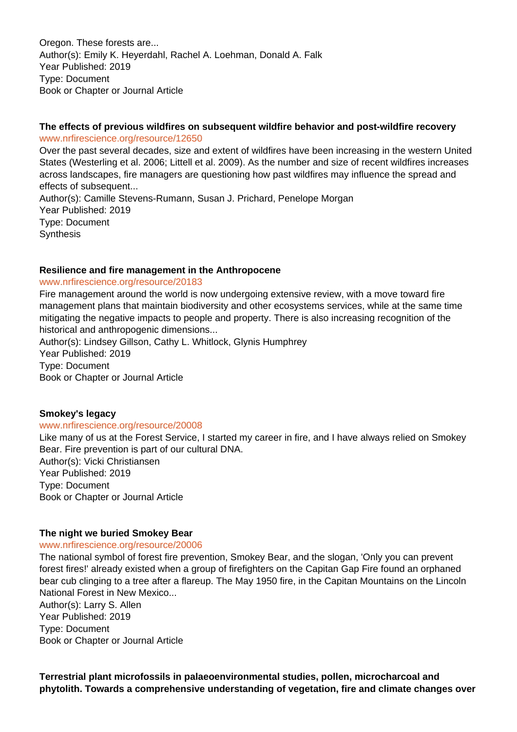Oregon. These forests are...
Author(s): Emily K. Heyerdahl, Rachel A. Loehman, Donald A. Falk
Year Published: 2019
Type: Document
Book or Chapter or Journal Article

**The effects of previous wildfires on subsequent wildfire behavior and post-wildfire recovery**
www.nrfirescience.org/resource/12650
Over the past several decades, size and extent of wildfires have been increasing in the western United States (Westerling et al. 2006; Littell et al. 2009). As the number and size of recent wildfires increases across landscapes, fire managers are questioning how past wildfires may influence the spread and effects of subsequent...
Author(s): Camille Stevens-Rumann, Susan J. Prichard, Penelope Morgan
Year Published: 2019
Type: Document
Synthesis

**Resilience and fire management in the Anthropocene**
www.nrfirescience.org/resource/20183
Fire management around the world is now undergoing extensive review, with a move toward fire management plans that maintain biodiversity and other ecosystems services, while at the same time mitigating the negative impacts to people and property. There is also increasing recognition of the historical and anthropogenic dimensions...
Author(s): Lindsey Gillson, Cathy L. Whitlock, Glynis Humphrey
Year Published: 2019
Type: Document
Book or Chapter or Journal Article

**Smokey's legacy**
www.nrfirescience.org/resource/20008
Like many of us at the Forest Service, I started my career in fire, and I have always relied on Smokey Bear. Fire prevention is part of our cultural DNA.
Author(s): Vicki Christiansen
Year Published: 2019
Type: Document
Book or Chapter or Journal Article

**The night we buried Smokey Bear**
www.nrfirescience.org/resource/20006
The national symbol of forest fire prevention, Smokey Bear, and the slogan, 'Only you can prevent forest fires!' already existed when a group of firefighters on the Capitan Gap Fire found an orphaned bear cub clinging to a tree after a flareup. The May 1950 fire, in the Capitan Mountains on the Lincoln National Forest in New Mexico...
Author(s): Larry S. Allen
Year Published: 2019
Type: Document
Book or Chapter or Journal Article

**Terrestrial plant microfossils in palaeoenvironmental studies, pollen, microcharcoal and phytolith. Towards a comprehensive understanding of vegetation, fire and climate changes over**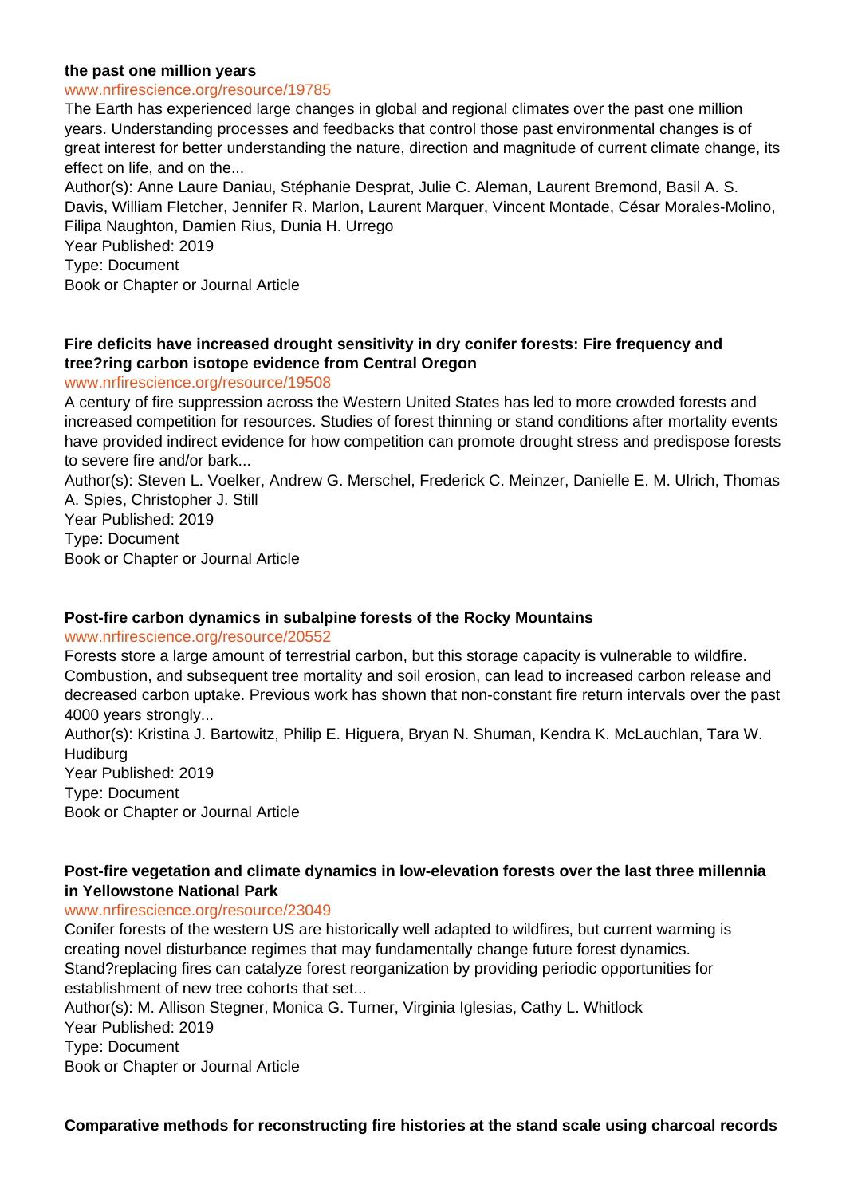**the past one million years**

www.nrfirescience.org/resource/19785

The Earth has experienced large changes in global and regional climates over the past one million years. Understanding processes and feedbacks that control those past environmental changes is of great interest for better understanding the nature, direction and magnitude of current climate change, its effect on life, and on the...

Author(s): Anne Laure Daniau, Stéphanie Desprat, Julie C. Aleman, Laurent Bremond, Basil A. S. Davis, William Fletcher, Jennifer R. Marlon, Laurent Marquer, Vincent Montade, César Morales-Molino, Filipa Naughton, Damien Rius, Dunia H. Urrego

Year Published: 2019

Type: Document

Book or Chapter or Journal Article

**Fire deficits have increased drought sensitivity in dry conifer forests: Fire frequency and tree?ring carbon isotope evidence from Central Oregon**

www.nrfirescience.org/resource/19508

A century of fire suppression across the Western United States has led to more crowded forests and increased competition for resources. Studies of forest thinning or stand conditions after mortality events have provided indirect evidence for how competition can promote drought stress and predispose forests to severe fire and/or bark...

Author(s): Steven L. Voelker, Andrew G. Merschel, Frederick C. Meinzer, Danielle E. M. Ulrich, Thomas A. Spies, Christopher J. Still

Year Published: 2019

Type: Document

Book or Chapter or Journal Article

**Post-fire carbon dynamics in subalpine forests of the Rocky Mountains**

www.nrfirescience.org/resource/20552

Forests store a large amount of terrestrial carbon, but this storage capacity is vulnerable to wildfire. Combustion, and subsequent tree mortality and soil erosion, can lead to increased carbon release and decreased carbon uptake. Previous work has shown that non-constant fire return intervals over the past 4000 years strongly...

Author(s): Kristina J. Bartowitz, Philip E. Higuera, Bryan N. Shuman, Kendra K. McLauchlan, Tara W. Hudiburg

Year Published: 2019

Type: Document

Book or Chapter or Journal Article

**Post-fire vegetation and climate dynamics in low-elevation forests over the last three millennia in Yellowstone National Park**

www.nrfirescience.org/resource/23049

Conifer forests of the western US are historically well adapted to wildfires, but current warming is creating novel disturbance regimes that may fundamentally change future forest dynamics. Stand?replacing fires can catalyze forest reorganization by providing periodic opportunities for establishment of new tree cohorts that set...

Author(s): M. Allison Stegner, Monica G. Turner, Virginia Iglesias, Cathy L. Whitlock

Year Published: 2019

Type: Document

Book or Chapter or Journal Article

**Comparative methods for reconstructing fire histories at the stand scale using charcoal records**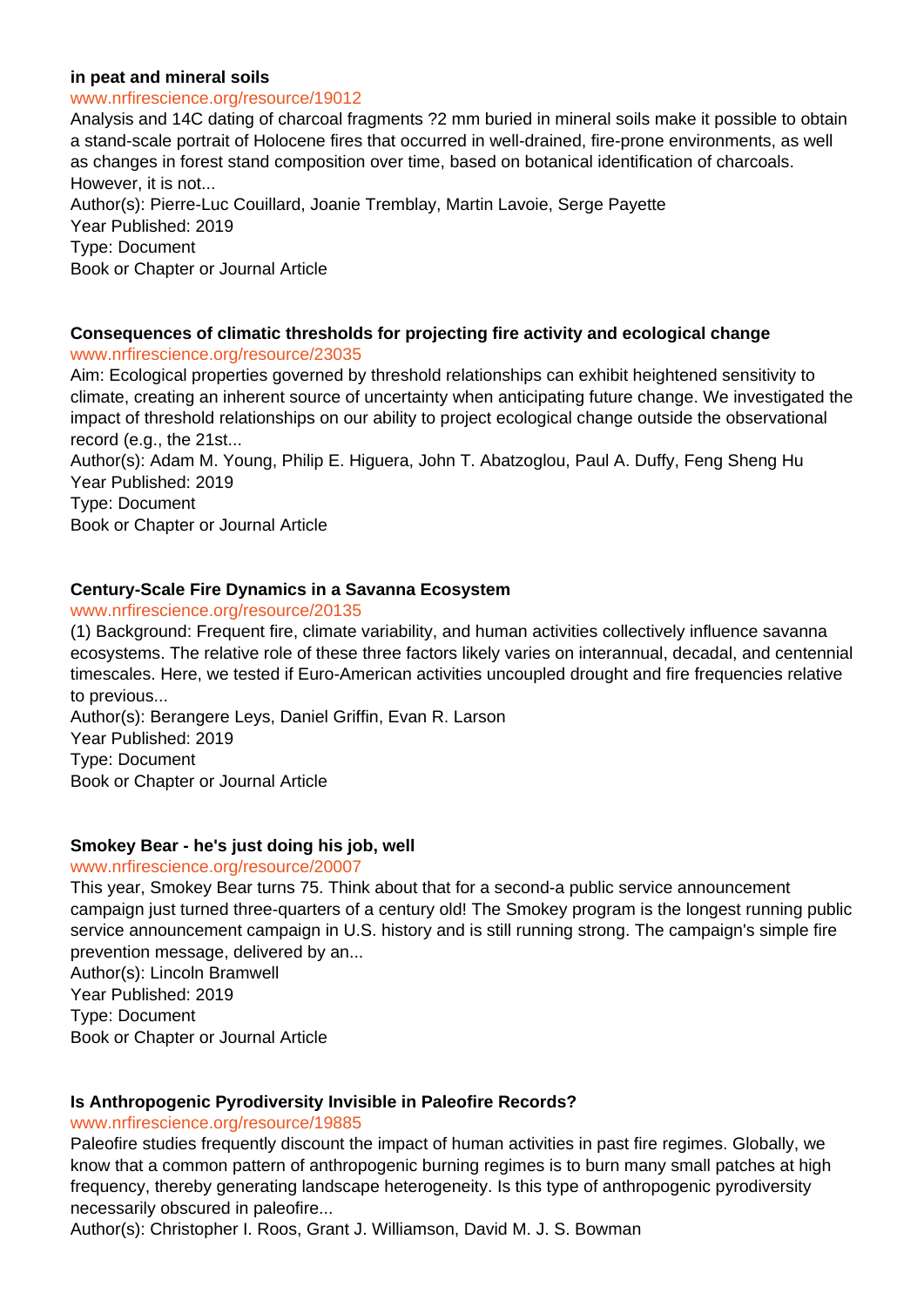**in peat and mineral soils**

www.nrfirescience.org/resource/19012

Analysis and 14C dating of charcoal fragments ?2 mm buried in mineral soils make it possible to obtain a stand-scale portrait of Holocene fires that occurred in well-drained, fire-prone environments, as well as changes in forest stand composition over time, based on botanical identification of charcoals. However, it is not...

Author(s): Pierre-Luc Couillard, Joanie Tremblay, Martin Lavoie, Serge Payette

Year Published: 2019

Type: Document

Book or Chapter or Journal Article

**Consequences of climatic thresholds for projecting fire activity and ecological change**

www.nrfirescience.org/resource/23035

Aim: Ecological properties governed by threshold relationships can exhibit heightened sensitivity to climate, creating an inherent source of uncertainty when anticipating future change. We investigated the impact of threshold relationships on our ability to project ecological change outside the observational record (e.g., the 21st...

Author(s): Adam M. Young, Philip E. Higuera, John T. Abatzoglou, Paul A. Duffy, Feng Sheng Hu

Year Published: 2019

Type: Document

Book or Chapter or Journal Article

**Century-Scale Fire Dynamics in a Savanna Ecosystem**

www.nrfirescience.org/resource/20135

(1) Background: Frequent fire, climate variability, and human activities collectively influence savanna ecosystems. The relative role of these three factors likely varies on interannual, decadal, and centennial timescales. Here, we tested if Euro-American activities uncoupled drought and fire frequencies relative to previous...

Author(s): Berangere Leys, Daniel Griffin, Evan R. Larson

Year Published: 2019

Type: Document

Book or Chapter or Journal Article

**Smokey Bear - he's just doing his job, well**

www.nrfirescience.org/resource/20007

This year, Smokey Bear turns 75. Think about that for a second-a public service announcement campaign just turned three-quarters of a century old! The Smokey program is the longest running public service announcement campaign in U.S. history and is still running strong. The campaign's simple fire prevention message, delivered by an...

Author(s): Lincoln Bramwell

Year Published: 2019

Type: Document

Book or Chapter or Journal Article

**Is Anthropogenic Pyrodiversity Invisible in Paleofire Records?**

www.nrfirescience.org/resource/19885

Paleofire studies frequently discount the impact of human activities in past fire regimes. Globally, we know that a common pattern of anthropogenic burning regimes is to burn many small patches at high frequency, thereby generating landscape heterogeneity. Is this type of anthropogenic pyrodiversity necessarily obscured in paleofire...

Author(s): Christopher I. Roos, Grant J. Williamson, David M. J. S. Bowman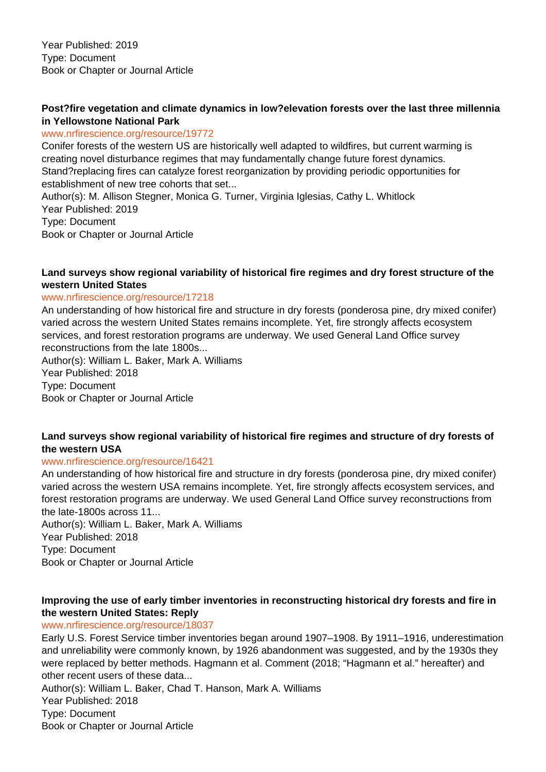Year Published: 2019
Type: Document
Book or Chapter or Journal Article

**Post?fire vegetation and climate dynamics in low?elevation forests over the last three millennia in Yellowstone National Park**

www.nrfirescience.org/resource/19772

Conifer forests of the western US are historically well adapted to wildfires, but current warming is creating novel disturbance regimes that may fundamentally change future forest dynamics. Stand?replacing fires can catalyze forest reorganization by providing periodic opportunities for establishment of new tree cohorts that set...

Author(s): M. Allison Stegner, Monica G. Turner, Virginia Iglesias, Cathy L. Whitlock
Year Published: 2019
Type: Document
Book or Chapter or Journal Article

**Land surveys show regional variability of historical fire regimes and dry forest structure of the western United States**

www.nrfirescience.org/resource/17218

An understanding of how historical fire and structure in dry forests (ponderosa pine, dry mixed conifer) varied across the western United States remains incomplete. Yet, fire strongly affects ecosystem services, and forest restoration programs are underway. We used General Land Office survey reconstructions from the late 1800s...

Author(s): William L. Baker, Mark A. Williams
Year Published: 2018
Type: Document
Book or Chapter or Journal Article

**Land surveys show regional variability of historical fire regimes and structure of dry forests of the western USA**

www.nrfirescience.org/resource/16421

An understanding of how historical fire and structure in dry forests (ponderosa pine, dry mixed conifer) varied across the western USA remains incomplete. Yet, fire strongly affects ecosystem services, and forest restoration programs are underway. We used General Land Office survey reconstructions from the late-1800s across 11...

Author(s): William L. Baker, Mark A. Williams
Year Published: 2018
Type: Document
Book or Chapter or Journal Article

**Improving the use of early timber inventories in reconstructing historical dry forests and fire in the western United States: Reply**

www.nrfirescience.org/resource/18037

Early U.S. Forest Service timber inventories began around 1907–1908. By 1911–1916, underestimation and unreliability were commonly known, by 1926 abandonment was suggested, and by the 1930s they were replaced by better methods. Hagmann et al. Comment (2018; "Hagmann et al." hereafter) and other recent users of these data...

Author(s): William L. Baker, Chad T. Hanson, Mark A. Williams
Year Published: 2018
Type: Document
Book or Chapter or Journal Article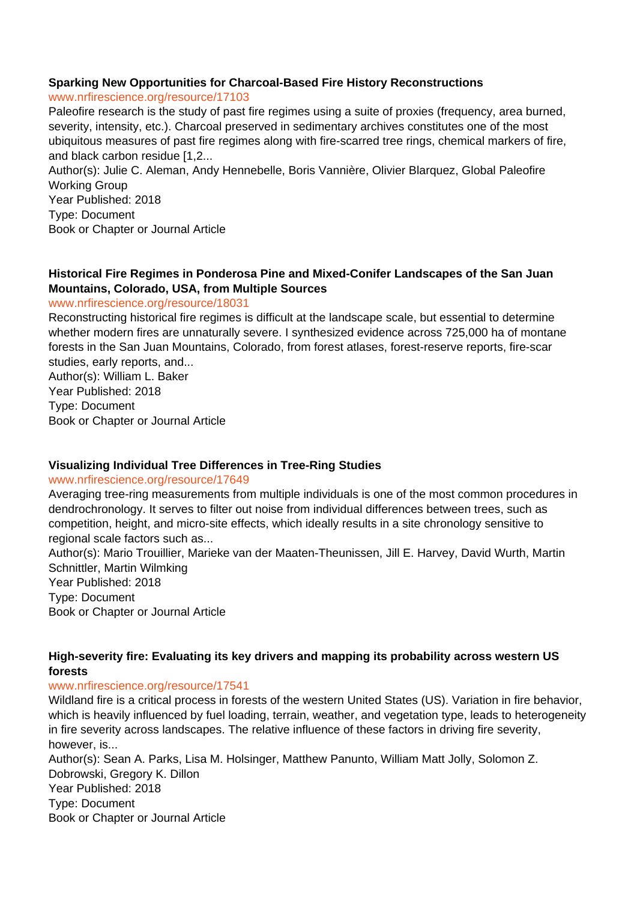**Sparking New Opportunities for Charcoal-Based Fire History Reconstructions**

www.nrfirescience.org/resource/17103

Paleofire research is the study of past fire regimes using a suite of proxies (frequency, area burned, severity, intensity, etc.). Charcoal preserved in sedimentary archives constitutes one of the most ubiquitous measures of past fire regimes along with fire-scarred tree rings, chemical markers of fire, and black carbon residue [1,2...

Author(s): Julie C. Aleman, Andy Hennebelle, Boris Vannière, Olivier Blarquez, Global Paleofire Working Group

Year Published: 2018

Type: Document

Book or Chapter or Journal Article

**Historical Fire Regimes in Ponderosa Pine and Mixed-Conifer Landscapes of the San Juan Mountains, Colorado, USA, from Multiple Sources**

www.nrfirescience.org/resource/18031

Reconstructing historical fire regimes is difficult at the landscape scale, but essential to determine whether modern fires are unnaturally severe. I synthesized evidence across 725,000 ha of montane forests in the San Juan Mountains, Colorado, from forest atlases, forest-reserve reports, fire-scar studies, early reports, and...

Author(s): William L. Baker

Year Published: 2018

Type: Document

Book or Chapter or Journal Article

**Visualizing Individual Tree Differences in Tree-Ring Studies**

www.nrfirescience.org/resource/17649

Averaging tree-ring measurements from multiple individuals is one of the most common procedures in dendrochronology. It serves to filter out noise from individual differences between trees, such as competition, height, and micro-site effects, which ideally results in a site chronology sensitive to regional scale factors such as...

Author(s): Mario Trouillier, Marieke van der Maaten-Theunissen, Jill E. Harvey, David Wurth, Martin Schnittler, Martin Wilmking

Year Published: 2018

Type: Document

Book or Chapter or Journal Article

**High-severity fire: Evaluating its key drivers and mapping its probability across western US forests**

www.nrfirescience.org/resource/17541

Wildland fire is a critical process in forests of the western United States (US). Variation in fire behavior, which is heavily influenced by fuel loading, terrain, weather, and vegetation type, leads to heterogeneity in fire severity across landscapes. The relative influence of these factors in driving fire severity, however, is...

Author(s): Sean A. Parks, Lisa M. Holsinger, Matthew Panunto, William Matt Jolly, Solomon Z. Dobrowski, Gregory K. Dillon

Year Published: 2018

Type: Document

Book or Chapter or Journal Article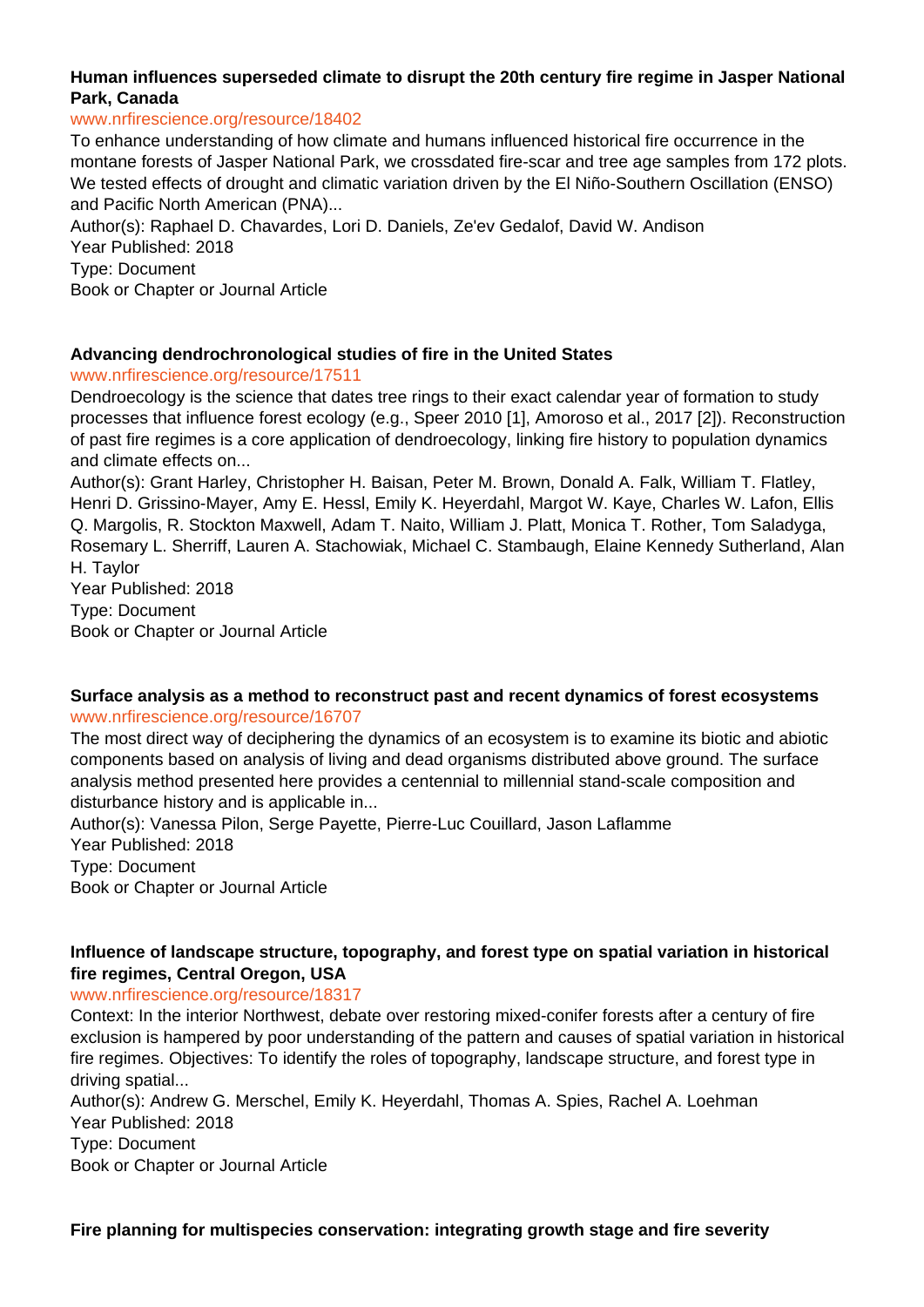**Human influences superseded climate to disrupt the 20th century fire regime in Jasper National Park, Canada**

www.nrfirescience.org/resource/18402

To enhance understanding of how climate and humans influenced historical fire occurrence in the montane forests of Jasper National Park, we crossdated fire-scar and tree age samples from 172 plots. We tested effects of drought and climatic variation driven by the El Niño-Southern Oscillation (ENSO) and Pacific North American (PNA)...

Author(s): Raphael D. Chavardes, Lori D. Daniels, Ze'ev Gedalof, David W. Andison

Year Published: 2018

Type: Document

Book or Chapter or Journal Article

**Advancing dendrochronological studies of fire in the United States**

www.nrfirescience.org/resource/17511

Dendroecology is the science that dates tree rings to their exact calendar year of formation to study processes that influence forest ecology (e.g., Speer 2010 [1], Amoroso et al., 2017 [2]). Reconstruction of past fire regimes is a core application of dendroecology, linking fire history to population dynamics and climate effects on...

Author(s): Grant Harley, Christopher H. Baisan, Peter M. Brown, Donald A. Falk, William T. Flatley, Henri D. Grissino-Mayer, Amy E. Hessl, Emily K. Heyerdahl, Margot W. Kaye, Charles W. Lafon, Ellis Q. Margolis, R. Stockton Maxwell, Adam T. Naito, William J. Platt, Monica T. Rother, Tom Saladyga, Rosemary L. Sherriff, Lauren A. Stachowiak, Michael C. Stambaugh, Elaine Kennedy Sutherland, Alan H. Taylor

Year Published: 2018

Type: Document

Book or Chapter or Journal Article

**Surface analysis as a method to reconstruct past and recent dynamics of forest ecosystems**

www.nrfirescience.org/resource/16707

The most direct way of deciphering the dynamics of an ecosystem is to examine its biotic and abiotic components based on analysis of living and dead organisms distributed above ground. The surface analysis method presented here provides a centennial to millennial stand-scale composition and disturbance history and is applicable in...

Author(s): Vanessa Pilon, Serge Payette, Pierre-Luc Couillard, Jason Laflamme

Year Published: 2018

Type: Document

Book or Chapter or Journal Article

**Influence of landscape structure, topography, and forest type on spatial variation in historical fire regimes, Central Oregon, USA**

www.nrfirescience.org/resource/18317

Context: In the interior Northwest, debate over restoring mixed-conifer forests after a century of fire exclusion is hampered by poor understanding of the pattern and causes of spatial variation in historical fire regimes. Objectives: To identify the roles of topography, landscape structure, and forest type in driving spatial...

Author(s): Andrew G. Merschel, Emily K. Heyerdahl, Thomas A. Spies, Rachel A. Loehman

Year Published: 2018

Type: Document

Book or Chapter or Journal Article

**Fire planning for multispecies conservation: integrating growth stage and fire severity**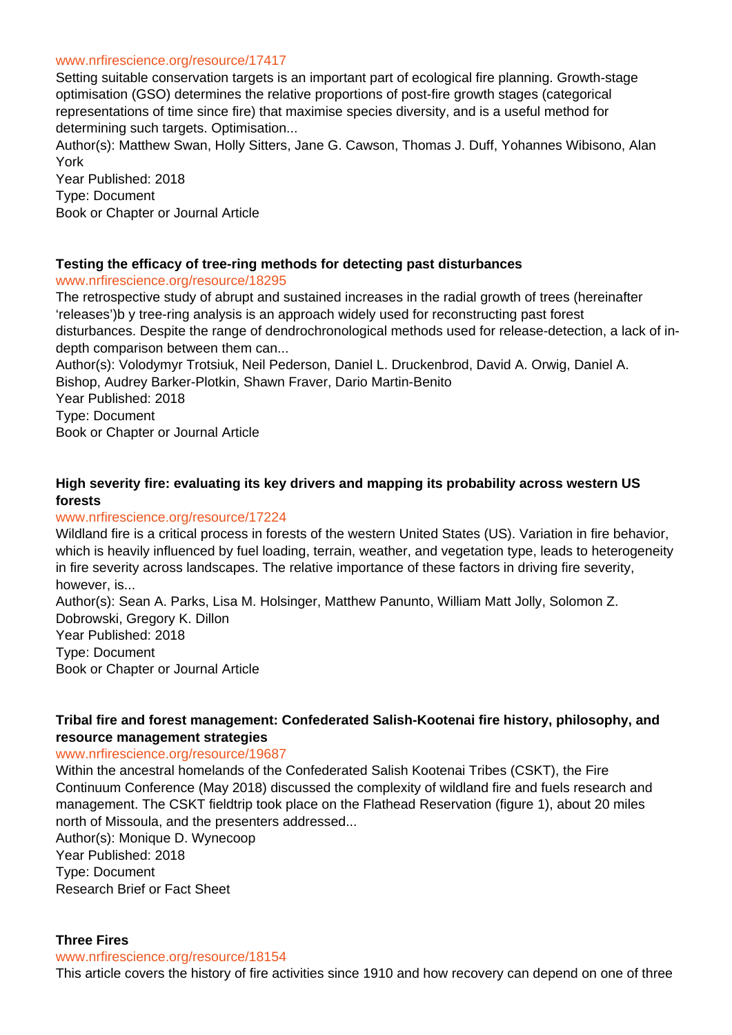www.nrfirescience.org/resource/17417

Setting suitable conservation targets is an important part of ecological fire planning. Growth-stage optimisation (GSO) determines the relative proportions of post-fire growth stages (categorical representations of time since fire) that maximise species diversity, and is a useful method for determining such targets. Optimisation...

Author(s): Matthew Swan, Holly Sitters, Jane G. Cawson, Thomas J. Duff, Yohannes Wibisono, Alan York

Year Published: 2018

Type: Document

Book or Chapter or Journal Article

**Testing the efficacy of tree-ring methods for detecting past disturbances**

www.nrfirescience.org/resource/18295

The retrospective study of abrupt and sustained increases in the radial growth of trees (hereinafter 'releases')b y tree-ring analysis is an approach widely used for reconstructing past forest disturbances. Despite the range of dendrochronological methods used for release-detection, a lack of in-depth comparison between them can...

Author(s): Volodymyr Trotsiuk, Neil Pederson, Daniel L. Druckenbrod, David A. Orwig, Daniel A. Bishop, Audrey Barker-Plotkin, Shawn Fraver, Dario Martin-Benito

Year Published: 2018

Type: Document

Book or Chapter or Journal Article

**High severity fire: evaluating its key drivers and mapping its probability across western US forests**

www.nrfirescience.org/resource/17224

Wildland fire is a critical process in forests of the western United States (US). Variation in fire behavior, which is heavily influenced by fuel loading, terrain, weather, and vegetation type, leads to heterogeneity in fire severity across landscapes. The relative importance of these factors in driving fire severity, however, is...

Author(s): Sean A. Parks, Lisa M. Holsinger, Matthew Panunto, William Matt Jolly, Solomon Z. Dobrowski, Gregory K. Dillon

Year Published: 2018

Type: Document

Book or Chapter or Journal Article

**Tribal fire and forest management: Confederated Salish-Kootenai fire history, philosophy, and resource management strategies**

www.nrfirescience.org/resource/19687

Within the ancestral homelands of the Confederated Salish Kootenai Tribes (CSKT), the Fire Continuum Conference (May 2018) discussed the complexity of wildland fire and fuels research and management. The CSKT fieldtrip took place on the Flathead Reservation (figure 1), about 20 miles north of Missoula, and the presenters addressed...

Author(s): Monique D. Wynecoop

Year Published: 2018

Type: Document

Research Brief or Fact Sheet

**Three Fires**

www.nrfirescience.org/resource/18154

This article covers the history of fire activities since 1910 and how recovery can depend on one of three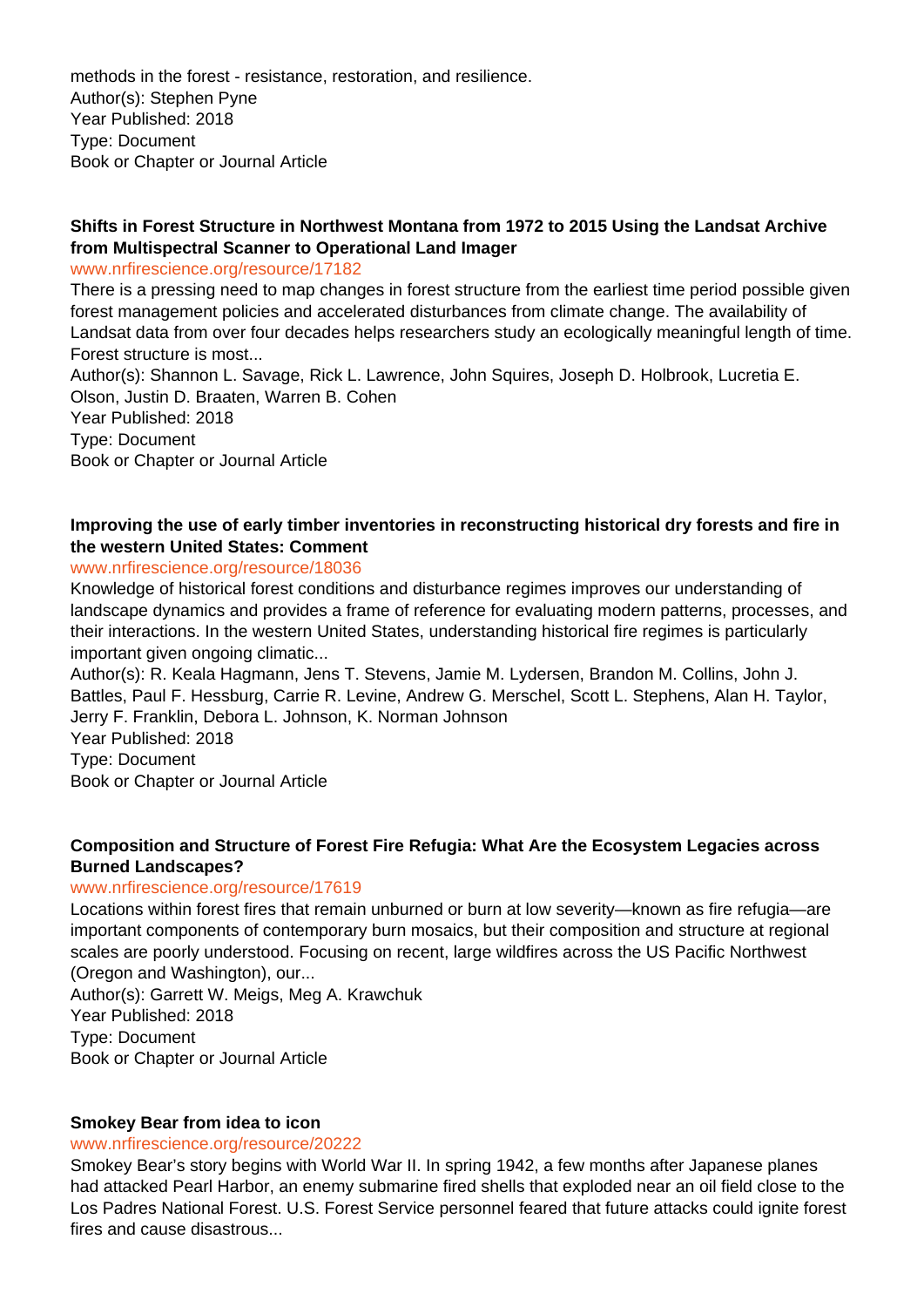methods in the forest - resistance, restoration, and resilience.
Author(s): Stephen Pyne
Year Published: 2018
Type: Document
Book or Chapter or Journal Article

**Shifts in Forest Structure in Northwest Montana from 1972 to 2015 Using the Landsat Archive from Multispectral Scanner to Operational Land Imager**
www.nrfirescience.org/resource/17182
There is a pressing need to map changes in forest structure from the earliest time period possible given forest management policies and accelerated disturbances from climate change. The availability of Landsat data from over four decades helps researchers study an ecologically meaningful length of time. Forest structure is most...
Author(s): Shannon L. Savage, Rick L. Lawrence, John Squires, Joseph D. Holbrook, Lucretia E. Olson, Justin D. Braaten, Warren B. Cohen
Year Published: 2018
Type: Document
Book or Chapter or Journal Article

**Improving the use of early timber inventories in reconstructing historical dry forests and fire in the western United States: Comment**
www.nrfirescience.org/resource/18036
Knowledge of historical forest conditions and disturbance regimes improves our understanding of landscape dynamics and provides a frame of reference for evaluating modern patterns, processes, and their interactions. In the western United States, understanding historical fire regimes is particularly important given ongoing climatic...
Author(s): R. Keala Hagmann, Jens T. Stevens, Jamie M. Lydersen, Brandon M. Collins, John J. Battles, Paul F. Hessburg, Carrie R. Levine, Andrew G. Merschel, Scott L. Stephens, Alan H. Taylor, Jerry F. Franklin, Debora L. Johnson, K. Norman Johnson
Year Published: 2018
Type: Document
Book or Chapter or Journal Article

**Composition and Structure of Forest Fire Refugia: What Are the Ecosystem Legacies across Burned Landscapes?**
www.nrfirescience.org/resource/17619
Locations within forest fires that remain unburned or burn at low severity—known as fire refugia—are important components of contemporary burn mosaics, but their composition and structure at regional scales are poorly understood. Focusing on recent, large wildfires across the US Pacific Northwest (Oregon and Washington), our...
Author(s): Garrett W. Meigs, Meg A. Krawchuk
Year Published: 2018
Type: Document
Book or Chapter or Journal Article

**Smokey Bear from idea to icon**
www.nrfirescience.org/resource/20222
Smokey Bear's story begins with World War II. In spring 1942, a few months after Japanese planes had attacked Pearl Harbor, an enemy submarine fired shells that exploded near an oil field close to the Los Padres National Forest. U.S. Forest Service personnel feared that future attacks could ignite forest fires and cause disastrous...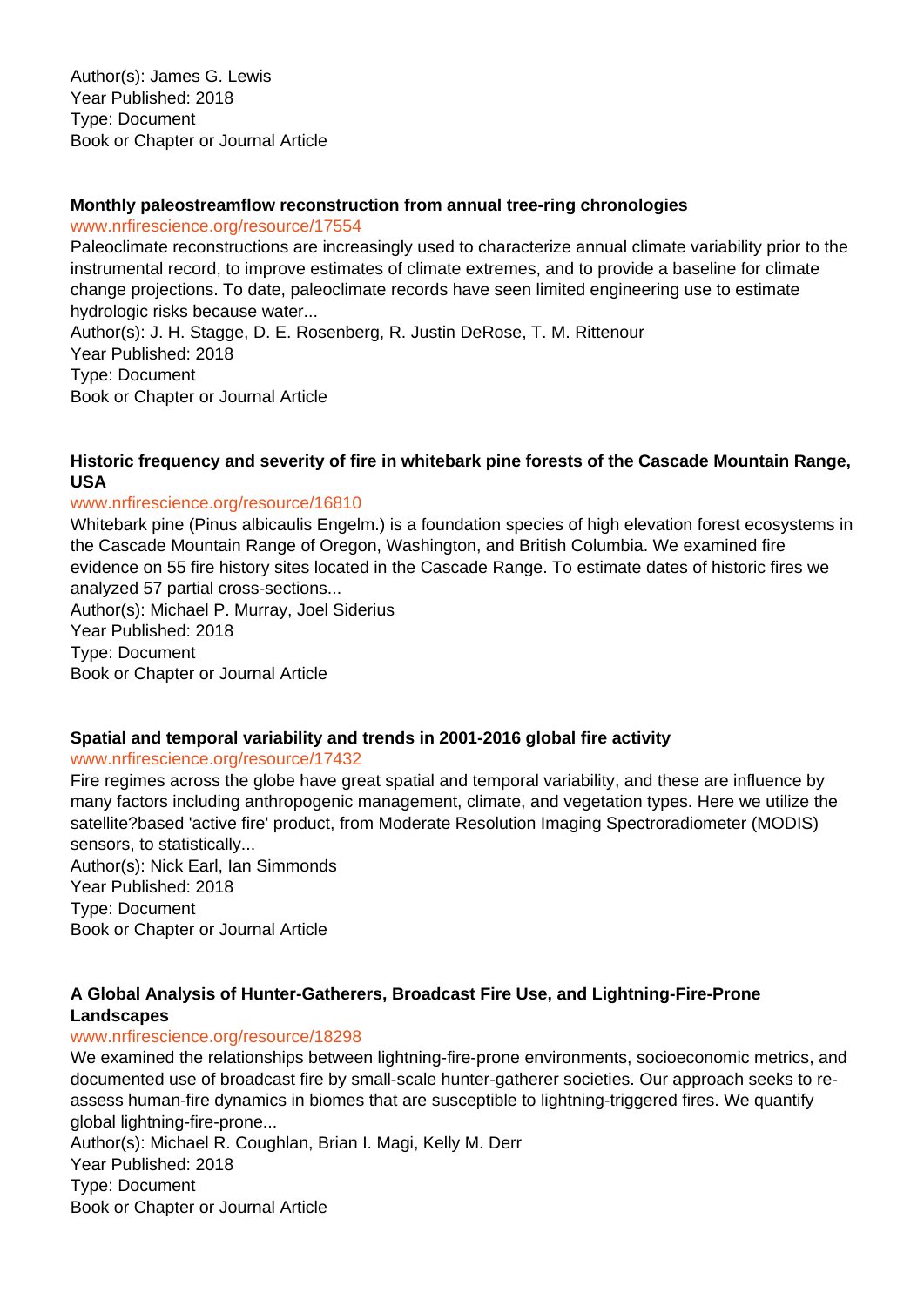Author(s): James G. Lewis
Year Published: 2018
Type: Document
Book or Chapter or Journal Article

**Monthly paleostreamflow reconstruction from annual tree-ring chronologies**
www.nrfirescience.org/resource/17554
Paleoclimate reconstructions are increasingly used to characterize annual climate variability prior to the instrumental record, to improve estimates of climate extremes, and to provide a baseline for climate change projections. To date, paleoclimate records have seen limited engineering use to estimate hydrologic risks because water...
Author(s): J. H. Stagge, D. E. Rosenberg, R. Justin DeRose, T. M. Rittenour
Year Published: 2018
Type: Document
Book or Chapter or Journal Article

**Historic frequency and severity of fire in whitebark pine forests of the Cascade Mountain Range, USA**
www.nrfirescience.org/resource/16810
Whitebark pine (Pinus albicaulis Engelm.) is a foundation species of high elevation forest ecosystems in the Cascade Mountain Range of Oregon, Washington, and British Columbia. We examined fire evidence on 55 fire history sites located in the Cascade Range. To estimate dates of historic fires we analyzed 57 partial cross-sections...
Author(s): Michael P. Murray, Joel Siderius
Year Published: 2018
Type: Document
Book or Chapter or Journal Article

**Spatial and temporal variability and trends in 2001-2016 global fire activity**
www.nrfirescience.org/resource/17432
Fire regimes across the globe have great spatial and temporal variability, and these are influence by many factors including anthropogenic management, climate, and vegetation types. Here we utilize the satellite?based 'active fire' product, from Moderate Resolution Imaging Spectroradiometer (MODIS) sensors, to statistically...
Author(s): Nick Earl, Ian Simmonds
Year Published: 2018
Type: Document
Book or Chapter or Journal Article

**A Global Analysis of Hunter-Gatherers, Broadcast Fire Use, and Lightning-Fire-Prone Landscapes**
www.nrfirescience.org/resource/18298
We examined the relationships between lightning-fire-prone environments, socioeconomic metrics, and documented use of broadcast fire by small-scale hunter-gatherer societies. Our approach seeks to re-assess human-fire dynamics in biomes that are susceptible to lightning-triggered fires. We quantify global lightning-fire-prone...
Author(s): Michael R. Coughlan, Brian I. Magi, Kelly M. Derr
Year Published: 2018
Type: Document
Book or Chapter or Journal Article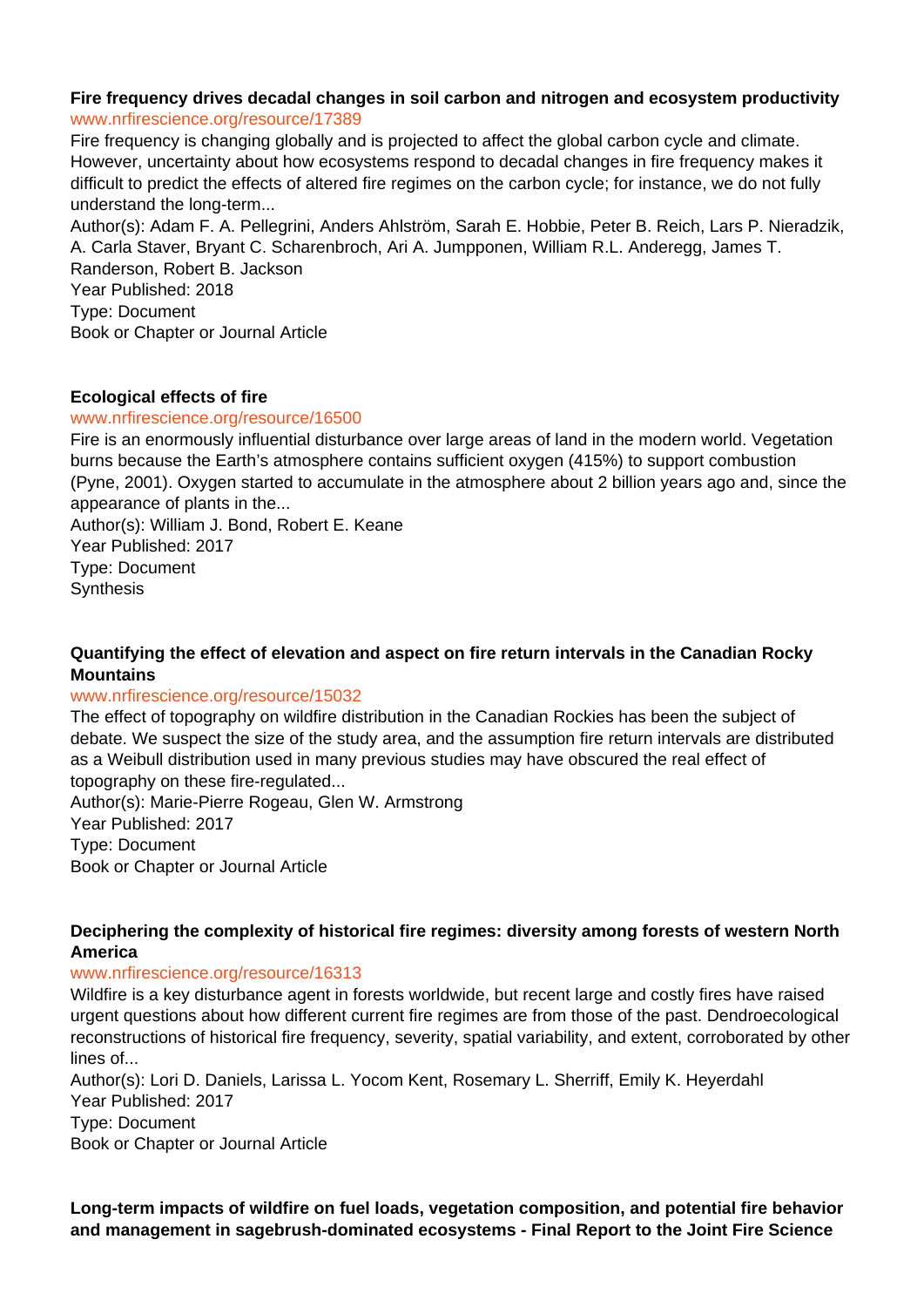**Fire frequency drives decadal changes in soil carbon and nitrogen and ecosystem productivity**
www.nrfirescience.org/resource/17389
Fire frequency is changing globally and is projected to affect the global carbon cycle and climate. However, uncertainty about how ecosystems respond to decadal changes in fire frequency makes it difficult to predict the effects of altered fire regimes on the carbon cycle; for instance, we do not fully understand the long-term...
Author(s): Adam F. A. Pellegrini, Anders Ahlström, Sarah E. Hobbie, Peter B. Reich, Lars P. Nieradzik, A. Carla Staver, Bryant C. Scharenbroch, Ari A. Jumpponen, William R.L. Anderegg, James T. Randerson, Robert B. Jackson
Year Published: 2018
Type: Document
Book or Chapter or Journal Article

**Ecological effects of fire**
www.nrfirescience.org/resource/16500
Fire is an enormously influential disturbance over large areas of land in the modern world. Vegetation burns because the Earth's atmosphere contains sufficient oxygen (415%) to support combustion (Pyne, 2001). Oxygen started to accumulate in the atmosphere about 2 billion years ago and, since the appearance of plants in the...
Author(s): William J. Bond, Robert E. Keane
Year Published: 2017
Type: Document
Synthesis

**Quantifying the effect of elevation and aspect on fire return intervals in the Canadian Rocky Mountains**
www.nrfirescience.org/resource/15032
The effect of topography on wildfire distribution in the Canadian Rockies has been the subject of debate. We suspect the size of the study area, and the assumption fire return intervals are distributed as a Weibull distribution used in many previous studies may have obscured the real effect of topography on these fire-regulated...
Author(s): Marie-Pierre Rogeau, Glen W. Armstrong
Year Published: 2017
Type: Document
Book or Chapter or Journal Article

**Deciphering the complexity of historical fire regimes: diversity among forests of western North America**
www.nrfirescience.org/resource/16313
Wildfire is a key disturbance agent in forests worldwide, but recent large and costly fires have raised urgent questions about how different current fire regimes are from those of the past. Dendroecological reconstructions of historical fire frequency, severity, spatial variability, and extent, corroborated by other lines of...
Author(s): Lori D. Daniels, Larissa L. Yocom Kent, Rosemary L. Sherriff, Emily K. Heyerdahl
Year Published: 2017
Type: Document
Book or Chapter or Journal Article

**Long-term impacts of wildfire on fuel loads, vegetation composition, and potential fire behavior and management in sagebrush-dominated ecosystems - Final Report to the Joint Fire Science**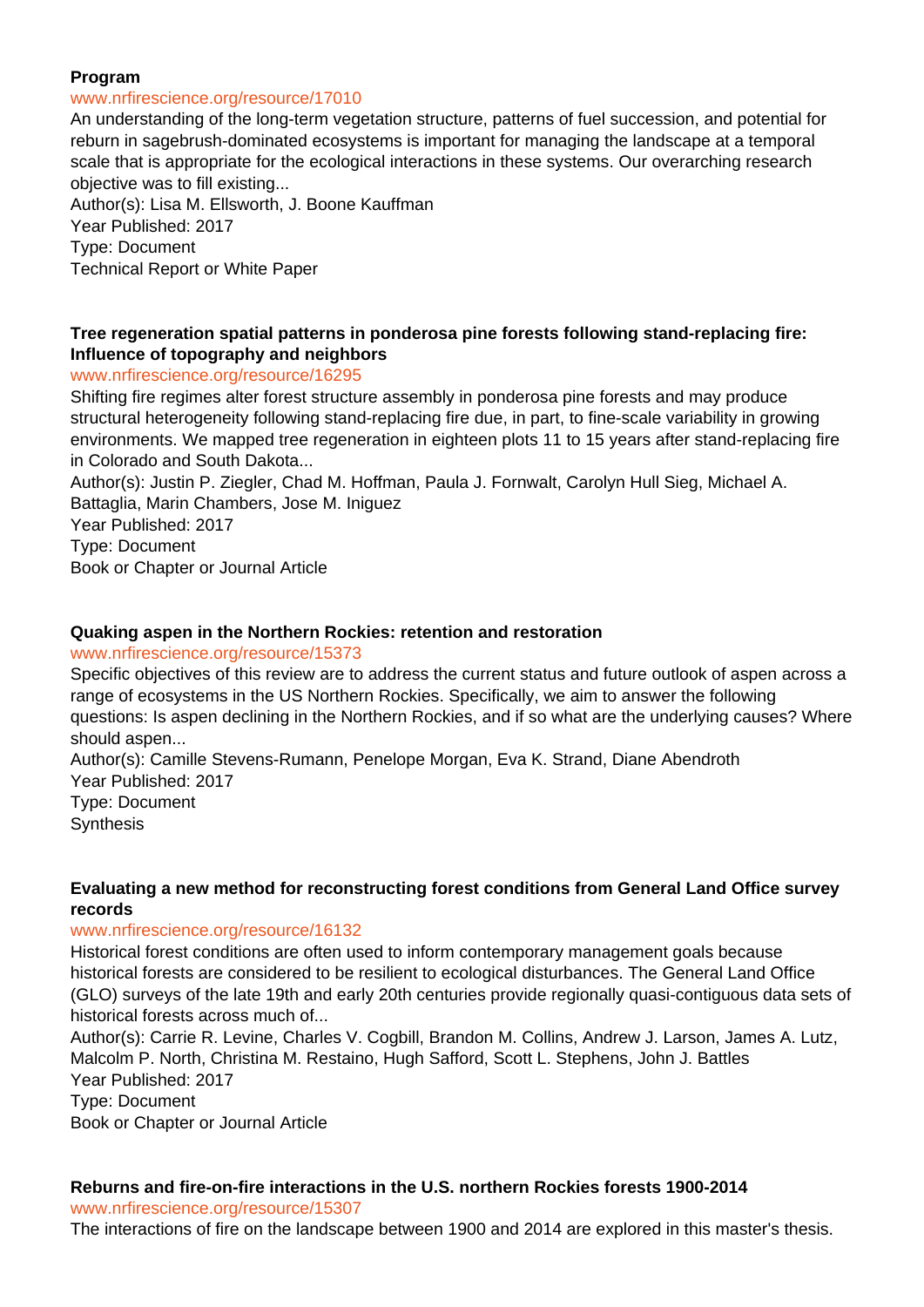**Program**

www.nrfirescience.org/resource/17010

An understanding of the long-term vegetation structure, patterns of fuel succession, and potential for reburn in sagebrush-dominated ecosystems is important for managing the landscape at a temporal scale that is appropriate for the ecological interactions in these systems. Our overarching research objective was to fill existing...

Author(s): Lisa M. Ellsworth, J. Boone Kauffman

Year Published: 2017

Type: Document

Technical Report or White Paper

**Tree regeneration spatial patterns in ponderosa pine forests following stand-replacing fire: Influence of topography and neighbors**

www.nrfirescience.org/resource/16295

Shifting fire regimes alter forest structure assembly in ponderosa pine forests and may produce structural heterogeneity following stand-replacing fire due, in part, to fine-scale variability in growing environments. We mapped tree regeneration in eighteen plots 11 to 15 years after stand-replacing fire in Colorado and South Dakota...

Author(s): Justin P. Ziegler, Chad M. Hoffman, Paula J. Fornwalt, Carolyn Hull Sieg, Michael A. Battaglia, Marin Chambers, Jose M. Iniguez

Year Published: 2017

Type: Document

Book or Chapter or Journal Article

**Quaking aspen in the Northern Rockies: retention and restoration**

www.nrfirescience.org/resource/15373

Specific objectives of this review are to address the current status and future outlook of aspen across a range of ecosystems in the US Northern Rockies. Specifically, we aim to answer the following questions: Is aspen declining in the Northern Rockies, and if so what are the underlying causes? Where should aspen...

Author(s): Camille Stevens-Rumann, Penelope Morgan, Eva K. Strand, Diane Abendroth

Year Published: 2017

Type: Document

Synthesis

**Evaluating a new method for reconstructing forest conditions from General Land Office survey records**

www.nrfirescience.org/resource/16132

Historical forest conditions are often used to inform contemporary management goals because historical forests are considered to be resilient to ecological disturbances. The General Land Office (GLO) surveys of the late 19th and early 20th centuries provide regionally quasi-contiguous data sets of historical forests across much of...

Author(s): Carrie R. Levine, Charles V. Cogbill, Brandon M. Collins, Andrew J. Larson, James A. Lutz, Malcolm P. North, Christina M. Restaino, Hugh Safford, Scott L. Stephens, John J. Battles

Year Published: 2017

Type: Document

Book or Chapter or Journal Article

**Reburns and fire-on-fire interactions in the U.S. northern Rockies forests 1900-2014**

www.nrfirescience.org/resource/15307

The interactions of fire on the landscape between 1900 and 2014 are explored in this master's thesis.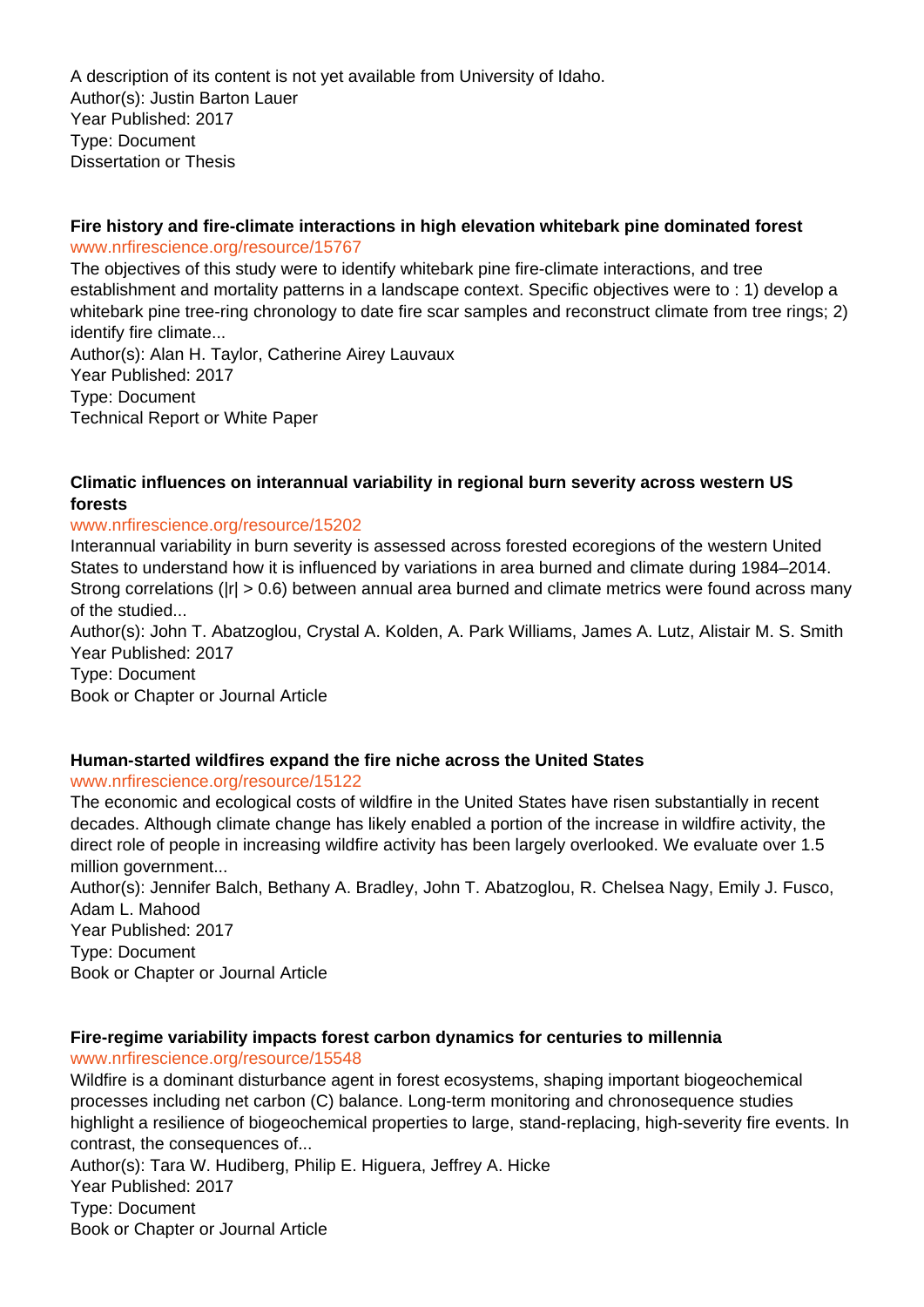A description of its content is not yet available from University of Idaho.
Author(s): Justin Barton Lauer
Year Published: 2017
Type: Document
Dissertation or Thesis

### Fire history and fire-climate interactions in high elevation whitebark pine dominated forest

www.nrfirescience.org/resource/15767

The objectives of this study were to identify whitebark pine fire-climate interactions, and tree establishment and mortality patterns in a landscape context. Specific objectives were to : 1) develop a whitebark pine tree-ring chronology to date fire scar samples and reconstruct climate from tree rings; 2) identify fire climate...
Author(s): Alan H. Taylor, Catherine Airey Lauvaux
Year Published: 2017
Type: Document
Technical Report or White Paper

### Climatic influences on interannual variability in regional burn severity across western US forests

www.nrfirescience.org/resource/15202

Interannual variability in burn severity is assessed across forested ecoregions of the western United States to understand how it is influenced by variations in area burned and climate during 1984–2014. Strong correlations ($|r| > 0.6$) between annual area burned and climate metrics were found across many of the studied...
Author(s): John T. Abatzoglou, Crystal A. Kolden, A. Park Williams, James A. Lutz, Alistair M. S. Smith
Year Published: 2017
Type: Document
Book or Chapter or Journal Article

### Human-started wildfires expand the fire niche across the United States

www.nrfirescience.org/resource/15122

The economic and ecological costs of wildfire in the United States have risen substantially in recent decades. Although climate change has likely enabled a portion of the increase in wildfire activity, the direct role of people in increasing wildfire activity has been largely overlooked. We evaluate over 1.5 million government...
Author(s): Jennifer Balch, Bethany A. Bradley, John T. Abatzoglou, R. Chelsea Nagy, Emily J. Fusco, Adam L. Mahood
Year Published: 2017
Type: Document
Book or Chapter or Journal Article

### Fire-regime variability impacts forest carbon dynamics for centuries to millennia

www.nrfirescience.org/resource/15548

Wildfire is a dominant disturbance agent in forest ecosystems, shaping important biogeochemical processes including net carbon (C) balance. Long-term monitoring and chronosequence studies highlight a resilience of biogeochemical properties to large, stand-replacing, high-severity fire events. In contrast, the consequences of...
Author(s): Tara W. Hudiberg, Philip E. Higuera, Jeffrey A. Hicke
Year Published: 2017
Type: Document
Book or Chapter or Journal Article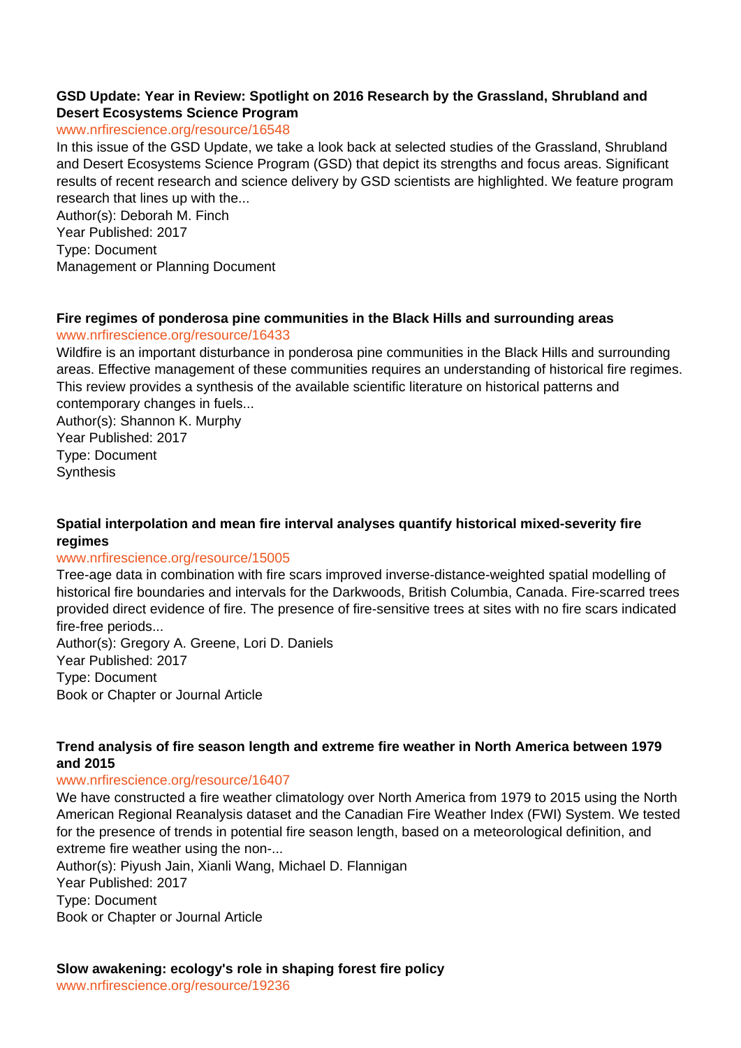**GSD Update: Year in Review: Spotlight on 2016 Research by the Grassland, Shrubland and Desert Ecosystems Science Program**

www.nrfirescience.org/resource/16548

In this issue of the GSD Update, we take a look back at selected studies of the Grassland, Shrubland and Desert Ecosystems Science Program (GSD) that depict its strengths and focus areas. Significant results of recent research and science delivery by GSD scientists are highlighted. We feature program research that lines up with the...

Author(s): Deborah M. Finch
Year Published: 2017
Type: Document
Management or Planning Document

**Fire regimes of ponderosa pine communities in the Black Hills and surrounding areas**

www.nrfirescience.org/resource/16433

Wildfire is an important disturbance in ponderosa pine communities in the Black Hills and surrounding areas. Effective management of these communities requires an understanding of historical fire regimes. This review provides a synthesis of the available scientific literature on historical patterns and contemporary changes in fuels...

Author(s): Shannon K. Murphy
Year Published: 2017
Type: Document
Synthesis

**Spatial interpolation and mean fire interval analyses quantify historical mixed-severity fire regimes**

www.nrfirescience.org/resource/15005

Tree-age data in combination with fire scars improved inverse-distance-weighted spatial modelling of historical fire boundaries and intervals for the Darkwoods, British Columbia, Canada. Fire-scarred trees provided direct evidence of fire. The presence of fire-sensitive trees at sites with no fire scars indicated fire-free periods...

Author(s): Gregory A. Greene, Lori D. Daniels
Year Published: 2017
Type: Document
Book or Chapter or Journal Article

**Trend analysis of fire season length and extreme fire weather in North America between 1979 and 2015**

www.nrfirescience.org/resource/16407

We have constructed a fire weather climatology over North America from 1979 to 2015 using the North American Regional Reanalysis dataset and the Canadian Fire Weather Index (FWI) System. We tested for the presence of trends in potential fire season length, based on a meteorological definition, and extreme fire weather using the non-...

Author(s): Piyush Jain, Xianli Wang, Michael D. Flannigan
Year Published: 2017
Type: Document
Book or Chapter or Journal Article

**Slow awakening: ecology's role in shaping forest fire policy**

www.nrfirescience.org/resource/19236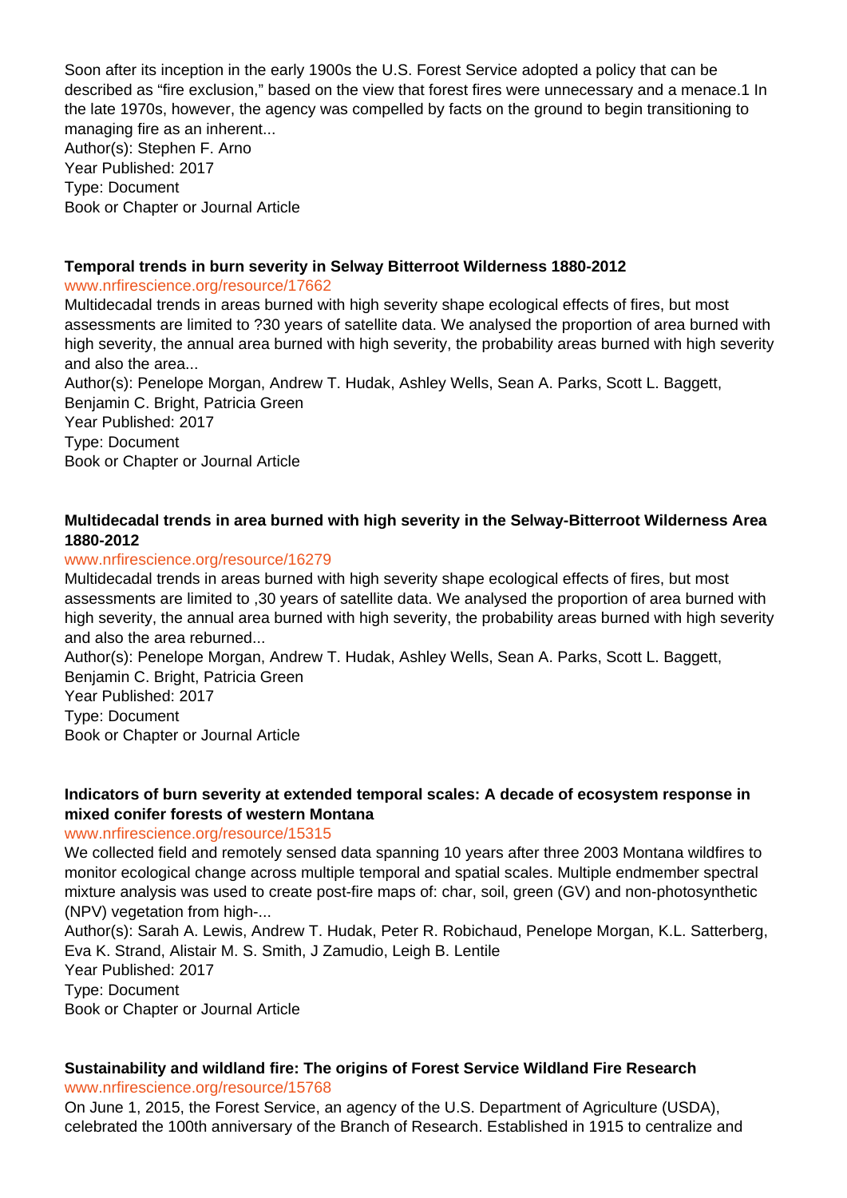Soon after its inception in the early 1900s the U.S. Forest Service adopted a policy that can be described as “fire exclusion,” based on the view that forest fires were unnecessary and a menace.1 In the late 1970s, however, the agency was compelled by facts on the ground to begin transitioning to managing fire as an inherent...
Author(s): Stephen F. Arno
Year Published: 2017
Type: Document
Book or Chapter or Journal Article

**Temporal trends in burn severity in Selway Bitterroot Wilderness 1880-2012**
www.nrfirescience.org/resource/17662
Multidecadal trends in areas burned with high severity shape ecological effects of fires, but most assessments are limited to ?30 years of satellite data. We analysed the proportion of area burned with high severity, the annual area burned with high severity, the probability areas burned with high severity and also the area...
Author(s): Penelope Morgan, Andrew T. Hudak, Ashley Wells, Sean A. Parks, Scott L. Baggett, Benjamin C. Bright, Patricia Green
Year Published: 2017
Type: Document
Book or Chapter or Journal Article

**Multidecadal trends in area burned with high severity in the Selway-Bitterroot Wilderness Area 1880-2012**
www.nrfirescience.org/resource/16279
Multidecadal trends in areas burned with high severity shape ecological effects of fires, but most assessments are limited to ,30 years of satellite data. We analysed the proportion of area burned with high severity, the annual area burned with high severity, the probability areas burned with high severity and also the area reburned...
Author(s): Penelope Morgan, Andrew T. Hudak, Ashley Wells, Sean A. Parks, Scott L. Baggett, Benjamin C. Bright, Patricia Green
Year Published: 2017
Type: Document
Book or Chapter or Journal Article

**Indicators of burn severity at extended temporal scales: A decade of ecosystem response in mixed conifer forests of western Montana**
www.nrfirescience.org/resource/15315
We collected field and remotely sensed data spanning 10 years after three 2003 Montana wildfires to monitor ecological change across multiple temporal and spatial scales. Multiple endmember spectral mixture analysis was used to create post-fire maps of: char, soil, green (GV) and non-photosynthetic (NPV) vegetation from high-...
Author(s): Sarah A. Lewis, Andrew T. Hudak, Peter R. Robichaud, Penelope Morgan, K.L. Satterberg, Eva K. Strand, Alistair M. S. Smith, J Zamudio, Leigh B. Lentile
Year Published: 2017
Type: Document
Book or Chapter or Journal Article

**Sustainability and wildland fire: The origins of Forest Service Wildland Fire Research**
www.nrfirescience.org/resource/15768
On June 1, 2015, the Forest Service, an agency of the U.S. Department of Agriculture (USDA), celebrated the 100th anniversary of the Branch of Research. Established in 1915 to centralize and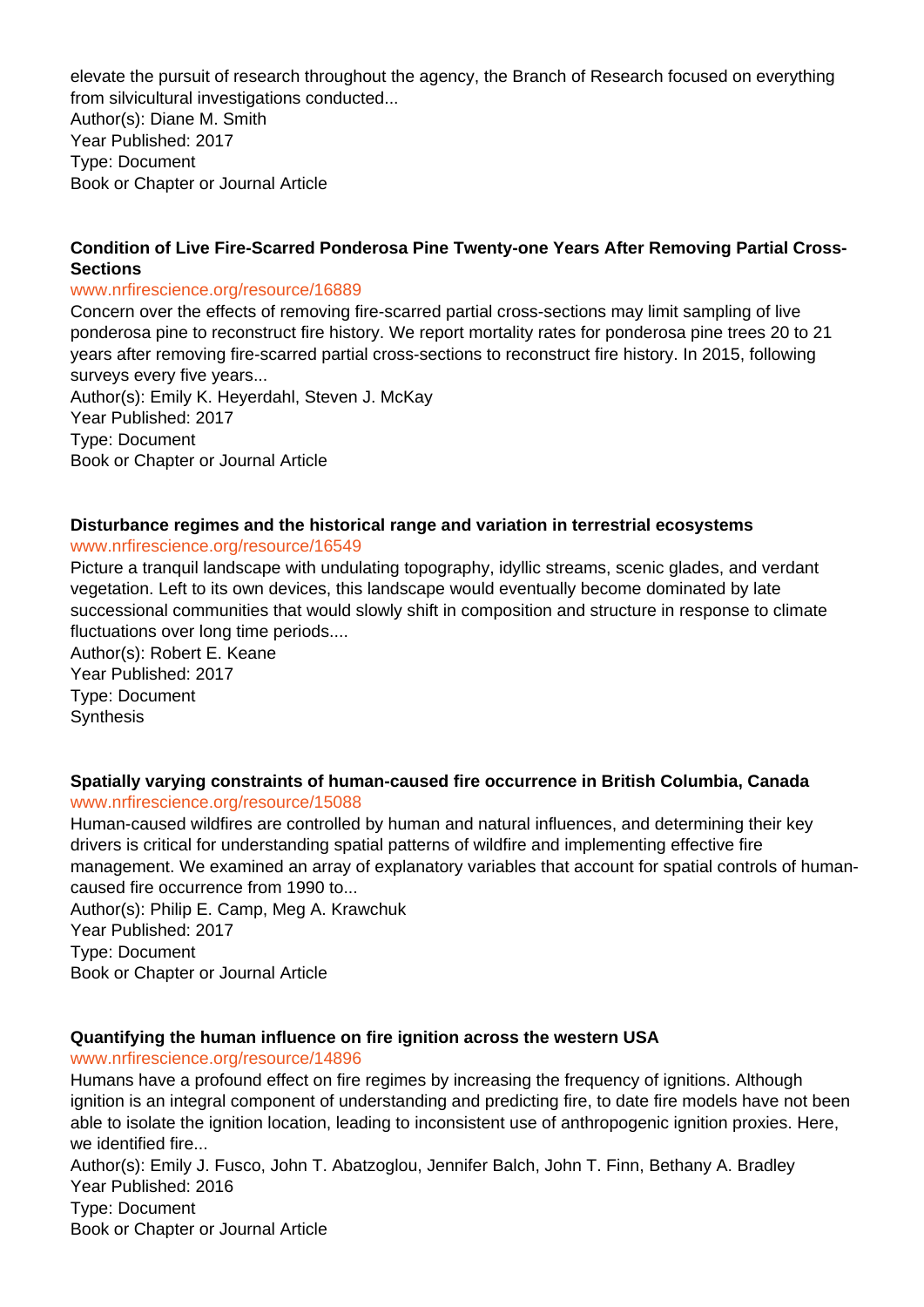elevate the pursuit of research throughout the agency, the Branch of Research focused on everything from silvicultural investigations conducted...
Author(s): Diane M. Smith
Year Published: 2017
Type: Document
Book or Chapter or Journal Article

**Condition of Live Fire-Scarred Ponderosa Pine Twenty-one Years After Removing Partial Cross-Sections**
www.nrfirescience.org/resource/16889
Concern over the effects of removing fire-scarred partial cross-sections may limit sampling of live ponderosa pine to reconstruct fire history. We report mortality rates for ponderosa pine trees 20 to 21 years after removing fire-scarred partial cross-sections to reconstruct fire history. In 2015, following surveys every five years...
Author(s): Emily K. Heyerdahl, Steven J. McKay
Year Published: 2017
Type: Document
Book or Chapter or Journal Article

**Disturbance regimes and the historical range and variation in terrestrial ecosystems**
www.nrfirescience.org/resource/16549
Picture a tranquil landscape with undulating topography, idyllic streams, scenic glades, and verdant vegetation. Left to its own devices, this landscape would eventually become dominated by late successional communities that would slowly shift in composition and structure in response to climate fluctuations over long time periods....
Author(s): Robert E. Keane
Year Published: 2017
Type: Document
Synthesis

**Spatially varying constraints of human-caused fire occurrence in British Columbia, Canada**
www.nrfirescience.org/resource/15088
Human-caused wildfires are controlled by human and natural influences, and determining their key drivers is critical for understanding spatial patterns of wildfire and implementing effective fire management. We examined an array of explanatory variables that account for spatial controls of human-caused fire occurrence from 1990 to...
Author(s): Philip E. Camp, Meg A. Krawchuk
Year Published: 2017
Type: Document
Book or Chapter or Journal Article

**Quantifying the human influence on fire ignition across the western USA**
www.nrfirescience.org/resource/14896
Humans have a profound effect on fire regimes by increasing the frequency of ignitions. Although ignition is an integral component of understanding and predicting fire, to date fire models have not been able to isolate the ignition location, leading to inconsistent use of anthropogenic ignition proxies. Here, we identified fire...
Author(s): Emily J. Fusco, John T. Abatzoglou, Jennifer Balch, John T. Finn, Bethany A. Bradley
Year Published: 2016
Type: Document
Book or Chapter or Journal Article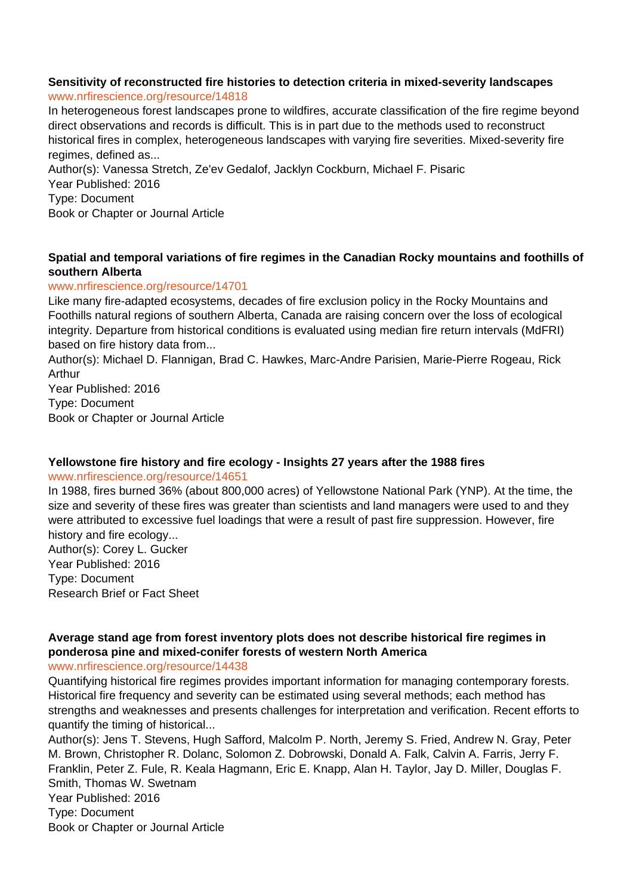**Sensitivity of reconstructed fire histories to detection criteria in mixed-severity landscapes**
www.nrfirescience.org/resource/14818
In heterogeneous forest landscapes prone to wildfires, accurate classification of the fire regime beyond direct observations and records is difficult. This is in part due to the methods used to reconstruct historical fires in complex, heterogeneous landscapes with varying fire severities. Mixed-severity fire regimes, defined as...
Author(s): Vanessa Stretch, Ze'ev Gedalof, Jacklyn Cockburn, Michael F. Pisaric
Year Published: 2016
Type: Document
Book or Chapter or Journal Article

**Spatial and temporal variations of fire regimes in the Canadian Rocky mountains and foothills of southern Alberta**
www.nrfirescience.org/resource/14701
Like many fire-adapted ecosystems, decades of fire exclusion policy in the Rocky Mountains and Foothills natural regions of southern Alberta, Canada are raising concern over the loss of ecological integrity. Departure from historical conditions is evaluated using median fire return intervals (MdFRI) based on fire history data from...
Author(s): Michael D. Flannigan, Brad C. Hawkes, Marc-Andre Parisien, Marie-Pierre Rogeau, Rick Arthur
Year Published: 2016
Type: Document
Book or Chapter or Journal Article

**Yellowstone fire history and fire ecology - Insights 27 years after the 1988 fires**
www.nrfirescience.org/resource/14651
In 1988, fires burned 36% (about 800,000 acres) of Yellowstone National Park (YNP). At the time, the size and severity of these fires was greater than scientists and land managers were used to and they were attributed to excessive fuel loadings that were a result of past fire suppression. However, fire history and fire ecology...
Author(s): Corey L. Gucker
Year Published: 2016
Type: Document
Research Brief or Fact Sheet

**Average stand age from forest inventory plots does not describe historical fire regimes in ponderosa pine and mixed-conifer forests of western North America**
www.nrfirescience.org/resource/14438
Quantifying historical fire regimes provides important information for managing contemporary forests. Historical fire frequency and severity can be estimated using several methods; each method has strengths and weaknesses and presents challenges for interpretation and verification. Recent efforts to quantify the timing of historical...
Author(s): Jens T. Stevens, Hugh Safford, Malcolm P. North, Jeremy S. Fried, Andrew N. Gray, Peter M. Brown, Christopher R. Dolanc, Solomon Z. Dobrowski, Donald A. Falk, Calvin A. Farris, Jerry F. Franklin, Peter Z. Fule, R. Keala Hagmann, Eric E. Knapp, Alan H. Taylor, Jay D. Miller, Douglas F. Smith, Thomas W. Swetnam
Year Published: 2016
Type: Document
Book or Chapter or Journal Article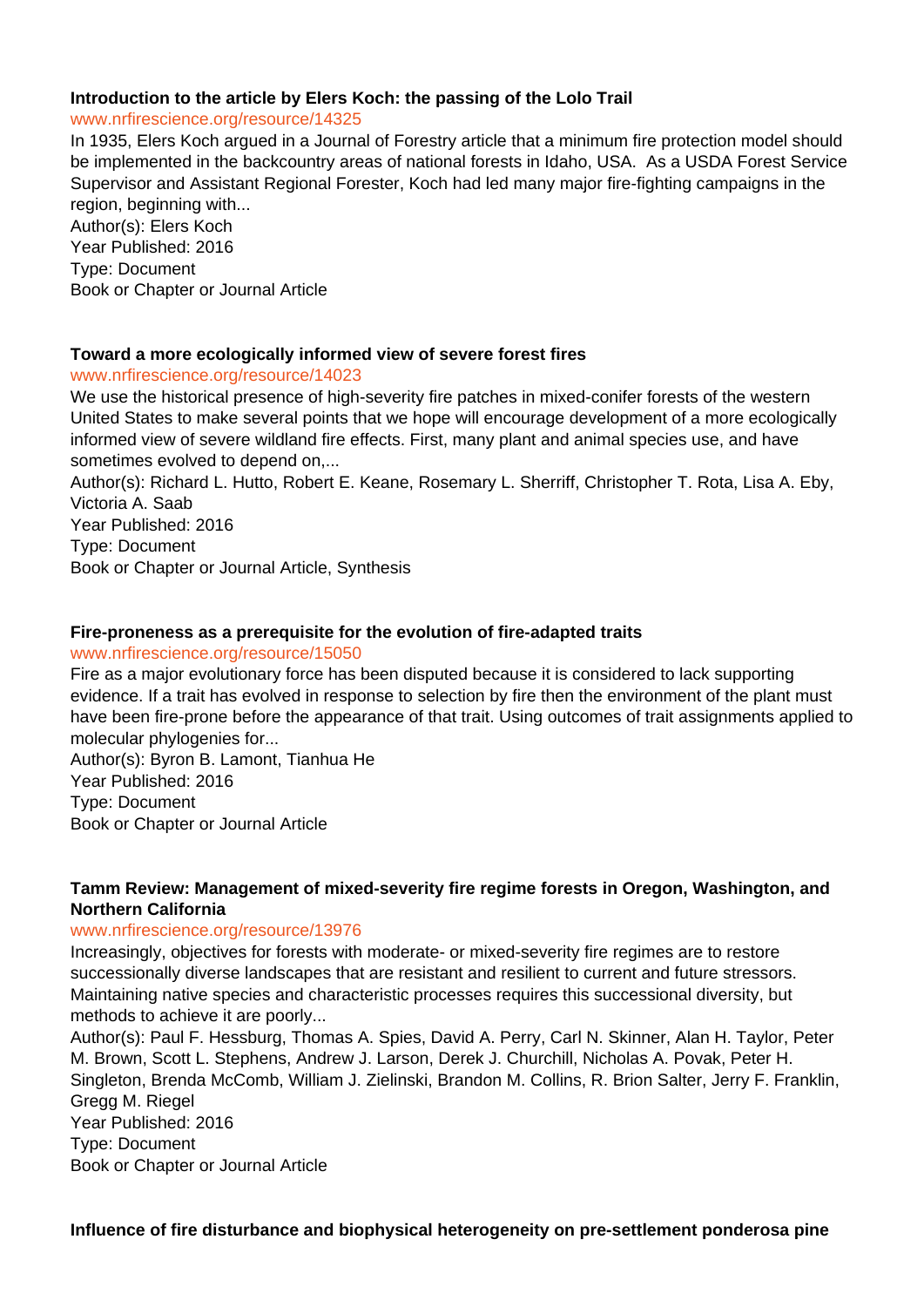**Introduction to the article by Elers Koch: the passing of the Lolo Trail**

www.nrfirescience.org/resource/14325

In 1935, Elers Koch argued in a Journal of Forestry article that a minimum fire protection model should be implemented in the backcountry areas of national forests in Idaho, USA. As a USDA Forest Service Supervisor and Assistant Regional Forester, Koch had led many major fire-fighting campaigns in the region, beginning with...

Author(s): Elers Koch
Year Published: 2016
Type: Document
Book or Chapter or Journal Article

**Toward a more ecologically informed view of severe forest fires**

www.nrfirescience.org/resource/14023

We use the historical presence of high-severity fire patches in mixed-conifer forests of the western United States to make several points that we hope will encourage development of a more ecologically informed view of severe wildland fire effects. First, many plant and animal species use, and have sometimes evolved to depend on,...

Author(s): Richard L. Hutto, Robert E. Keane, Rosemary L. Sherriff, Christopher T. Rota, Lisa A. Eby, Victoria A. Saab
Year Published: 2016
Type: Document
Book or Chapter or Journal Article, Synthesis

**Fire-proneness as a prerequisite for the evolution of fire-adapted traits**

www.nrfirescience.org/resource/15050

Fire as a major evolutionary force has been disputed because it is considered to lack supporting evidence. If a trait has evolved in response to selection by fire then the environment of the plant must have been fire-prone before the appearance of that trait. Using outcomes of trait assignments applied to molecular phylogenies for...

Author(s): Byron B. Lamont, Tianhua He
Year Published: 2016
Type: Document
Book or Chapter or Journal Article

**Tamm Review: Management of mixed-severity fire regime forests in Oregon, Washington, and Northern California**

www.nrfirescience.org/resource/13976

Increasingly, objectives for forests with moderate- or mixed-severity fire regimes are to restore successionally diverse landscapes that are resistant and resilient to current and future stressors. Maintaining native species and characteristic processes requires this successional diversity, but methods to achieve it are poorly...

Author(s): Paul F. Hessburg, Thomas A. Spies, David A. Perry, Carl N. Skinner, Alan H. Taylor, Peter M. Brown, Scott L. Stephens, Andrew J. Larson, Derek J. Churchill, Nicholas A. Povak, Peter H. Singleton, Brenda McComb, William J. Zielinski, Brandon M. Collins, R. Brion Salter, Jerry F. Franklin, Gregg M. Riegel
Year Published: 2016
Type: Document
Book or Chapter or Journal Article

**Influence of fire disturbance and biophysical heterogeneity on pre-settlement ponderosa pine**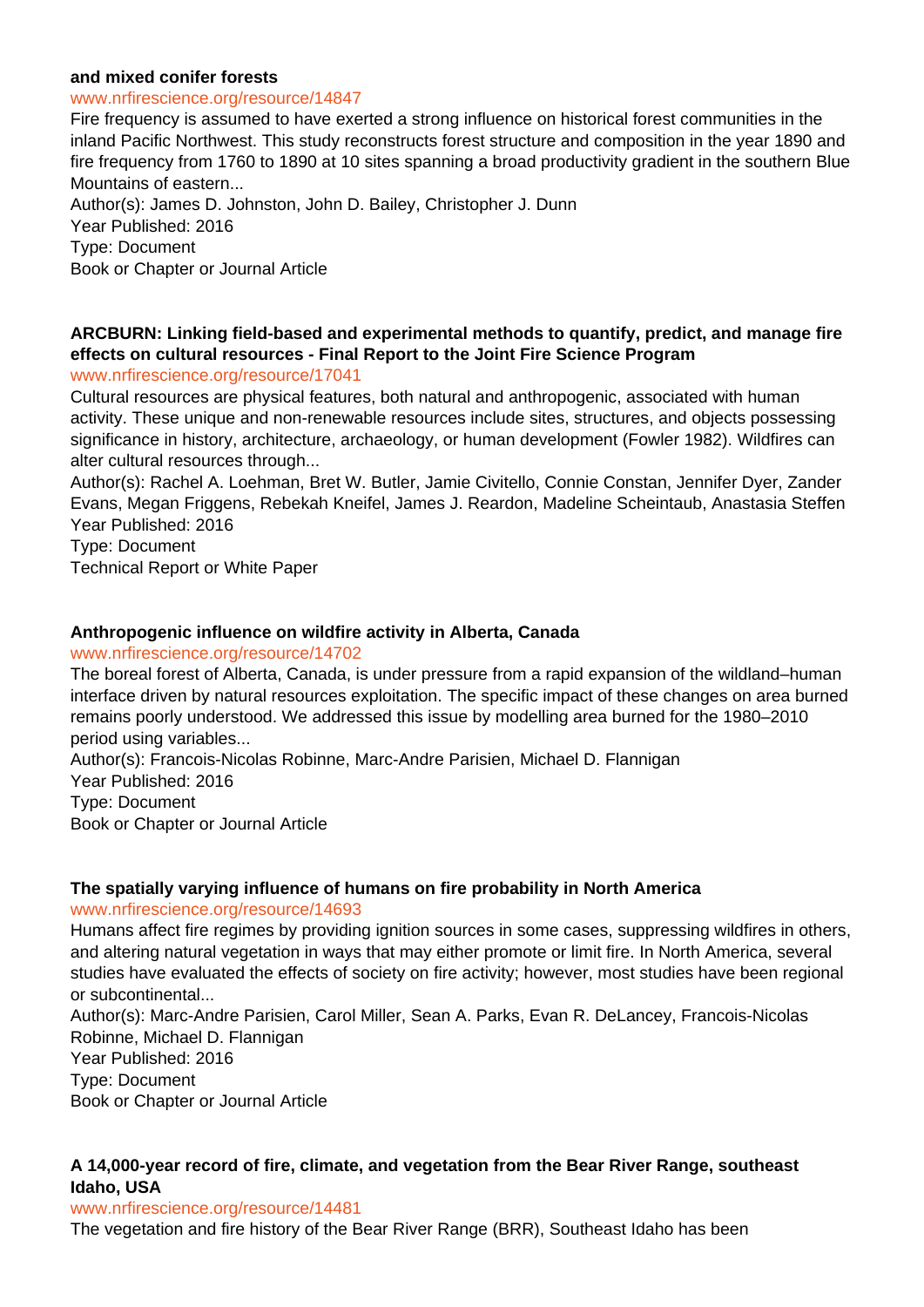**and mixed conifer forests**

www.nrfirescience.org/resource/14847

Fire frequency is assumed to have exerted a strong influence on historical forest communities in the inland Pacific Northwest. This study reconstructs forest structure and composition in the year 1890 and fire frequency from 1760 to 1890 at 10 sites spanning a broad productivity gradient in the southern Blue Mountains of eastern...

Author(s): James D. Johnston, John D. Bailey, Christopher J. Dunn

Year Published: 2016

Type: Document

Book or Chapter or Journal Article

**ARCBURN: Linking field-based and experimental methods to quantify, predict, and manage fire effects on cultural resources - Final Report to the Joint Fire Science Program**

www.nrfirescience.org/resource/17041

Cultural resources are physical features, both natural and anthropogenic, associated with human activity. These unique and non-renewable resources include sites, structures, and objects possessing significance in history, architecture, archaeology, or human development (Fowler 1982). Wildfires can alter cultural resources through...

Author(s): Rachel A. Loehman, Bret W. Butler, Jamie Civitello, Connie Constan, Jennifer Dyer, Zander Evans, Megan Friggens, Rebekah Kneifel, James J. Reardon, Madeline Scheintaub, Anastasia Steffen

Year Published: 2016

Type: Document

Technical Report or White Paper

**Anthropogenic influence on wildfire activity in Alberta, Canada**

www.nrfirescience.org/resource/14702

The boreal forest of Alberta, Canada, is under pressure from a rapid expansion of the wildland–human interface driven by natural resources exploitation. The specific impact of these changes on area burned remains poorly understood. We addressed this issue by modelling area burned for the 1980–2010 period using variables...

Author(s): Francois-Nicolas Robinne, Marc-Andre Parisien, Michael D. Flannigan

Year Published: 2016

Type: Document

Book or Chapter or Journal Article

**The spatially varying influence of humans on fire probability in North America**

www.nrfirescience.org/resource/14693

Humans affect fire regimes by providing ignition sources in some cases, suppressing wildfires in others, and altering natural vegetation in ways that may either promote or limit fire. In North America, several studies have evaluated the effects of society on fire activity; however, most studies have been regional or subcontinental...

Author(s): Marc-Andre Parisien, Carol Miller, Sean A. Parks, Evan R. DeLancey, Francois-Nicolas Robinne, Michael D. Flannigan

Year Published: 2016

Type: Document

Book or Chapter or Journal Article

**A 14,000-year record of fire, climate, and vegetation from the Bear River Range, southeast Idaho, USA**

www.nrfirescience.org/resource/14481

The vegetation and fire history of the Bear River Range (BRR), Southeast Idaho has been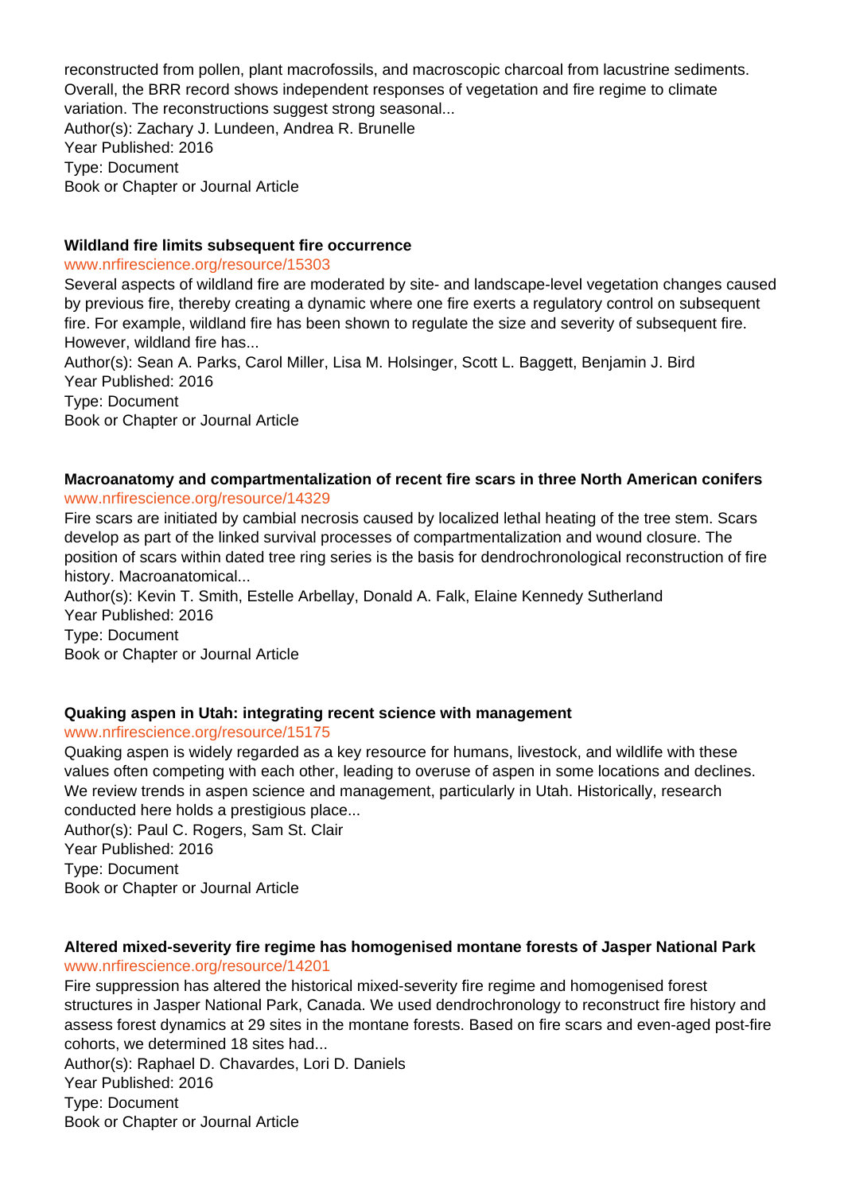reconstructed from pollen, plant macrofossils, and macroscopic charcoal from lacustrine sediments. Overall, the BRR record shows independent responses of vegetation and fire regime to climate variation. The reconstructions suggest strong seasonal...
Author(s): Zachary J. Lundeen, Andrea R. Brunelle
Year Published: 2016
Type: Document
Book or Chapter or Journal Article

**Wildland fire limits subsequent fire occurrence**
www.nrfirescience.org/resource/15303
Several aspects of wildland fire are moderated by site- and landscape-level vegetation changes caused by previous fire, thereby creating a dynamic where one fire exerts a regulatory control on subsequent fire. For example, wildland fire has been shown to regulate the size and severity of subsequent fire. However, wildland fire has...
Author(s): Sean A. Parks, Carol Miller, Lisa M. Holsinger, Scott L. Baggett, Benjamin J. Bird
Year Published: 2016
Type: Document
Book or Chapter or Journal Article

**Macroanatomy and compartmentalization of recent fire scars in three North American conifers**
www.nrfirescience.org/resource/14329
Fire scars are initiated by cambial necrosis caused by localized lethal heating of the tree stem. Scars develop as part of the linked survival processes of compartmentalization and wound closure. The position of scars within dated tree ring series is the basis for dendrochronological reconstruction of fire history. Macroanatomical...
Author(s): Kevin T. Smith, Estelle Arbellay, Donald A. Falk, Elaine Kennedy Sutherland
Year Published: 2016
Type: Document
Book or Chapter or Journal Article

**Quaking aspen in Utah: integrating recent science with management**
www.nrfirescience.org/resource/15175
Quaking aspen is widely regarded as a key resource for humans, livestock, and wildlife with these values often competing with each other, leading to overuse of aspen in some locations and declines. We review trends in aspen science and management, particularly in Utah. Historically, research conducted here holds a prestigious place...
Author(s): Paul C. Rogers, Sam St. Clair
Year Published: 2016
Type: Document
Book or Chapter or Journal Article

**Altered mixed-severity fire regime has homogenised montane forests of Jasper National Park**
www.nrfirescience.org/resource/14201
Fire suppression has altered the historical mixed-severity fire regime and homogenised forest structures in Jasper National Park, Canada. We used dendrochronology to reconstruct fire history and assess forest dynamics at 29 sites in the montane forests. Based on fire scars and even-aged post-fire cohorts, we determined 18 sites had...
Author(s): Raphael D. Chavardes, Lori D. Daniels
Year Published: 2016
Type: Document
Book or Chapter or Journal Article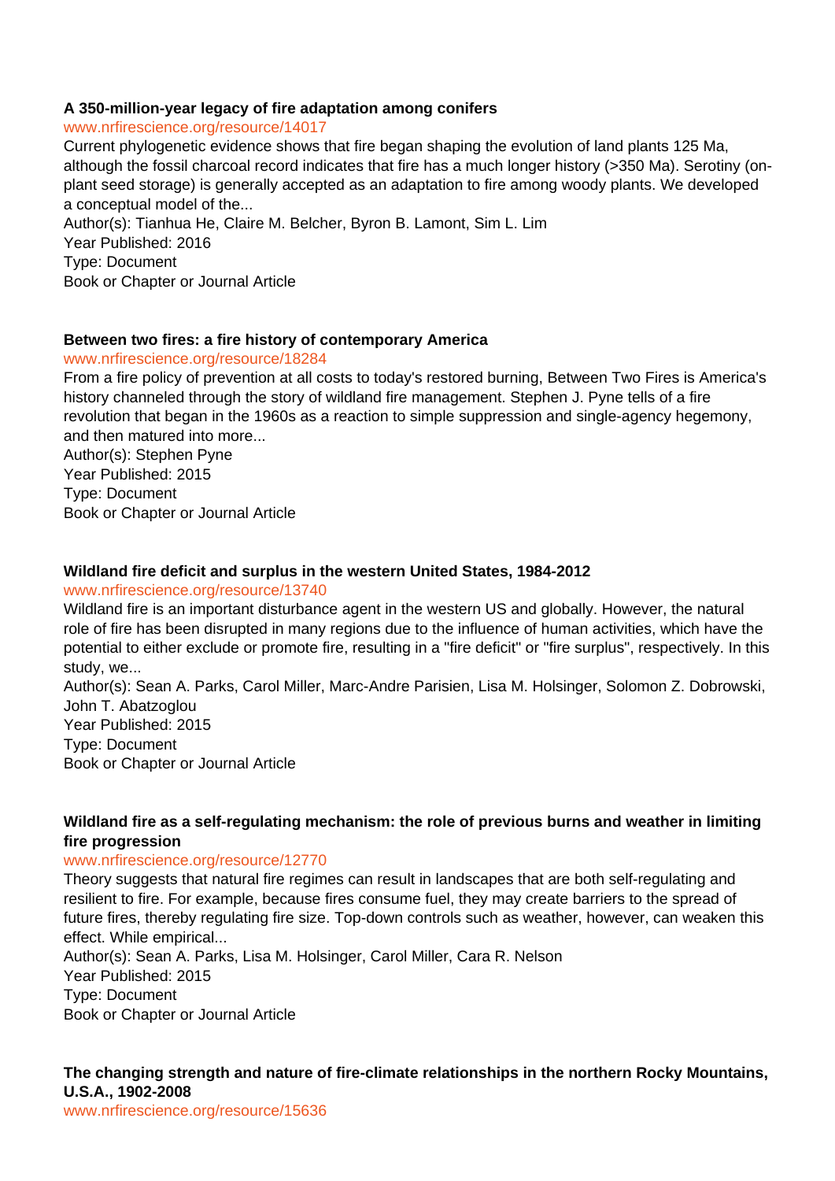**A 350-million-year legacy of fire adaptation among conifers**

www.nrfirescience.org/resource/14017

Current phylogenetic evidence shows that fire began shaping the evolution of land plants 125 Ma, although the fossil charcoal record indicates that fire has a much longer history (>350 Ma). Serotiny (on-plant seed storage) is generally accepted as an adaptation to fire among woody plants. We developed a conceptual model of the...

Author(s): Tianhua He, Claire M. Belcher, Byron B. Lamont, Sim L. Lim

Year Published: 2016

Type: Document

Book or Chapter or Journal Article

**Between two fires: a fire history of contemporary America**

www.nrfirescience.org/resource/18284

From a fire policy of prevention at all costs to today's restored burning, Between Two Fires is America's history channeled through the story of wildland fire management. Stephen J. Pyne tells of a fire revolution that began in the 1960s as a reaction to simple suppression and single-agency hegemony, and then matured into more...

Author(s): Stephen Pyne

Year Published: 2015

Type: Document

Book or Chapter or Journal Article

**Wildland fire deficit and surplus in the western United States, 1984-2012**

www.nrfirescience.org/resource/13740

Wildland fire is an important disturbance agent in the western US and globally. However, the natural role of fire has been disrupted in many regions due to the influence of human activities, which have the potential to either exclude or promote fire, resulting in a "fire deficit" or "fire surplus", respectively. In this study, we...

Author(s): Sean A. Parks, Carol Miller, Marc-Andre Parisien, Lisa M. Holsinger, Solomon Z. Dobrowski, John T. Abatzoglou

Year Published: 2015

Type: Document

Book or Chapter or Journal Article

**Wildland fire as a self-regulating mechanism: the role of previous burns and weather in limiting fire progression**

www.nrfirescience.org/resource/12770

Theory suggests that natural fire regimes can result in landscapes that are both self-regulating and resilient to fire. For example, because fires consume fuel, they may create barriers to the spread of future fires, thereby regulating fire size. Top-down controls such as weather, however, can weaken this effect. While empirical...

Author(s): Sean A. Parks, Lisa M. Holsinger, Carol Miller, Cara R. Nelson

Year Published: 2015

Type: Document

Book or Chapter or Journal Article

**The changing strength and nature of fire-climate relationships in the northern Rocky Mountains, U.S.A., 1902-2008**

www.nrfirescience.org/resource/15636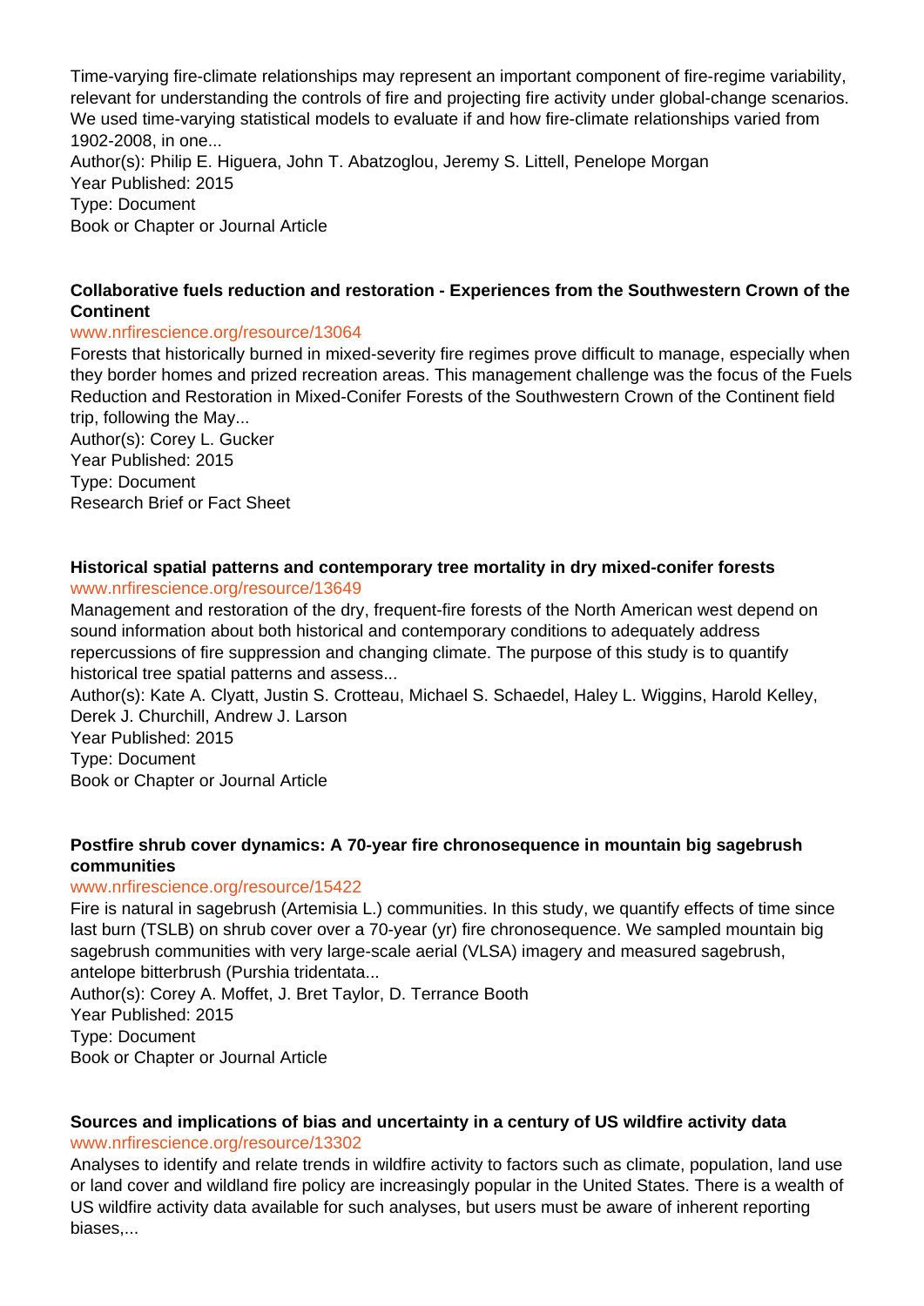Time-varying fire-climate relationships may represent an important component of fire-regime variability, relevant for understanding the controls of fire and projecting fire activity under global-change scenarios. We used time-varying statistical models to evaluate if and how fire-climate relationships varied from 1902-2008, in one...

Author(s): Philip E. Higuera, John T. Abatzoglou, Jeremy S. Littell, Penelope Morgan
Year Published: 2015
Type: Document
Book or Chapter or Journal Article

**Collaborative fuels reduction and restoration - Experiences from the Southwestern Crown of the Continent**

www.nrfirescience.org/resource/13064

Forests that historically burned in mixed-severity fire regimes prove difficult to manage, especially when they border homes and prized recreation areas. This management challenge was the focus of the Fuels Reduction and Restoration in Mixed-Conifer Forests of the Southwestern Crown of the Continent field trip, following the May...

Author(s): Corey L. Gucker
Year Published: 2015
Type: Document
Research Brief or Fact Sheet

**Historical spatial patterns and contemporary tree mortality in dry mixed-conifer forests**

www.nrfirescience.org/resource/13649

Management and restoration of the dry, frequent-fire forests of the North American west depend on sound information about both historical and contemporary conditions to adequately address repercussions of fire suppression and changing climate. The purpose of this study is to quantify historical tree spatial patterns and assess...

Author(s): Kate A. Clyatt, Justin S. Crotteau, Michael S. Schaedel, Haley L. Wiggins, Harold Kelley, Derek J. Churchill, Andrew J. Larson
Year Published: 2015
Type: Document
Book or Chapter or Journal Article

**Postfire shrub cover dynamics: A 70-year fire chronosequence in mountain big sagebrush communities**

www.nrfirescience.org/resource/15422

Fire is natural in sagebrush (Artemisia L.) communities. In this study, we quantify effects of time since last burn (TSLB) on shrub cover over a 70-year (yr) fire chronosequence. We sampled mountain big sagebrush communities with very large-scale aerial (VLSA) imagery and measured sagebrush, antelope bitterbrush (Purshia tridentata...

Author(s): Corey A. Moffet, J. Bret Taylor, D. Terrance Booth
Year Published: 2015
Type: Document
Book or Chapter or Journal Article

**Sources and implications of bias and uncertainty in a century of US wildfire activity data**

www.nrfirescience.org/resource/13302

Analyses to identify and relate trends in wildfire activity to factors such as climate, population, land use or land cover and wildland fire policy are increasingly popular in the United States. There is a wealth of US wildfire activity data available for such analyses, but users must be aware of inherent reporting biases,...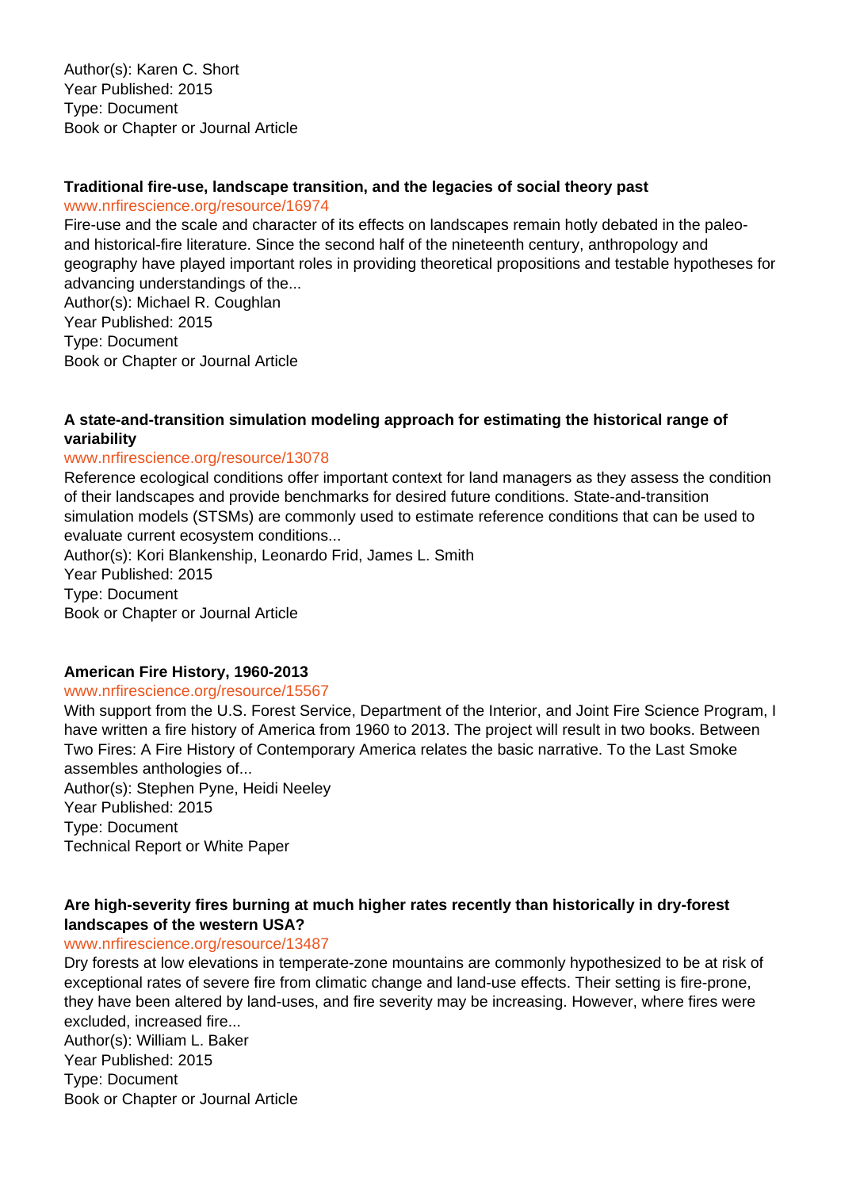Author(s): Karen C. Short
Year Published: 2015
Type: Document
Book or Chapter or Journal Article

**Traditional fire-use, landscape transition, and the legacies of social theory past**

www.nrfirescience.org/resource/16974

Fire-use and the scale and character of its effects on landscapes remain hotly debated in the paleo- and historical-fire literature. Since the second half of the nineteenth century, anthropology and geography have played important roles in providing theoretical propositions and testable hypotheses for advancing understandings of the...

Author(s): Michael R. Coughlan
Year Published: 2015
Type: Document
Book or Chapter or Journal Article

**A state-and-transition simulation modeling approach for estimating the historical range of variability**

www.nrfirescience.org/resource/13078

Reference ecological conditions offer important context for land managers as they assess the condition of their landscapes and provide benchmarks for desired future conditions. State-and-transition simulation models (STSMs) are commonly used to estimate reference conditions that can be used to evaluate current ecosystem conditions...

Author(s): Kori Blankenship, Leonardo Frid, James L. Smith
Year Published: 2015
Type: Document
Book or Chapter or Journal Article

**American Fire History, 1960-2013**

www.nrfirescience.org/resource/15567

With support from the U.S. Forest Service, Department of the Interior, and Joint Fire Science Program, I have written a fire history of America from 1960 to 2013. The project will result in two books. Between Two Fires: A Fire History of Contemporary America relates the basic narrative. To the Last Smoke assembles anthologies of...

Author(s): Stephen Pyne, Heidi Neeley
Year Published: 2015
Type: Document
Technical Report or White Paper

**Are high-severity fires burning at much higher rates recently than historically in dry-forest landscapes of the western USA?**

www.nrfirescience.org/resource/13487

Dry forests at low elevations in temperate-zone mountains are commonly hypothesized to be at risk of exceptional rates of severe fire from climatic change and land-use effects. Their setting is fire-prone, they have been altered by land-uses, and fire severity may be increasing. However, where fires were excluded, increased fire...

Author(s): William L. Baker
Year Published: 2015
Type: Document
Book or Chapter or Journal Article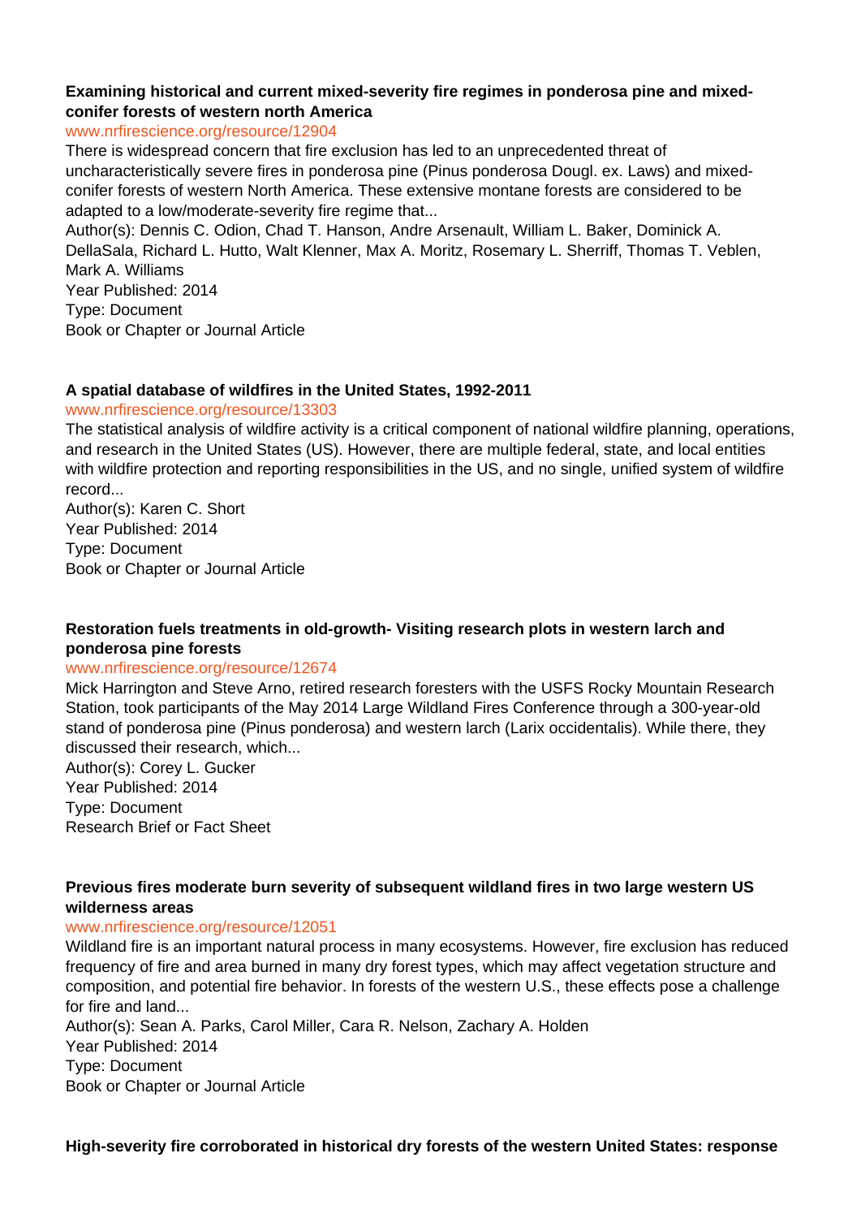**Examining historical and current mixed-severity fire regimes in ponderosa pine and mixed-conifer forests of western north America**

www.nrfirescience.org/resource/12904

There is widespread concern that fire exclusion has led to an unprecedented threat of uncharacteristically severe fires in ponderosa pine (Pinus ponderosa Dougl. ex. Laws) and mixed-conifer forests of western North America. These extensive montane forests are considered to be adapted to a low/moderate-severity fire regime that...

Author(s): Dennis C. Odion, Chad T. Hanson, Andre Arsenault, William L. Baker, Dominick A. DellaSala, Richard L. Hutto, Walt Klenner, Max A. Moritz, Rosemary L. Sherriff, Thomas T. Veblen, Mark A. Williams

Year Published: 2014

Type: Document

Book or Chapter or Journal Article

**A spatial database of wildfires in the United States, 1992-2011**

www.nrfirescience.org/resource/13303

The statistical analysis of wildfire activity is a critical component of national wildfire planning, operations, and research in the United States (US). However, there are multiple federal, state, and local entities with wildfire protection and reporting responsibilities in the US, and no single, unified system of wildfire record...

Author(s): Karen C. Short

Year Published: 2014

Type: Document

Book or Chapter or Journal Article

**Restoration fuels treatments in old-growth- Visiting research plots in western larch and ponderosa pine forests**

www.nrfirescience.org/resource/12674

Mick Harrington and Steve Arno, retired research foresters with the USFS Rocky Mountain Research Station, took participants of the May 2014 Large Wildland Fires Conference through a 300-year-old stand of ponderosa pine (Pinus ponderosa) and western larch (Larix occidentalis). While there, they discussed their research, which...

Author(s): Corey L. Gucker

Year Published: 2014

Type: Document

Research Brief or Fact Sheet

**Previous fires moderate burn severity of subsequent wildland fires in two large western US wilderness areas**

www.nrfirescience.org/resource/12051

Wildland fire is an important natural process in many ecosystems. However, fire exclusion has reduced frequency of fire and area burned in many dry forest types, which may affect vegetation structure and composition, and potential fire behavior. In forests of the western U.S., these effects pose a challenge for fire and land...

Author(s): Sean A. Parks, Carol Miller, Cara R. Nelson, Zachary A. Holden

Year Published: 2014

Type: Document

Book or Chapter or Journal Article

**High-severity fire corroborated in historical dry forests of the western United States: response**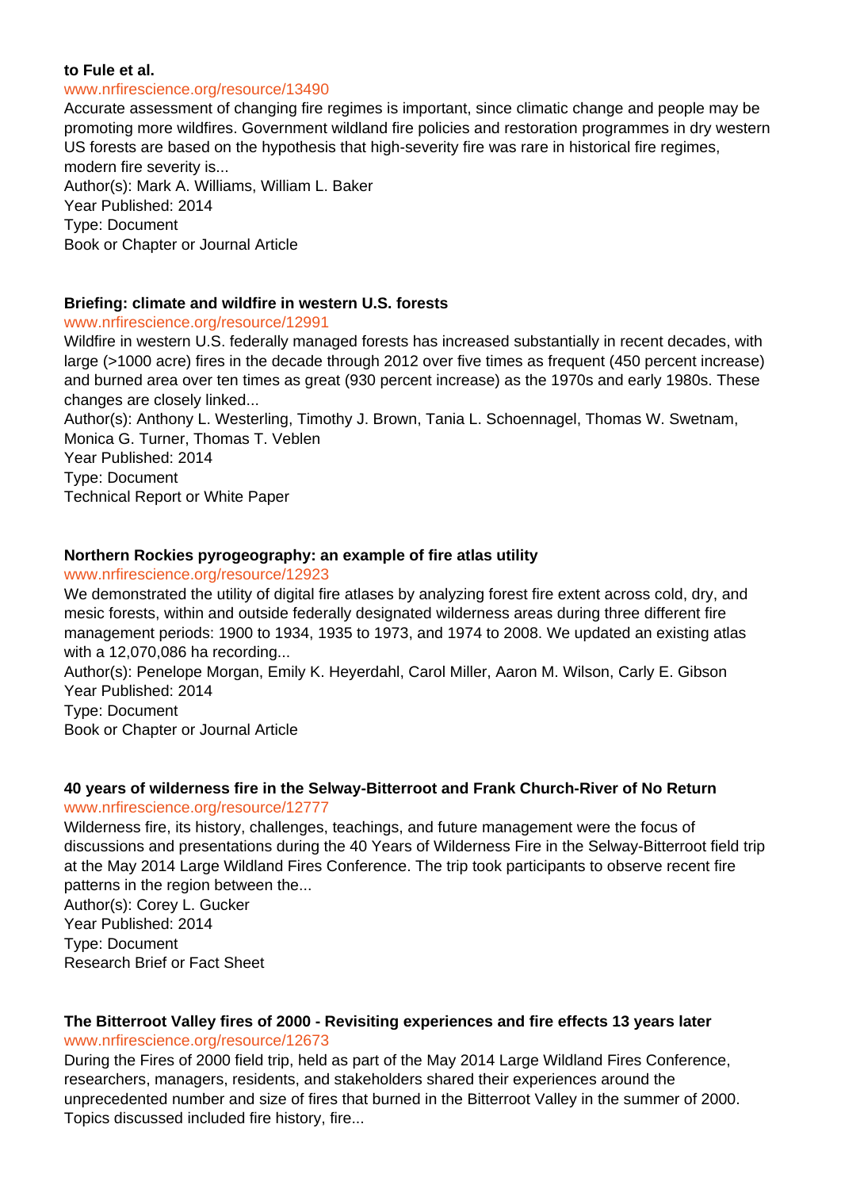**to Fule et al.**

www.nrfirescience.org/resource/13490

Accurate assessment of changing fire regimes is important, since climatic change and people may be promoting more wildfires. Government wildland fire policies and restoration programmes in dry western US forests are based on the hypothesis that high-severity fire was rare in historical fire regimes, modern fire severity is...

Author(s): Mark A. Williams, William L. Baker

Year Published: 2014

Type: Document

Book or Chapter or Journal Article

**Briefing: climate and wildfire in western U.S. forests**

www.nrfirescience.org/resource/12991

Wildfire in western U.S. federally managed forests has increased substantially in recent decades, with large (>1000 acre) fires in the decade through 2012 over five times as frequent (450 percent increase) and burned area over ten times as great (930 percent increase) as the 1970s and early 1980s. These changes are closely linked...

Author(s): Anthony L. Westerling, Timothy J. Brown, Tania L. Schoennagel, Thomas W. Swetnam, Monica G. Turner, Thomas T. Veblen

Year Published: 2014

Type: Document

Technical Report or White Paper

**Northern Rockies pyrogeography: an example of fire atlas utility**

www.nrfirescience.org/resource/12923

We demonstrated the utility of digital fire atlases by analyzing forest fire extent across cold, dry, and mesic forests, within and outside federally designated wilderness areas during three different fire management periods: 1900 to 1934, 1935 to 1973, and 1974 to 2008. We updated an existing atlas with a 12,070,086 ha recording...

Author(s): Penelope Morgan, Emily K. Heyerdahl, Carol Miller, Aaron M. Wilson, Carly E. Gibson

Year Published: 2014

Type: Document

Book or Chapter or Journal Article

**40 years of wilderness fire in the Selway-Bitterroot and Frank Church-River of No Return**

www.nrfirescience.org/resource/12777

Wilderness fire, its history, challenges, teachings, and future management were the focus of discussions and presentations during the 40 Years of Wilderness Fire in the Selway-Bitterroot field trip at the May 2014 Large Wildland Fires Conference. The trip took participants to observe recent fire patterns in the region between the...

Author(s): Corey L. Gucker

Year Published: 2014

Type: Document

Research Brief or Fact Sheet

**The Bitterroot Valley fires of 2000 - Revisiting experiences and fire effects 13 years later**

www.nrfirescience.org/resource/12673

During the Fires of 2000 field trip, held as part of the May 2014 Large Wildland Fires Conference, researchers, managers, residents, and stakeholders shared their experiences around the unprecedented number and size of fires that burned in the Bitterroot Valley in the summer of 2000. Topics discussed included fire history, fire...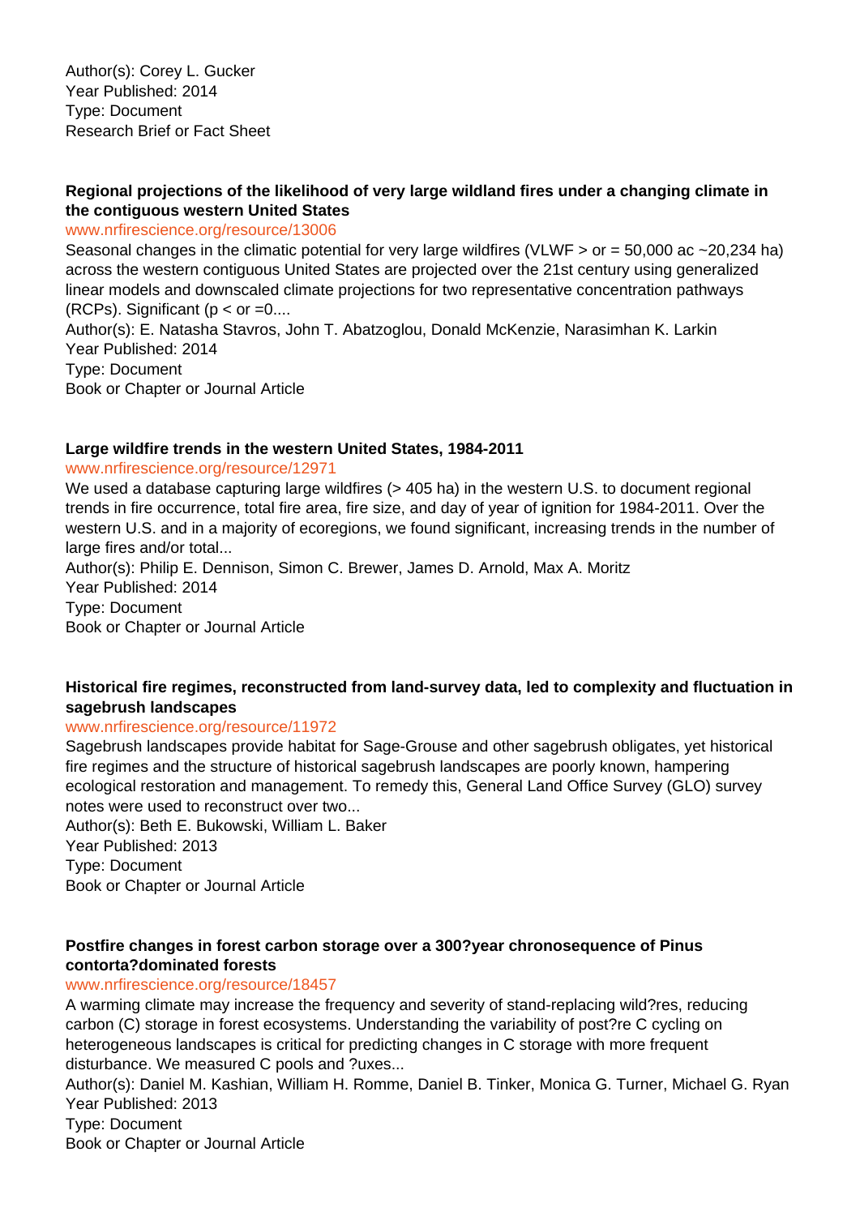Author(s): Corey L. Gucker
Year Published: 2014
Type: Document
Research Brief or Fact Sheet

**Regional projections of the likelihood of very large wildland fires under a changing climate in the contiguous western United States**

www.nrfirescience.org/resource/13006

Seasonal changes in the climatic potential for very large wildfires (VLWF > or = 50,000 ac ~20,234 ha) across the western contiguous United States are projected over the 21st century using generalized linear models and downscaled climate projections for two representative concentration pathways (RCPs). Significant (p < or =0....

Author(s): E. Natasha Stavros, John T. Abatzoglou, Donald McKenzie, Narasimhan K. Larkin
Year Published: 2014
Type: Document
Book or Chapter or Journal Article

**Large wildfire trends in the western United States, 1984-2011**

www.nrfirescience.org/resource/12971

We used a database capturing large wildfires (> 405 ha) in the western U.S. to document regional trends in fire occurrence, total fire area, fire size, and day of year of ignition for 1984-2011. Over the western U.S. and in a majority of ecoregions, we found significant, increasing trends in the number of large fires and/or total...

Author(s): Philip E. Dennison, Simon C. Brewer, James D. Arnold, Max A. Moritz
Year Published: 2014
Type: Document
Book or Chapter or Journal Article

**Historical fire regimes, reconstructed from land-survey data, led to complexity and fluctuation in sagebrush landscapes**

www.nrfirescience.org/resource/11972

Sagebrush landscapes provide habitat for Sage-Grouse and other sagebrush obligates, yet historical fire regimes and the structure of historical sagebrush landscapes are poorly known, hampering ecological restoration and management. To remedy this, General Land Office Survey (GLO) survey notes were used to reconstruct over two...

Author(s): Beth E. Bukowski, William L. Baker
Year Published: 2013
Type: Document
Book or Chapter or Journal Article

**Postfire changes in forest carbon storage over a 300?year chronosequence of Pinus contorta?dominated forests**

www.nrfirescience.org/resource/18457

A warming climate may increase the frequency and severity of stand-replacing wild?res, reducing carbon (C) storage in forest ecosystems. Understanding the variability of post?re C cycling on heterogeneous landscapes is critical for predicting changes in C storage with more frequent disturbance. We measured C pools and ?uxes...

Author(s): Daniel M. Kashian, William H. Romme, Daniel B. Tinker, Monica G. Turner, Michael G. Ryan
Year Published: 2013
Type: Document
Book or Chapter or Journal Article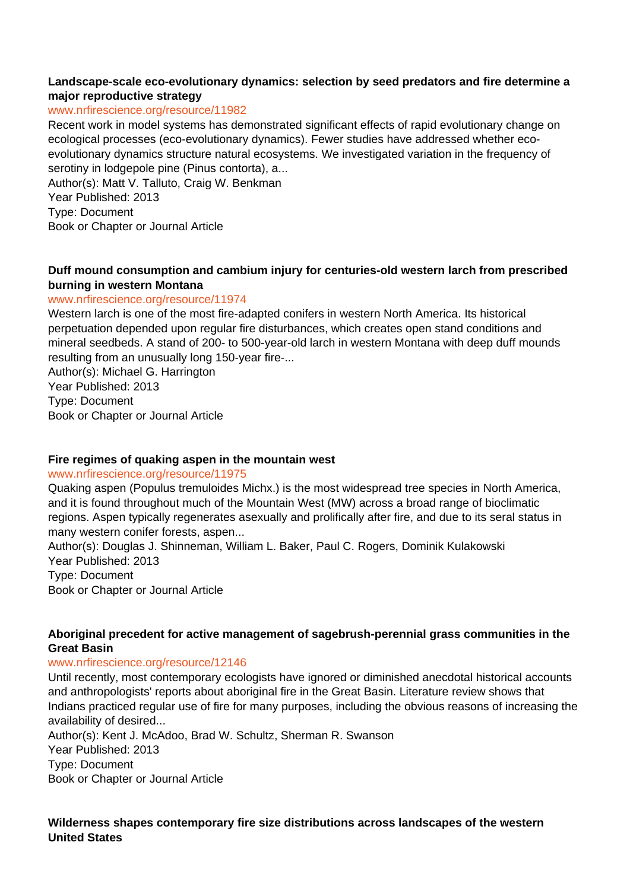**Landscape-scale eco-evolutionary dynamics: selection by seed predators and fire determine a major reproductive strategy**

www.nrfirescience.org/resource/11982

Recent work in model systems has demonstrated significant effects of rapid evolutionary change on ecological processes (eco-evolutionary dynamics). Fewer studies have addressed whether eco-evolutionary dynamics structure natural ecosystems. We investigated variation in the frequency of serotiny in lodgepole pine (Pinus contorta), a...

Author(s): Matt V. Talluto, Craig W. Benkman

Year Published: 2013

Type: Document

Book or Chapter or Journal Article

**Duff mound consumption and cambium injury for centuries-old western larch from prescribed burning in western Montana**

www.nrfirescience.org/resource/11974

Western larch is one of the most fire-adapted conifers in western North America. Its historical perpetuation depended upon regular fire disturbances, which creates open stand conditions and mineral seedbeds. A stand of 200- to 500-year-old larch in western Montana with deep duff mounds resulting from an unusually long 150-year fire-...

Author(s): Michael G. Harrington

Year Published: 2013

Type: Document

Book or Chapter or Journal Article

**Fire regimes of quaking aspen in the mountain west**

www.nrfirescience.org/resource/11975

Quaking aspen (Populus tremuloides Michx.) is the most widespread tree species in North America, and it is found throughout much of the Mountain West (MW) across a broad range of bioclimatic regions. Aspen typically regenerates asexually and prolifically after fire, and due to its seral status in many western conifer forests, aspen...

Author(s): Douglas J. Shinneman, William L. Baker, Paul C. Rogers, Dominik Kulakowski

Year Published: 2013

Type: Document

Book or Chapter or Journal Article

**Aboriginal precedent for active management of sagebrush-perennial grass communities in the Great Basin**

www.nrfirescience.org/resource/12146

Until recently, most contemporary ecologists have ignored or diminished anecdotal historical accounts and anthropologists' reports about aboriginal fire in the Great Basin. Literature review shows that Indians practiced regular use of fire for many purposes, including the obvious reasons of increasing the availability of desired...

Author(s): Kent J. McAdoo, Brad W. Schultz, Sherman R. Swanson

Year Published: 2013

Type: Document

Book or Chapter or Journal Article

**Wilderness shapes contemporary fire size distributions across landscapes of the western United States**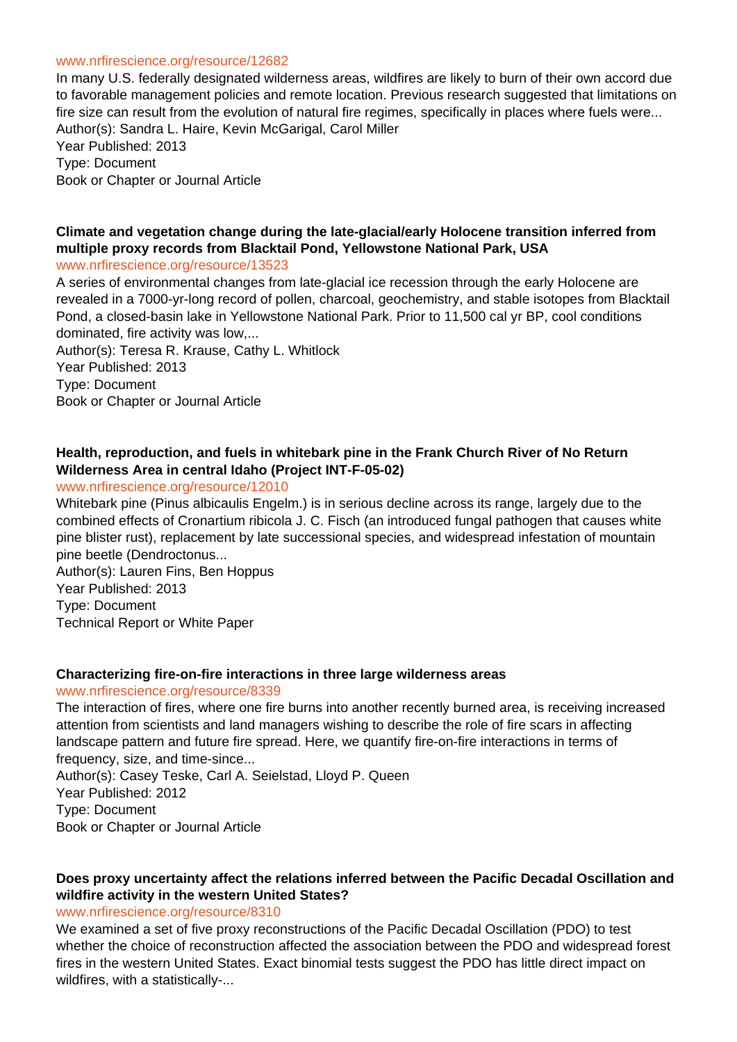www.nrfirescience.org/resource/12682

In many U.S. federally designated wilderness areas, wildfires are likely to burn of their own accord due to favorable management policies and remote location. Previous research suggested that limitations on fire size can result from the evolution of natural fire regimes, specifically in places where fuels were...

Author(s): Sandra L. Haire, Kevin McGarigal, Carol Miller

Year Published: 2013

Type: Document

Book or Chapter or Journal Article

**Climate and vegetation change during the late-glacial/early Holocene transition inferred from multiple proxy records from Blacktail Pond, Yellowstone National Park, USA**

www.nrfirescience.org/resource/13523

A series of environmental changes from late-glacial ice recession through the early Holocene are revealed in a 7000-yr-long record of pollen, charcoal, geochemistry, and stable isotopes from Blacktail Pond, a closed-basin lake in Yellowstone National Park. Prior to 11,500 cal yr BP, cool conditions dominated, fire activity was low,...

Author(s): Teresa R. Krause, Cathy L. Whitlock

Year Published: 2013

Type: Document

Book or Chapter or Journal Article

**Health, reproduction, and fuels in whitebark pine in the Frank Church River of No Return Wilderness Area in central Idaho (Project INT-F-05-02)**

www.nrfirescience.org/resource/12010

Whitebark pine (Pinus albicaulis Engelm.) is in serious decline across its range, largely due to the combined effects of Cronartium ribicola J. C. Fisch (an introduced fungal pathogen that causes white pine blister rust), replacement by late successional species, and widespread infestation of mountain pine beetle (Dendroctonus...

Author(s): Lauren Fins, Ben Hoppus

Year Published: 2013

Type: Document

Technical Report or White Paper

**Characterizing fire-on-fire interactions in three large wilderness areas**

www.nrfirescience.org/resource/8339

The interaction of fires, where one fire burns into another recently burned area, is receiving increased attention from scientists and land managers wishing to describe the role of fire scars in affecting landscape pattern and future fire spread. Here, we quantify fire-on-fire interactions in terms of frequency, size, and time-since...

Author(s): Casey Teske, Carl A. Seielstad, Lloyd P. Queen

Year Published: 2012

Type: Document

Book or Chapter or Journal Article

**Does proxy uncertainty affect the relations inferred between the Pacific Decadal Oscillation and wildfire activity in the western United States?**

www.nrfirescience.org/resource/8310

We examined a set of five proxy reconstructions of the Pacific Decadal Oscillation (PDO) to test whether the choice of reconstruction affected the association between the PDO and widespread forest fires in the western United States. Exact binomial tests suggest the PDO has little direct impact on wildfires, with a statistically-...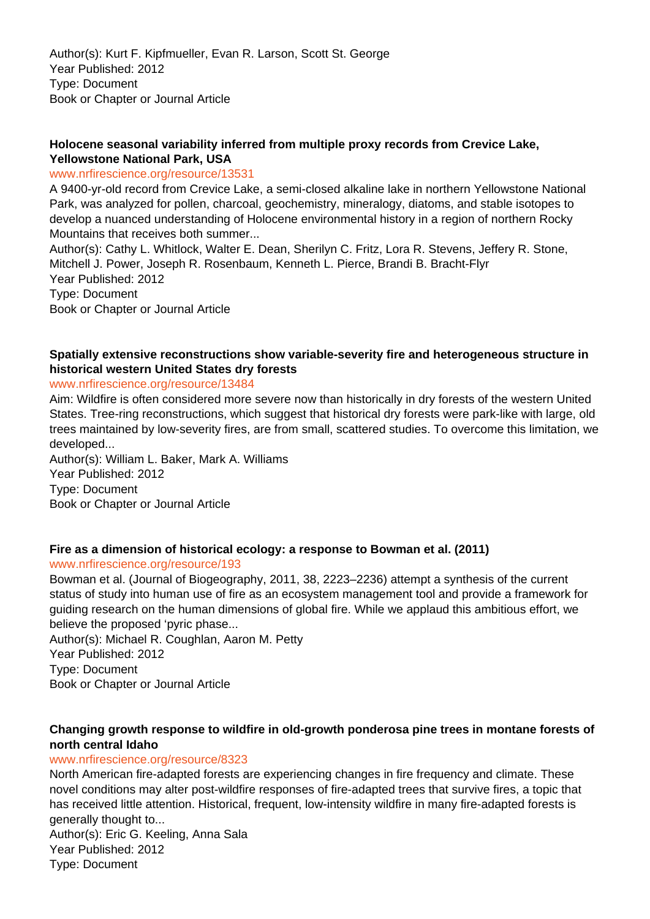Author(s): Kurt F. Kipfmueller, Evan R. Larson, Scott St. George
Year Published: 2012
Type: Document
Book or Chapter or Journal Article

**Holocene seasonal variability inferred from multiple proxy records from Crevice Lake, Yellowstone National Park, USA**

www.nrfirescience.org/resource/13531

A 9400-yr-old record from Crevice Lake, a semi-closed alkaline lake in northern Yellowstone National Park, was analyzed for pollen, charcoal, geochemistry, mineralogy, diatoms, and stable isotopes to develop a nuanced understanding of Holocene environmental history in a region of northern Rocky Mountains that receives both summer...

Author(s): Cathy L. Whitlock, Walter E. Dean, Sherilyn C. Fritz, Lora R. Stevens, Jeffery R. Stone, Mitchell J. Power, Joseph R. Rosenbaum, Kenneth L. Pierce, Brandi B. Bracht-Flyr
Year Published: 2012
Type: Document
Book or Chapter or Journal Article

**Spatially extensive reconstructions show variable-severity fire and heterogeneous structure in historical western United States dry forests**

www.nrfirescience.org/resource/13484

Aim: Wildfire is often considered more severe now than historically in dry forests of the western United States. Tree-ring reconstructions, which suggest that historical dry forests were park-like with large, old trees maintained by low-severity fires, are from small, scattered studies. To overcome this limitation, we developed...

Author(s): William L. Baker, Mark A. Williams
Year Published: 2012
Type: Document
Book or Chapter or Journal Article

**Fire as a dimension of historical ecology: a response to Bowman et al. (2011)**

www.nrfirescience.org/resource/193

Bowman et al. (Journal of Biogeography, 2011, 38, 2223–2236) attempt a synthesis of the current status of study into human use of fire as an ecosystem management tool and provide a framework for guiding research on the human dimensions of global fire. While we applaud this ambitious effort, we believe the proposed 'pyric phase...

Author(s): Michael R. Coughlan, Aaron M. Petty
Year Published: 2012
Type: Document
Book or Chapter or Journal Article

**Changing growth response to wildfire in old-growth ponderosa pine trees in montane forests of north central Idaho**

www.nrfirescience.org/resource/8323

North American fire-adapted forests are experiencing changes in fire frequency and climate. These novel conditions may alter post-wildfire responses of fire-adapted trees that survive fires, a topic that has received little attention. Historical, frequent, low-intensity wildfire in many fire-adapted forests is generally thought to...

Author(s): Eric G. Keeling, Anna Sala
Year Published: 2012
Type: Document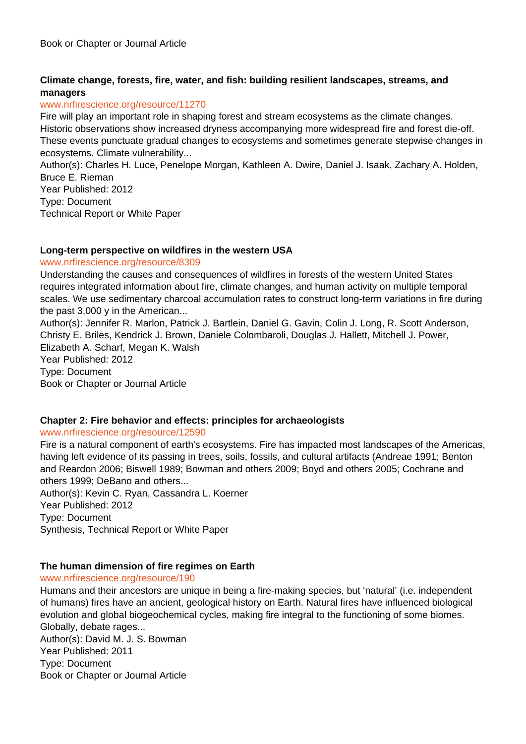Book or Chapter or Journal Article

**Climate change, forests, fire, water, and fish: building resilient landscapes, streams, and managers**

www.nrfirescience.org/resource/11270

Fire will play an important role in shaping forest and stream ecosystems as the climate changes. Historic observations show increased dryness accompanying more widespread fire and forest die-off. These events punctuate gradual changes to ecosystems and sometimes generate stepwise changes in ecosystems. Climate vulnerability...

Author(s): Charles H. Luce, Penelope Morgan, Kathleen A. Dwire, Daniel J. Isaak, Zachary A. Holden, Bruce E. Rieman

Year Published: 2012

Type: Document

Technical Report or White Paper

**Long-term perspective on wildfires in the western USA**

www.nrfirescience.org/resource/8309

Understanding the causes and consequences of wildfires in forests of the western United States requires integrated information about fire, climate changes, and human activity on multiple temporal scales. We use sedimentary charcoal accumulation rates to construct long-term variations in fire during the past 3,000 y in the American...

Author(s): Jennifer R. Marlon, Patrick J. Bartlein, Daniel G. Gavin, Colin J. Long, R. Scott Anderson, Christy E. Briles, Kendrick J. Brown, Daniele Colombaroli, Douglas J. Hallett, Mitchell J. Power, Elizabeth A. Scharf, Megan K. Walsh

Year Published: 2012

Type: Document

Book or Chapter or Journal Article

**Chapter 2: Fire behavior and effects: principles for archaeologists**

www.nrfirescience.org/resource/12590

Fire is a natural component of earth's ecosystems. Fire has impacted most landscapes of the Americas, having left evidence of its passing in trees, soils, fossils, and cultural artifacts (Andreae 1991; Benton and Reardon 2006; Biswell 1989; Bowman and others 2009; Boyd and others 2005; Cochrane and others 1999; DeBano and others...

Author(s): Kevin C. Ryan, Cassandra L. Koerner

Year Published: 2012

Type: Document

Synthesis, Technical Report or White Paper

**The human dimension of fire regimes on Earth**

www.nrfirescience.org/resource/190

Humans and their ancestors are unique in being a fire-making species, but 'natural' (i.e. independent of humans) fires have an ancient, geological history on Earth. Natural fires have influenced biological evolution and global biogeochemical cycles, making fire integral to the functioning of some biomes. Globally, debate rages...

Author(s): David M. J. S. Bowman

Year Published: 2011

Type: Document

Book or Chapter or Journal Article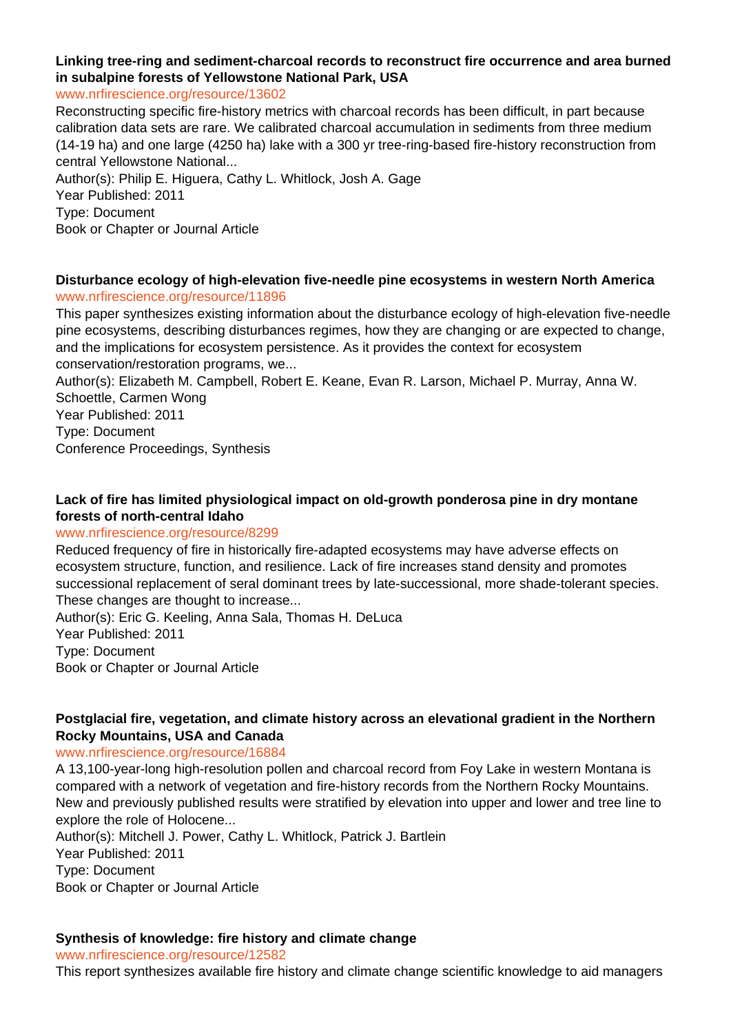**Linking tree-ring and sediment-charcoal records to reconstruct fire occurrence and area burned in subalpine forests of Yellowstone National Park, USA**

www.nrfirescience.org/resource/13602

Reconstructing specific fire-history metrics with charcoal records has been difficult, in part because calibration data sets are rare. We calibrated charcoal accumulation in sediments from three medium (14-19 ha) and one large (4250 ha) lake with a 300 yr tree-ring-based fire-history reconstruction from central Yellowstone National...

Author(s): Philip E. Higuera, Cathy L. Whitlock, Josh A. Gage

Year Published: 2011

Type: Document

Book or Chapter or Journal Article

**Disturbance ecology of high-elevation five-needle pine ecosystems in western North America**

www.nrfirescience.org/resource/11896

This paper synthesizes existing information about the disturbance ecology of high-elevation five-needle pine ecosystems, describing disturbances regimes, how they are changing or are expected to change, and the implications for ecosystem persistence. As it provides the context for ecosystem conservation/restoration programs, we...

Author(s): Elizabeth M. Campbell, Robert E. Keane, Evan R. Larson, Michael P. Murray, Anna W. Schoettle, Carmen Wong

Year Published: 2011

Type: Document

Conference Proceedings, Synthesis

**Lack of fire has limited physiological impact on old-growth ponderosa pine in dry montane forests of north-central Idaho**

www.nrfirescience.org/resource/8299

Reduced frequency of fire in historically fire-adapted ecosystems may have adverse effects on ecosystem structure, function, and resilience. Lack of fire increases stand density and promotes successional replacement of seral dominant trees by late-successional, more shade-tolerant species. These changes are thought to increase...

Author(s): Eric G. Keeling, Anna Sala, Thomas H. DeLuca

Year Published: 2011

Type: Document

Book or Chapter or Journal Article

**Postglacial fire, vegetation, and climate history across an elevational gradient in the Northern Rocky Mountains, USA and Canada**

www.nrfirescience.org/resource/16884

A 13,100-year-long high-resolution pollen and charcoal record from Foy Lake in western Montana is compared with a network of vegetation and fire-history records from the Northern Rocky Mountains. New and previously published results were stratified by elevation into upper and lower and tree line to explore the role of Holocene...

Author(s): Mitchell J. Power, Cathy L. Whitlock, Patrick J. Bartlein

Year Published: 2011

Type: Document

Book or Chapter or Journal Article

**Synthesis of knowledge: fire history and climate change**

www.nrfirescience.org/resource/12582

This report synthesizes available fire history and climate change scientific knowledge to aid managers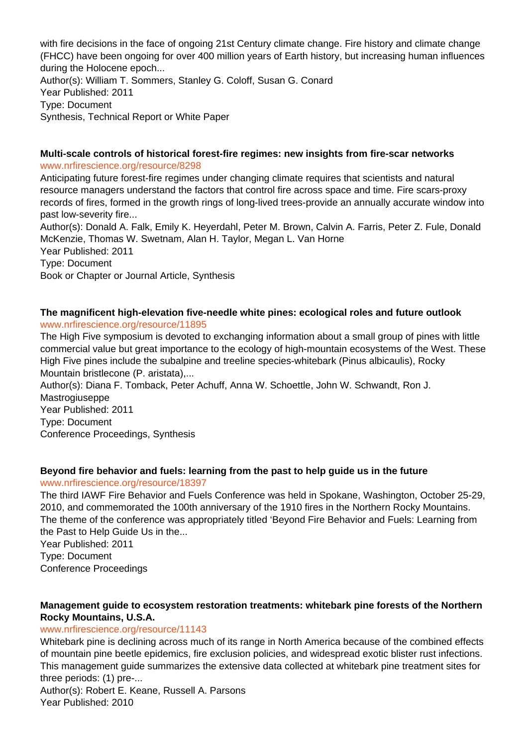with fire decisions in the face of ongoing 21st Century climate change. Fire history and climate change (FHCC) have been ongoing for over 400 million years of Earth history, but increasing human influences during the Holocene epoch...
Author(s): William T. Sommers, Stanley G. Coloff, Susan G. Conard
Year Published: 2011
Type: Document
Synthesis, Technical Report or White Paper

**Multi-scale controls of historical forest-fire regimes: new insights from fire-scar networks**
www.nrfirescience.org/resource/8298
Anticipating future forest-fire regimes under changing climate requires that scientists and natural resource managers understand the factors that control fire across space and time. Fire scars-proxy records of fires, formed in the growth rings of long-lived trees-provide an annually accurate window into past low-severity fire...
Author(s): Donald A. Falk, Emily K. Heyerdahl, Peter M. Brown, Calvin A. Farris, Peter Z. Fule, Donald McKenzie, Thomas W. Swetnam, Alan H. Taylor, Megan L. Van Horne
Year Published: 2011
Type: Document
Book or Chapter or Journal Article, Synthesis

**The magnificent high-elevation five-needle white pines: ecological roles and future outlook**
www.nrfirescience.org/resource/11895
The High Five symposium is devoted to exchanging information about a small group of pines with little commercial value but great importance to the ecology of high-mountain ecosystems of the West. These High Five pines include the subalpine and treeline species-whitebark (Pinus albicaulis), Rocky Mountain bristlecone (P. aristata),...
Author(s): Diana F. Tomback, Peter Achuff, Anna W. Schoettle, John W. Schwandt, Ron J. Mastrogiuseppe
Year Published: 2011
Type: Document
Conference Proceedings, Synthesis

**Beyond fire behavior and fuels: learning from the past to help guide us in the future**
www.nrfirescience.org/resource/18397
The third IAWF Fire Behavior and Fuels Conference was held in Spokane, Washington, October 25-29, 2010, and commemorated the 100th anniversary of the 1910 fires in the Northern Rocky Mountains. The theme of the conference was appropriately titled 'Beyond Fire Behavior and Fuels: Learning from the Past to Help Guide Us in the...
Year Published: 2011
Type: Document
Conference Proceedings

**Management guide to ecosystem restoration treatments: whitebark pine forests of the Northern Rocky Mountains, U.S.A.**
www.nrfirescience.org/resource/11143
Whitebark pine is declining across much of its range in North America because of the combined effects of mountain pine beetle epidemics, fire exclusion policies, and widespread exotic blister rust infections. This management guide summarizes the extensive data collected at whitebark pine treatment sites for three periods: (1) pre-...
Author(s): Robert E. Keane, Russell A. Parsons
Year Published: 2010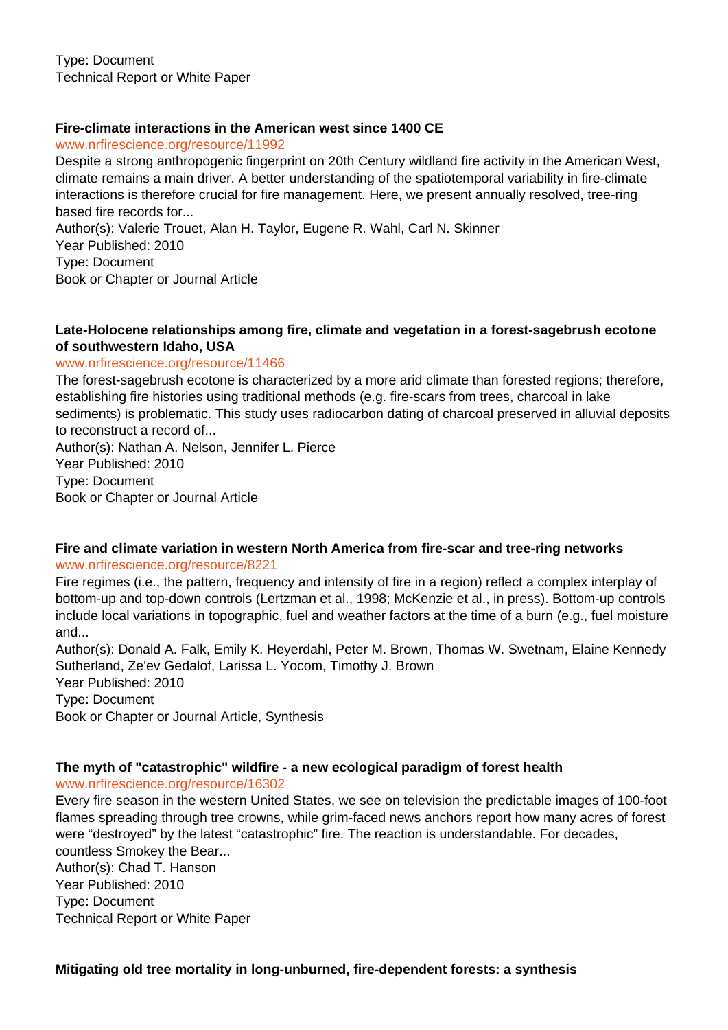Type: Document
Technical Report or White Paper

**Fire-climate interactions in the American west since 1400 CE**

www.nrfirescience.org/resource/11992

Despite a strong anthropogenic fingerprint on 20th Century wildland fire activity in the American West, climate remains a main driver. A better understanding of the spatiotemporal variability in fire-climate interactions is therefore crucial for fire management. Here, we present annually resolved, tree-ring based fire records for...

Author(s): Valerie Trouet, Alan H. Taylor, Eugene R. Wahl, Carl N. Skinner
Year Published: 2010
Type: Document
Book or Chapter or Journal Article

**Late-Holocene relationships among fire, climate and vegetation in a forest-sagebrush ecotone of southwestern Idaho, USA**

www.nrfirescience.org/resource/11466

The forest-sagebrush ecotone is characterized by a more arid climate than forested regions; therefore, establishing fire histories using traditional methods (e.g. fire-scars from trees, charcoal in lake sediments) is problematic. This study uses radiocarbon dating of charcoal preserved in alluvial deposits to reconstruct a record of...

Author(s): Nathan A. Nelson, Jennifer L. Pierce
Year Published: 2010
Type: Document
Book or Chapter or Journal Article

**Fire and climate variation in western North America from fire-scar and tree-ring networks**

www.nrfirescience.org/resource/8221

Fire regimes (i.e., the pattern, frequency and intensity of fire in a region) reflect a complex interplay of bottom-up and top-down controls (Lertzman et al., 1998; McKenzie et al., in press). Bottom-up controls include local variations in topographic, fuel and weather factors at the time of a burn (e.g., fuel moisture and...

Author(s): Donald A. Falk, Emily K. Heyerdahl, Peter M. Brown, Thomas W. Swetnam, Elaine Kennedy Sutherland, Ze'ev Gedalof, Larissa L. Yocom, Timothy J. Brown
Year Published: 2010
Type: Document
Book or Chapter or Journal Article, Synthesis

**The myth of "catastrophic" wildfire - a new ecological paradigm of forest health**

www.nrfirescience.org/resource/16302

Every fire season in the western United States, we see on television the predictable images of 100-foot flames spreading through tree crowns, while grim-faced news anchors report how many acres of forest were “destroyed” by the latest “catastrophic” fire. The reaction is understandable. For decades, countless Smokey the Bear...

Author(s): Chad T. Hanson
Year Published: 2010
Type: Document
Technical Report or White Paper

**Mitigating old tree mortality in long-unburned, fire-dependent forests: a synthesis**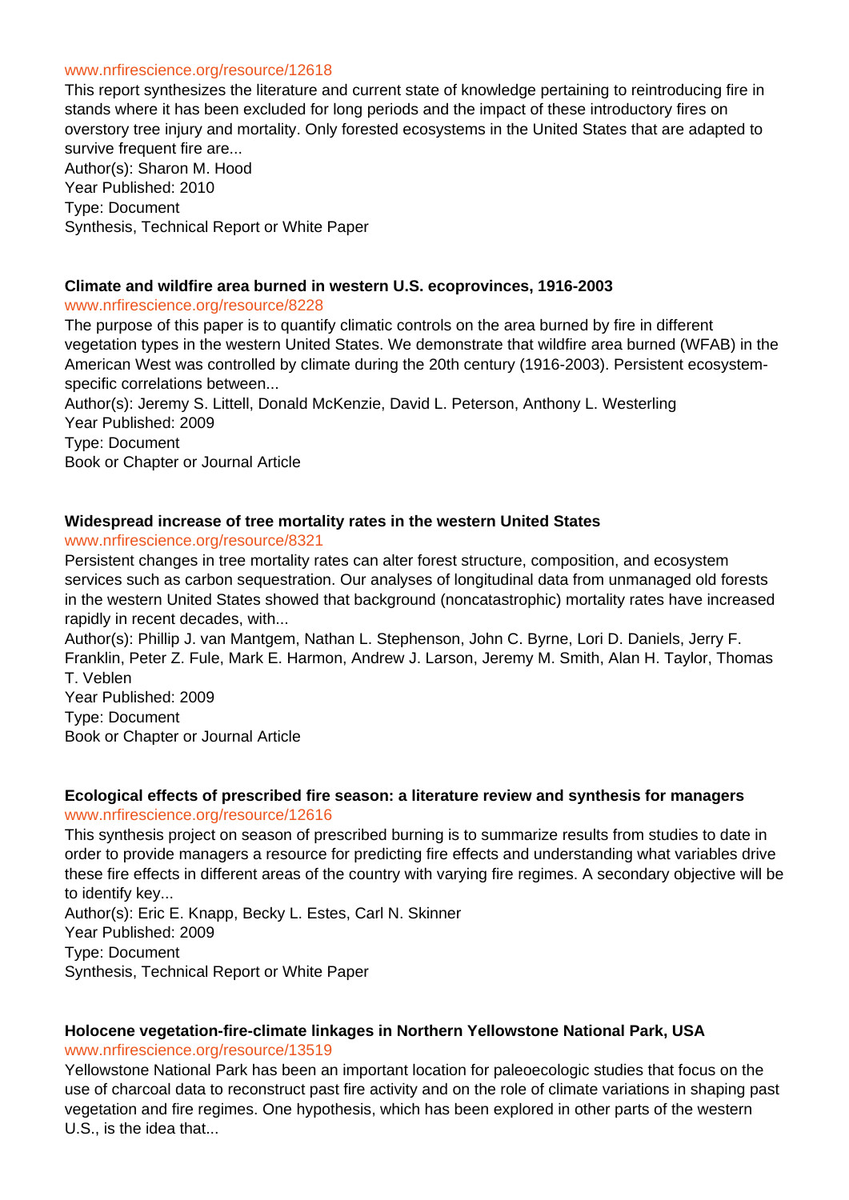www.nrfirescience.org/resource/12618

This report synthesizes the literature and current state of knowledge pertaining to reintroducing fire in stands where it has been excluded for long periods and the impact of these introductory fires on overstory tree injury and mortality. Only forested ecosystems in the United States that are adapted to survive frequent fire are...

Author(s): Sharon M. Hood
Year Published: 2010
Type: Document
Synthesis, Technical Report or White Paper

**Climate and wildfire area burned in western U.S. ecoprovinces, 1916-2003**

www.nrfirescience.org/resource/8228

The purpose of this paper is to quantify climatic controls on the area burned by fire in different vegetation types in the western United States. We demonstrate that wildfire area burned (WFAB) in the American West was controlled by climate during the 20th century (1916-2003). Persistent ecosystem-specific correlations between...

Author(s): Jeremy S. Littell, Donald McKenzie, David L. Peterson, Anthony L. Westerling
Year Published: 2009
Type: Document
Book or Chapter or Journal Article

**Widespread increase of tree mortality rates in the western United States**

www.nrfirescience.org/resource/8321

Persistent changes in tree mortality rates can alter forest structure, composition, and ecosystem services such as carbon sequestration. Our analyses of longitudinal data from unmanaged old forests in the western United States showed that background (noncatastrophic) mortality rates have increased rapidly in recent decades, with...

Author(s): Phillip J. van Mantgem, Nathan L. Stephenson, John C. Byrne, Lori D. Daniels, Jerry F. Franklin, Peter Z. Fule, Mark E. Harmon, Andrew J. Larson, Jeremy M. Smith, Alan H. Taylor, Thomas T. Veblen
Year Published: 2009
Type: Document
Book or Chapter or Journal Article

**Ecological effects of prescribed fire season: a literature review and synthesis for managers**

www.nrfirescience.org/resource/12616

This synthesis project on season of prescribed burning is to summarize results from studies to date in order to provide managers a resource for predicting fire effects and understanding what variables drive these fire effects in different areas of the country with varying fire regimes. A secondary objective will be to identify key...

Author(s): Eric E. Knapp, Becky L. Estes, Carl N. Skinner
Year Published: 2009
Type: Document
Synthesis, Technical Report or White Paper

**Holocene vegetation-fire-climate linkages in Northern Yellowstone National Park, USA**

www.nrfirescience.org/resource/13519

Yellowstone National Park has been an important location for paleoecologic studies that focus on the use of charcoal data to reconstruct past fire activity and on the role of climate variations in shaping past vegetation and fire regimes. One hypothesis, which has been explored in other parts of the western U.S., is the idea that...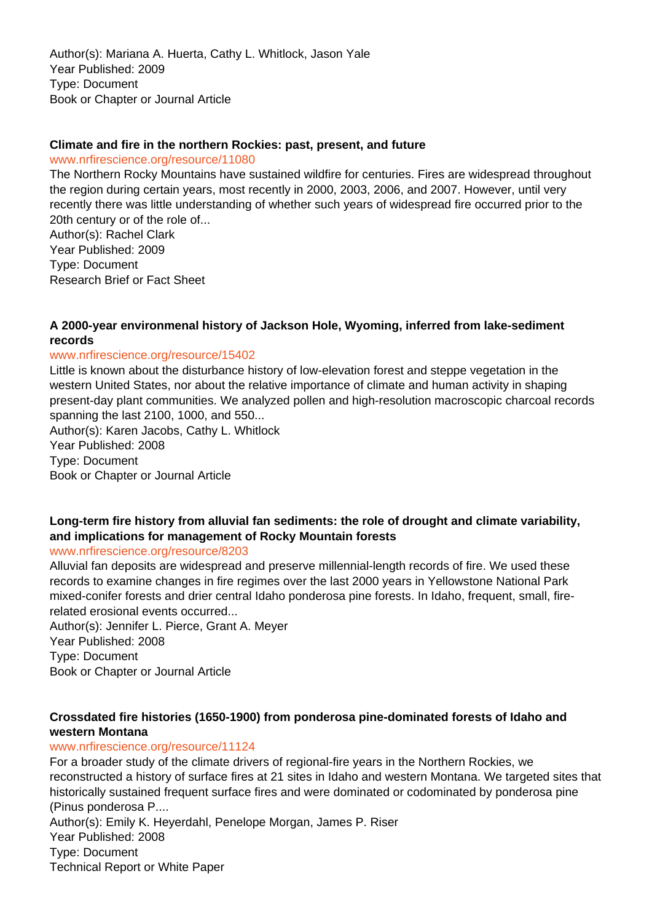Author(s): Mariana A. Huerta, Cathy L. Whitlock, Jason Yale
Year Published: 2009
Type: Document
Book or Chapter or Journal Article

**Climate and fire in the northern Rockies: past, present, and future**
www.nrfirescience.org/resource/11080
The Northern Rocky Mountains have sustained wildfire for centuries. Fires are widespread throughout the region during certain years, most recently in 2000, 2003, 2006, and 2007. However, until very recently there was little understanding of whether such years of widespread fire occurred prior to the 20th century or of the role of...
Author(s): Rachel Clark
Year Published: 2009
Type: Document
Research Brief or Fact Sheet

**A 2000-year environmenal history of Jackson Hole, Wyoming, inferred from lake-sediment records**
www.nrfirescience.org/resource/15402
Little is known about the disturbance history of low-elevation forest and steppe vegetation in the western United States, nor about the relative importance of climate and human activity in shaping present-day plant communities. We analyzed pollen and high-resolution macroscopic charcoal records spanning the last 2100, 1000, and 550...
Author(s): Karen Jacobs, Cathy L. Whitlock
Year Published: 2008
Type: Document
Book or Chapter or Journal Article

**Long-term fire history from alluvial fan sediments: the role of drought and climate variability, and implications for management of Rocky Mountain forests**
www.nrfirescience.org/resource/8203
Alluvial fan deposits are widespread and preserve millennial-length records of fire. We used these records to examine changes in fire regimes over the last 2000 years in Yellowstone National Park mixed-conifer forests and drier central Idaho ponderosa pine forests. In Idaho, frequent, small, fire-related erosional events occurred...
Author(s): Jennifer L. Pierce, Grant A. Meyer
Year Published: 2008
Type: Document
Book or Chapter or Journal Article

**Crossdated fire histories (1650-1900) from ponderosa pine-dominated forests of Idaho and western Montana**
www.nrfirescience.org/resource/11124
For a broader study of the climate drivers of regional-fire years in the Northern Rockies, we reconstructed a history of surface fires at 21 sites in Idaho and western Montana. We targeted sites that historically sustained frequent surface fires and were dominated or codominated by ponderosa pine (Pinus ponderosa P....
Author(s): Emily K. Heyerdahl, Penelope Morgan, James P. Riser
Year Published: 2008
Type: Document
Technical Report or White Paper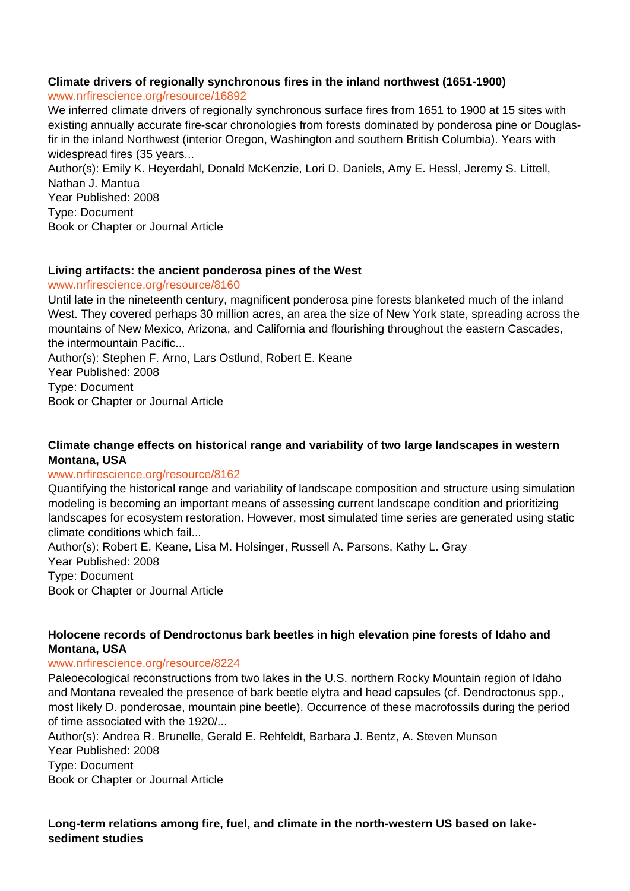**Climate drivers of regionally synchronous fires in the inland northwest (1651-1900)**

www.nrfirescience.org/resource/16892

We inferred climate drivers of regionally synchronous surface fires from 1651 to 1900 at 15 sites with existing annually accurate fire-scar chronologies from forests dominated by ponderosa pine or Douglas-fir in the inland Northwest (interior Oregon, Washington and southern British Columbia). Years with widespread fires (35 years...

Author(s): Emily K. Heyerdahl, Donald McKenzie, Lori D. Daniels, Amy E. Hessl, Jeremy S. Littell, Nathan J. Mantua

Year Published: 2008

Type: Document

Book or Chapter or Journal Article

**Living artifacts: the ancient ponderosa pines of the West**

www.nrfirescience.org/resource/8160

Until late in the nineteenth century, magnificent ponderosa pine forests blanketed much of the inland West. They covered perhaps 30 million acres, an area the size of New York state, spreading across the mountains of New Mexico, Arizona, and California and flourishing throughout the eastern Cascades, the intermountain Pacific...

Author(s): Stephen F. Arno, Lars Ostlund, Robert E. Keane

Year Published: 2008

Type: Document

Book or Chapter or Journal Article

**Climate change effects on historical range and variability of two large landscapes in western Montana, USA**

www.nrfirescience.org/resource/8162

Quantifying the historical range and variability of landscape composition and structure using simulation modeling is becoming an important means of assessing current landscape condition and prioritizing landscapes for ecosystem restoration. However, most simulated time series are generated using static climate conditions which fail...

Author(s): Robert E. Keane, Lisa M. Holsinger, Russell A. Parsons, Kathy L. Gray

Year Published: 2008

Type: Document

Book or Chapter or Journal Article

**Holocene records of Dendroctonus bark beetles in high elevation pine forests of Idaho and Montana, USA**

www.nrfirescience.org/resource/8224

Paleoecological reconstructions from two lakes in the U.S. northern Rocky Mountain region of Idaho and Montana revealed the presence of bark beetle elytra and head capsules (cf. Dendroctonus spp., most likely D. ponderosae, mountain pine beetle). Occurrence of these macrofossils during the period of time associated with the 1920/...

Author(s): Andrea R. Brunelle, Gerald E. Rehfeldt, Barbara J. Bentz, A. Steven Munson

Year Published: 2008

Type: Document

Book or Chapter or Journal Article

**Long-term relations among fire, fuel, and climate in the north-western US based on lake-sediment studies**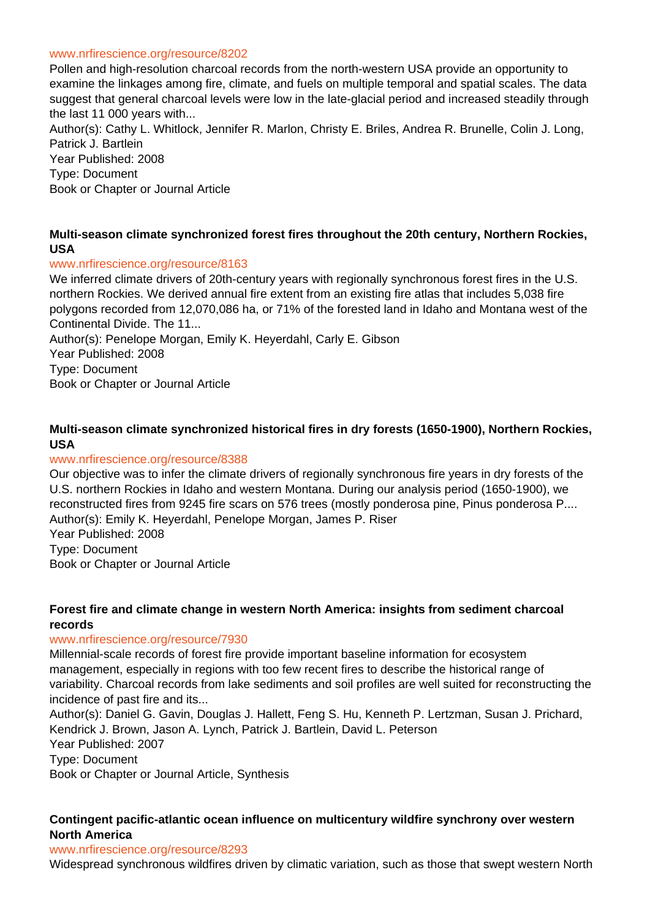www.nrfirescience.org/resource/8202

Pollen and high-resolution charcoal records from the north-western USA provide an opportunity to examine the linkages among fire, climate, and fuels on multiple temporal and spatial scales. The data suggest that general charcoal levels were low in the late-glacial period and increased steadily through the last 11 000 years with...

Author(s): Cathy L. Whitlock, Jennifer R. Marlon, Christy E. Briles, Andrea R. Brunelle, Colin J. Long, Patrick J. Bartlein

Year Published: 2008

Type: Document

Book or Chapter or Journal Article

### Multi-season climate synchronized forest fires throughout the 20th century, Northern Rockies, USA

www.nrfirescience.org/resource/8163

We inferred climate drivers of 20th-century years with regionally synchronous forest fires in the U.S. northern Rockies. We derived annual fire extent from an existing fire atlas that includes 5,038 fire polygons recorded from 12,070,086 ha, or 71% of the forested land in Idaho and Montana west of the Continental Divide. The 11...

Author(s): Penelope Morgan, Emily K. Heyerdahl, Carly E. Gibson

Year Published: 2008

Type: Document

Book or Chapter or Journal Article

### Multi-season climate synchronized historical fires in dry forests (1650-1900), Northern Rockies, USA

www.nrfirescience.org/resource/8388

Our objective was to infer the climate drivers of regionally synchronous fire years in dry forests of the U.S. northern Rockies in Idaho and western Montana. During our analysis period (1650-1900), we reconstructed fires from 9245 fire scars on 576 trees (mostly ponderosa pine, Pinus ponderosa P....

Author(s): Emily K. Heyerdahl, Penelope Morgan, James P. Riser

Year Published: 2008

Type: Document

Book or Chapter or Journal Article

### Forest fire and climate change in western North America: insights from sediment charcoal records

www.nrfirescience.org/resource/7930

Millennial-scale records of forest fire provide important baseline information for ecosystem management, especially in regions with too few recent fires to describe the historical range of variability. Charcoal records from lake sediments and soil profiles are well suited for reconstructing the incidence of past fire and its...

Author(s): Daniel G. Gavin, Douglas J. Hallett, Feng S. Hu, Kenneth P. Lertzman, Susan J. Prichard, Kendrick J. Brown, Jason A. Lynch, Patrick J. Bartlein, David L. Peterson

Year Published: 2007

Type: Document

Book or Chapter or Journal Article, Synthesis

### Contingent pacific-atlantic ocean influence on multicentury wildfire synchrony over western North America

www.nrfirescience.org/resource/8293

Widespread synchronous wildfires driven by climatic variation, such as those that swept western North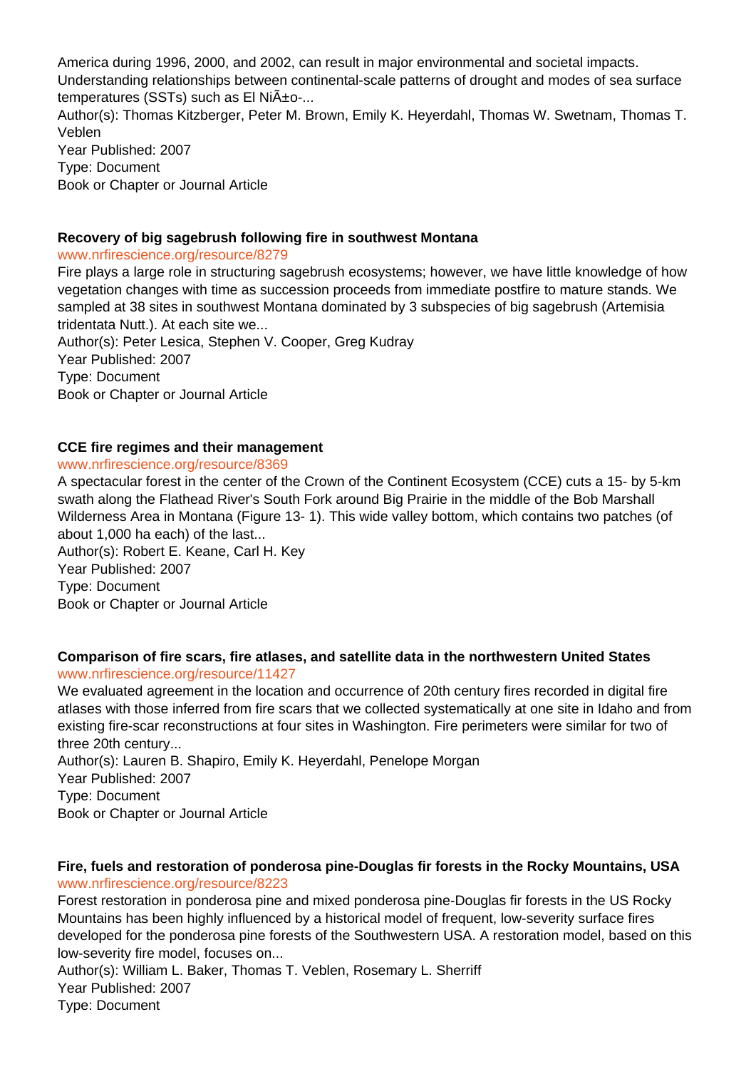America during 1996, 2000, and 2002, can result in major environmental and societal impacts. Understanding relationships between continental-scale patterns of drought and modes of sea surface temperatures (SSTs) such as El NiÃ±o-...
Author(s): Thomas Kitzberger, Peter M. Brown, Emily K. Heyerdahl, Thomas W. Swetnam, Thomas T. Veblen
Year Published: 2007
Type: Document
Book or Chapter or Journal Article

**Recovery of big sagebrush following fire in southwest Montana**
www.nrfirescience.org/resource/8279
Fire plays a large role in structuring sagebrush ecosystems; however, we have little knowledge of how vegetation changes with time as succession proceeds from immediate postfire to mature stands. We sampled at 38 sites in southwest Montana dominated by 3 subspecies of big sagebrush (Artemisia tridentata Nutt.). At each site we...
Author(s): Peter Lesica, Stephen V. Cooper, Greg Kudray
Year Published: 2007
Type: Document
Book or Chapter or Journal Article

**CCE fire regimes and their management**
www.nrfirescience.org/resource/8369
A spectacular forest in the center of the Crown of the Continent Ecosystem (CCE) cuts a 15- by 5-km swath along the Flathead River's South Fork around Big Prairie in the middle of the Bob Marshall Wilderness Area in Montana (Figure 13- 1). This wide valley bottom, which contains two patches (of about 1,000 ha each) of the last...
Author(s): Robert E. Keane, Carl H. Key
Year Published: 2007
Type: Document
Book or Chapter or Journal Article

**Comparison of fire scars, fire atlases, and satellite data in the northwestern United States**
www.nrfirescience.org/resource/11427
We evaluated agreement in the location and occurrence of 20th century fires recorded in digital fire atlases with those inferred from fire scars that we collected systematically at one site in Idaho and from existing fire-scar reconstructions at four sites in Washington. Fire perimeters were similar for two of three 20th century...
Author(s): Lauren B. Shapiro, Emily K. Heyerdahl, Penelope Morgan
Year Published: 2007
Type: Document
Book or Chapter or Journal Article

**Fire, fuels and restoration of ponderosa pine-Douglas fir forests in the Rocky Mountains, USA**
www.nrfirescience.org/resource/8223
Forest restoration in ponderosa pine and mixed ponderosa pine-Douglas fir forests in the US Rocky Mountains has been highly influenced by a historical model of frequent, low-severity surface fires developed for the ponderosa pine forests of the Southwestern USA. A restoration model, based on this low-severity fire model, focuses on...
Author(s): William L. Baker, Thomas T. Veblen, Rosemary L. Sherriff
Year Published: 2007
Type: Document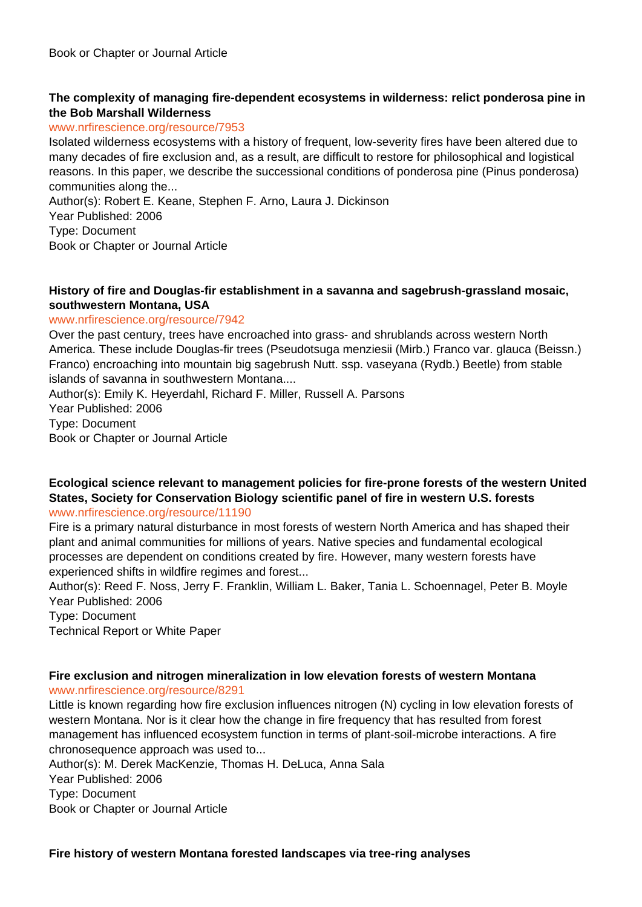Book or Chapter or Journal Article

**The complexity of managing fire-dependent ecosystems in wilderness: relict ponderosa pine in the Bob Marshall Wilderness**

www.nrfirescience.org/resource/7953

Isolated wilderness ecosystems with a history of frequent, low-severity fires have been altered due to many decades of fire exclusion and, as a result, are difficult to restore for philosophical and logistical reasons. In this paper, we describe the successional conditions of ponderosa pine (Pinus ponderosa) communities along the...

Author(s): Robert E. Keane, Stephen F. Arno, Laura J. Dickinson

Year Published: 2006

Type: Document

Book or Chapter or Journal Article

**History of fire and Douglas-fir establishment in a savanna and sagebrush-grassland mosaic, southwestern Montana, USA**

www.nrfirescience.org/resource/7942

Over the past century, trees have encroached into grass- and shrublands across western North America. These include Douglas-fir trees (Pseudotsuga menziesii (Mirb.) Franco var. glauca (Beissn.) Franco) encroaching into mountain big sagebrush Nutt. ssp. vaseyana (Rydb.) Beetle) from stable islands of savanna in southwestern Montana....

Author(s): Emily K. Heyerdahl, Richard F. Miller, Russell A. Parsons

Year Published: 2006

Type: Document

Book or Chapter or Journal Article

**Ecological science relevant to management policies for fire-prone forests of the western United States, Society for Conservation Biology scientific panel of fire in western U.S. forests**

www.nrfirescience.org/resource/11190

Fire is a primary natural disturbance in most forests of western North America and has shaped their plant and animal communities for millions of years. Native species and fundamental ecological processes are dependent on conditions created by fire. However, many western forests have experienced shifts in wildfire regimes and forest...

Author(s): Reed F. Noss, Jerry F. Franklin, William L. Baker, Tania L. Schoennagel, Peter B. Moyle

Year Published: 2006

Type: Document

Technical Report or White Paper

**Fire exclusion and nitrogen mineralization in low elevation forests of western Montana**

www.nrfirescience.org/resource/8291

Little is known regarding how fire exclusion influences nitrogen (N) cycling in low elevation forests of western Montana. Nor is it clear how the change in fire frequency that has resulted from forest management has influenced ecosystem function in terms of plant-soil-microbe interactions. A fire chronosequence approach was used to...

Author(s): M. Derek MacKenzie, Thomas H. DeLuca, Anna Sala

Year Published: 2006

Type: Document

Book or Chapter or Journal Article

**Fire history of western Montana forested landscapes via tree-ring analyses**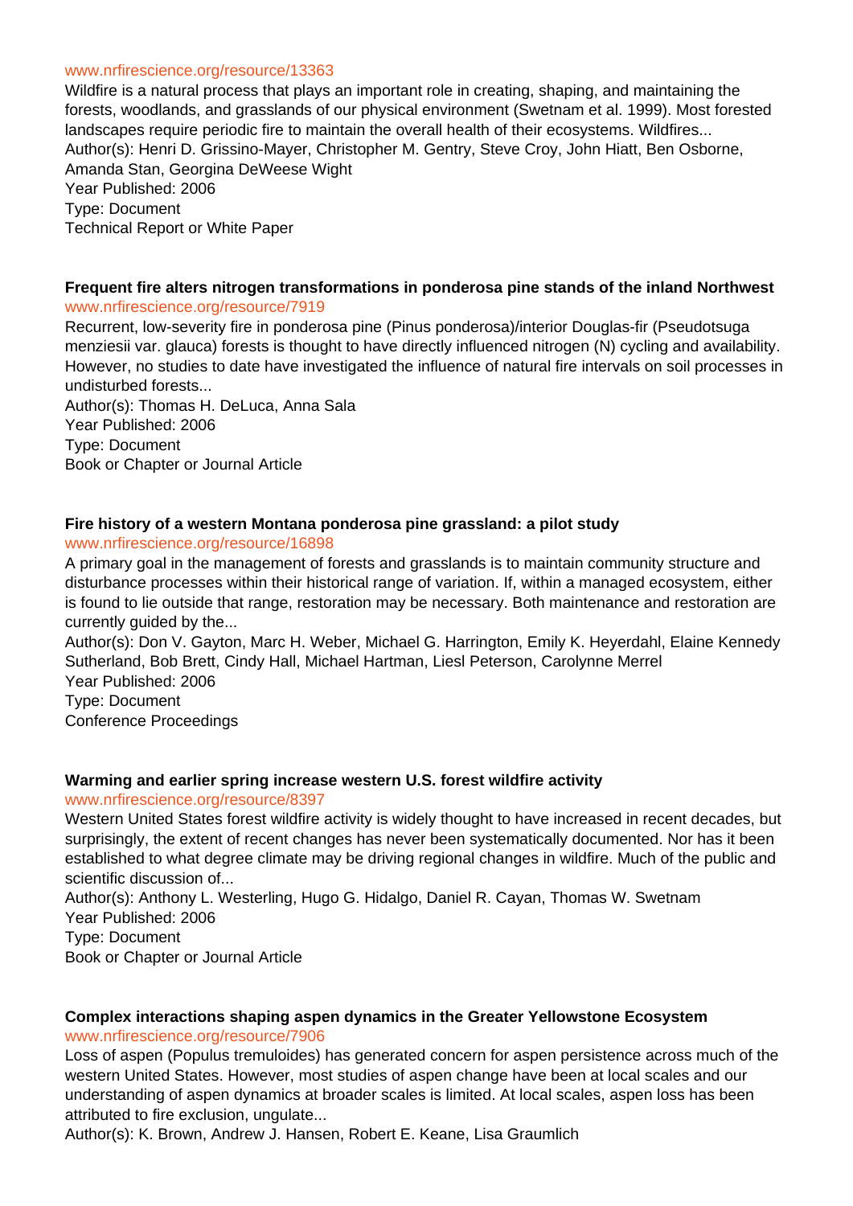www.nrfirescience.org/resource/13363

Wildfire is a natural process that plays an important role in creating, shaping, and maintaining the forests, woodlands, and grasslands of our physical environment (Swetnam et al. 1999). Most forested landscapes require periodic fire to maintain the overall health of their ecosystems. Wildfires...

Author(s): Henri D. Grissino-Mayer, Christopher M. Gentry, Steve Croy, John Hiatt, Ben Osborne, Amanda Stan, Georgina DeWeese Wight

Year Published: 2006

Type: Document

Technical Report or White Paper

**Frequent fire alters nitrogen transformations in ponderosa pine stands of the inland Northwest**

www.nrfirescience.org/resource/7919

Recurrent, low-severity fire in ponderosa pine (Pinus ponderosa)/interior Douglas-fir (Pseudotsuga menziesii var. glauca) forests is thought to have directly influenced nitrogen (N) cycling and availability. However, no studies to date have investigated the influence of natural fire intervals on soil processes in undisturbed forests...

Author(s): Thomas H. DeLuca, Anna Sala

Year Published: 2006

Type: Document

Book or Chapter or Journal Article

**Fire history of a western Montana ponderosa pine grassland: a pilot study**

www.nrfirescience.org/resource/16898

A primary goal in the management of forests and grasslands is to maintain community structure and disturbance processes within their historical range of variation. If, within a managed ecosystem, either is found to lie outside that range, restoration may be necessary. Both maintenance and restoration are currently guided by the...

Author(s): Don V. Gayton, Marc H. Weber, Michael G. Harrington, Emily K. Heyerdahl, Elaine Kennedy Sutherland, Bob Brett, Cindy Hall, Michael Hartman, Liesl Peterson, Carolynne Merrel

Year Published: 2006

Type: Document

Conference Proceedings

**Warming and earlier spring increase western U.S. forest wildfire activity**

www.nrfirescience.org/resource/8397

Western United States forest wildfire activity is widely thought to have increased in recent decades, but surprisingly, the extent of recent changes has never been systematically documented. Nor has it been established to what degree climate may be driving regional changes in wildfire. Much of the public and scientific discussion of...

Author(s): Anthony L. Westerling, Hugo G. Hidalgo, Daniel R. Cayan, Thomas W. Swetnam

Year Published: 2006

Type: Document

Book or Chapter or Journal Article

**Complex interactions shaping aspen dynamics in the Greater Yellowstone Ecosystem**

www.nrfirescience.org/resource/7906

Loss of aspen (Populus tremuloides) has generated concern for aspen persistence across much of the western United States. However, most studies of aspen change have been at local scales and our understanding of aspen dynamics at broader scales is limited. At local scales, aspen loss has been attributed to fire exclusion, ungulate...

Author(s): K. Brown, Andrew J. Hansen, Robert E. Keane, Lisa Graumlich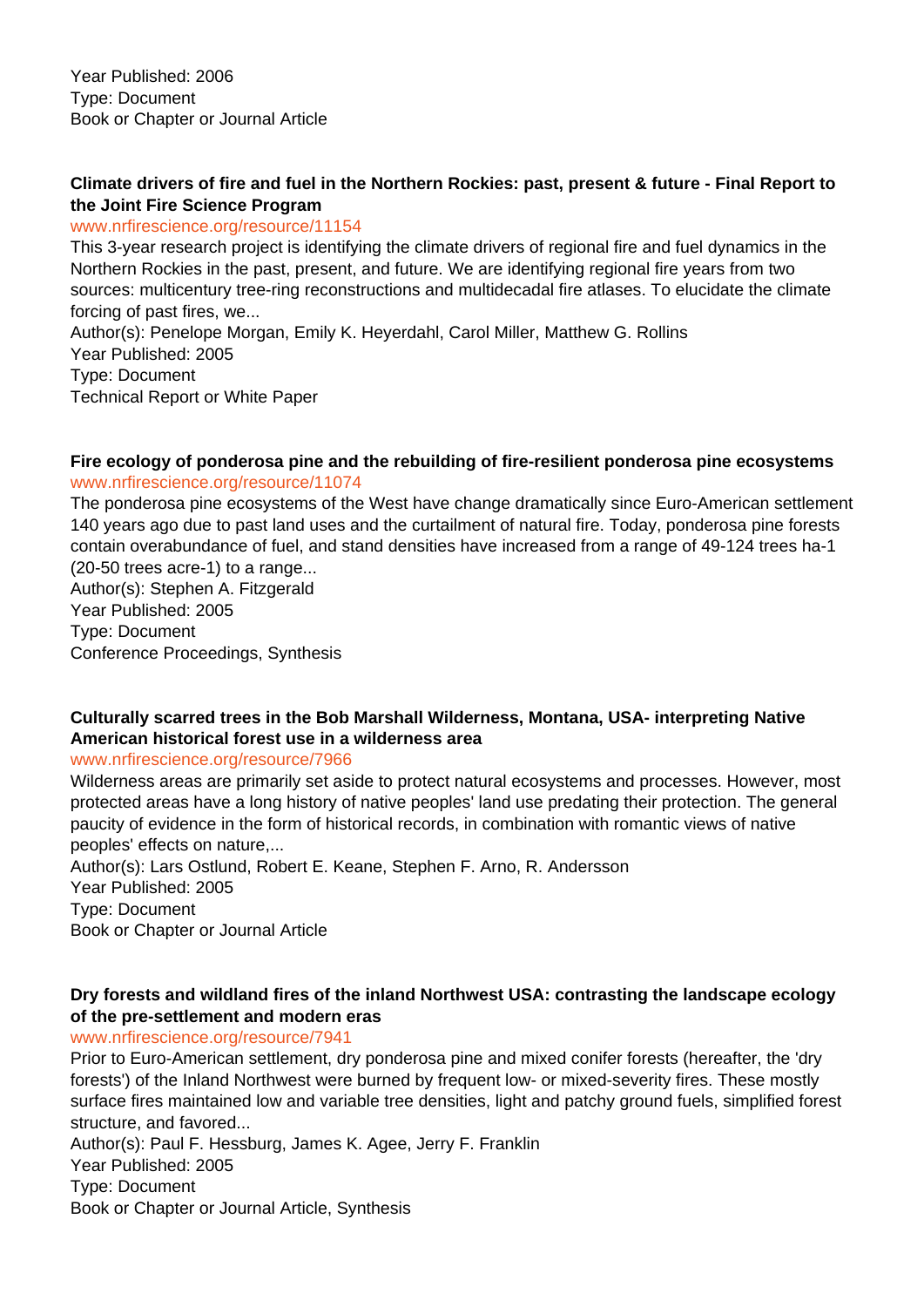Year Published: 2006
Type: Document
Book or Chapter or Journal Article

### Climate drivers of fire and fuel in the Northern Rockies: past, present & future - Final Report to the Joint Fire Science Program

www.nrfirescience.org/resource/11154

This 3-year research project is identifying the climate drivers of regional fire and fuel dynamics in the Northern Rockies in the past, present, and future. We are identifying regional fire years from two sources: multicentury tree-ring reconstructions and multidecadal fire atlases. To elucidate the climate forcing of past fires, we...
Author(s): Penelope Morgan, Emily K. Heyerdahl, Carol Miller, Matthew G. Rollins
Year Published: 2005
Type: Document
Technical Report or White Paper

### Fire ecology of ponderosa pine and the rebuilding of fire-resilient ponderosa pine ecosystems

www.nrfirescience.org/resource/11074

The ponderosa pine ecosystems of the West have change dramatically since Euro-American settlement 140 years ago due to past land uses and the curtailment of natural fire. Today, ponderosa pine forests contain overabundance of fuel, and stand densities have increased from a range of 49-124 trees ha-1 (20-50 trees acre-1) to a range...
Author(s): Stephen A. Fitzgerald
Year Published: 2005
Type: Document
Conference Proceedings, Synthesis

### Culturally scarred trees in the Bob Marshall Wilderness, Montana, USA- interpreting Native American historical forest use in a wilderness area

www.nrfirescience.org/resource/7966

Wilderness areas are primarily set aside to protect natural ecosystems and processes. However, most protected areas have a long history of native peoples' land use predating their protection. The general paucity of evidence in the form of historical records, in combination with romantic views of native peoples' effects on nature,...
Author(s): Lars Ostlund, Robert E. Keane, Stephen F. Arno, R. Andersson
Year Published: 2005
Type: Document
Book or Chapter or Journal Article

### Dry forests and wildland fires of the inland Northwest USA: contrasting the landscape ecology of the pre-settlement and modern eras

www.nrfirescience.org/resource/7941

Prior to Euro-American settlement, dry ponderosa pine and mixed conifer forests (hereafter, the 'dry forests') of the Inland Northwest were burned by frequent low- or mixed-severity fires. These mostly surface fires maintained low and variable tree densities, light and patchy ground fuels, simplified forest structure, and favored...
Author(s): Paul F. Hessburg, James K. Agee, Jerry F. Franklin
Year Published: 2005
Type: Document
Book or Chapter or Journal Article, Synthesis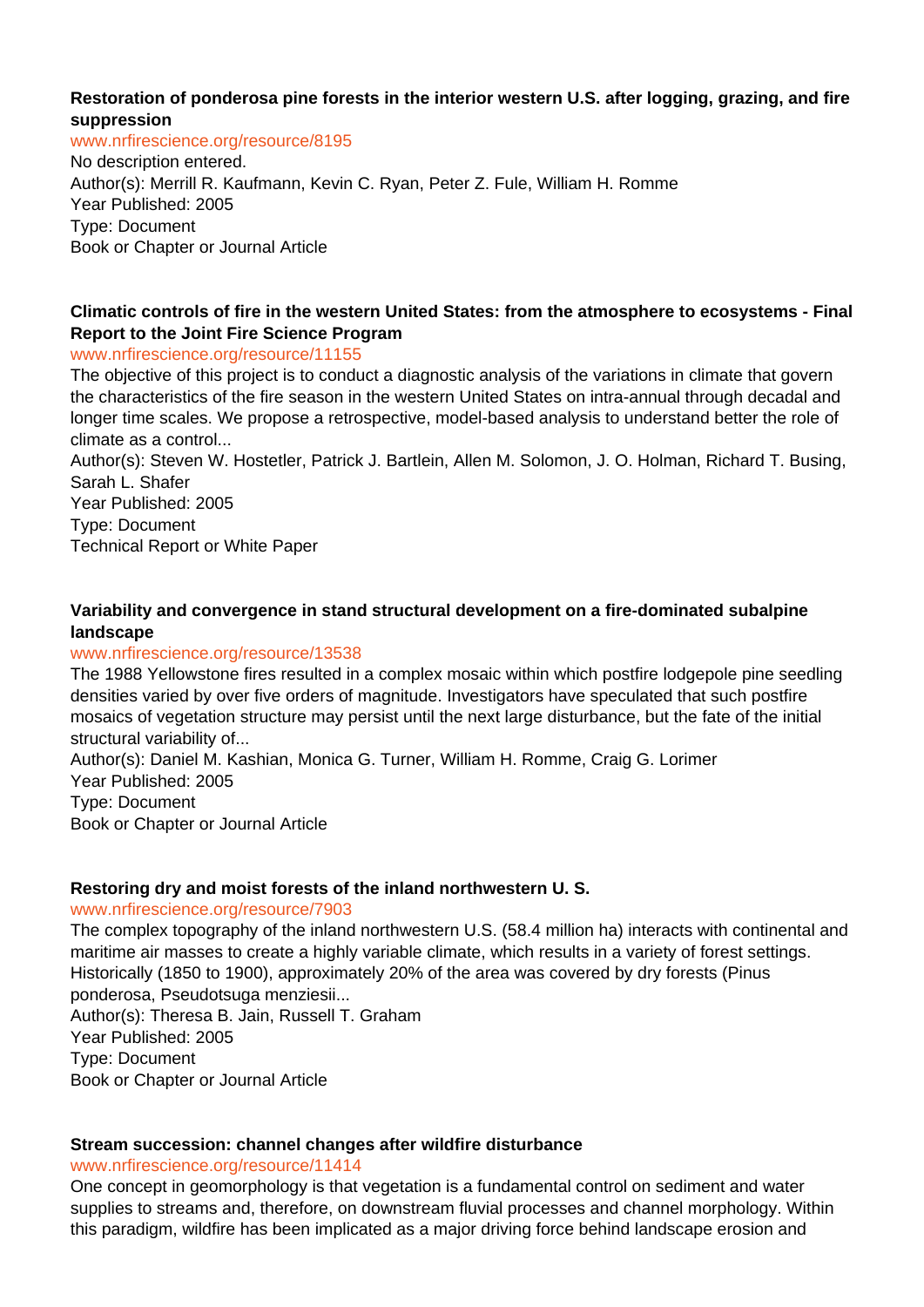**Restoration of ponderosa pine forests in the interior western U.S. after logging, grazing, and fire suppression**

www.nrfirescience.org/resource/8195

No description entered.

Author(s): Merrill R. Kaufmann, Kevin C. Ryan, Peter Z. Fule, William H. Romme

Year Published: 2005

Type: Document

Book or Chapter or Journal Article

**Climatic controls of fire in the western United States: from the atmosphere to ecosystems - Final Report to the Joint Fire Science Program**

www.nrfirescience.org/resource/11155

The objective of this project is to conduct a diagnostic analysis of the variations in climate that govern the characteristics of the fire season in the western United States on intra-annual through decadal and longer time scales. We propose a retrospective, model-based analysis to understand better the role of climate as a control...

Author(s): Steven W. Hostetler, Patrick J. Bartlein, Allen M. Solomon, J. O. Holman, Richard T. Busing, Sarah L. Shafer

Year Published: 2005

Type: Document

Technical Report or White Paper

**Variability and convergence in stand structural development on a fire-dominated subalpine landscape**

www.nrfirescience.org/resource/13538

The 1988 Yellowstone fires resulted in a complex mosaic within which postfire lodgepole pine seedling densities varied by over five orders of magnitude. Investigators have speculated that such postfire mosaics of vegetation structure may persist until the next large disturbance, but the fate of the initial structural variability of...

Author(s): Daniel M. Kashian, Monica G. Turner, William H. Romme, Craig G. Lorimer

Year Published: 2005

Type: Document

Book or Chapter or Journal Article

**Restoring dry and moist forests of the inland northwestern U. S.**

www.nrfirescience.org/resource/7903

The complex topography of the inland northwestern U.S. (58.4 million ha) interacts with continental and maritime air masses to create a highly variable climate, which results in a variety of forest settings. Historically (1850 to 1900), approximately 20% of the area was covered by dry forests (Pinus ponderosa, Pseudotsuga menziesii...

Author(s): Theresa B. Jain, Russell T. Graham

Year Published: 2005

Type: Document

Book or Chapter or Journal Article

**Stream succession: channel changes after wildfire disturbance**

www.nrfirescience.org/resource/11414

One concept in geomorphology is that vegetation is a fundamental control on sediment and water supplies to streams and, therefore, on downstream fluvial processes and channel morphology. Within this paradigm, wildfire has been implicated as a major driving force behind landscape erosion and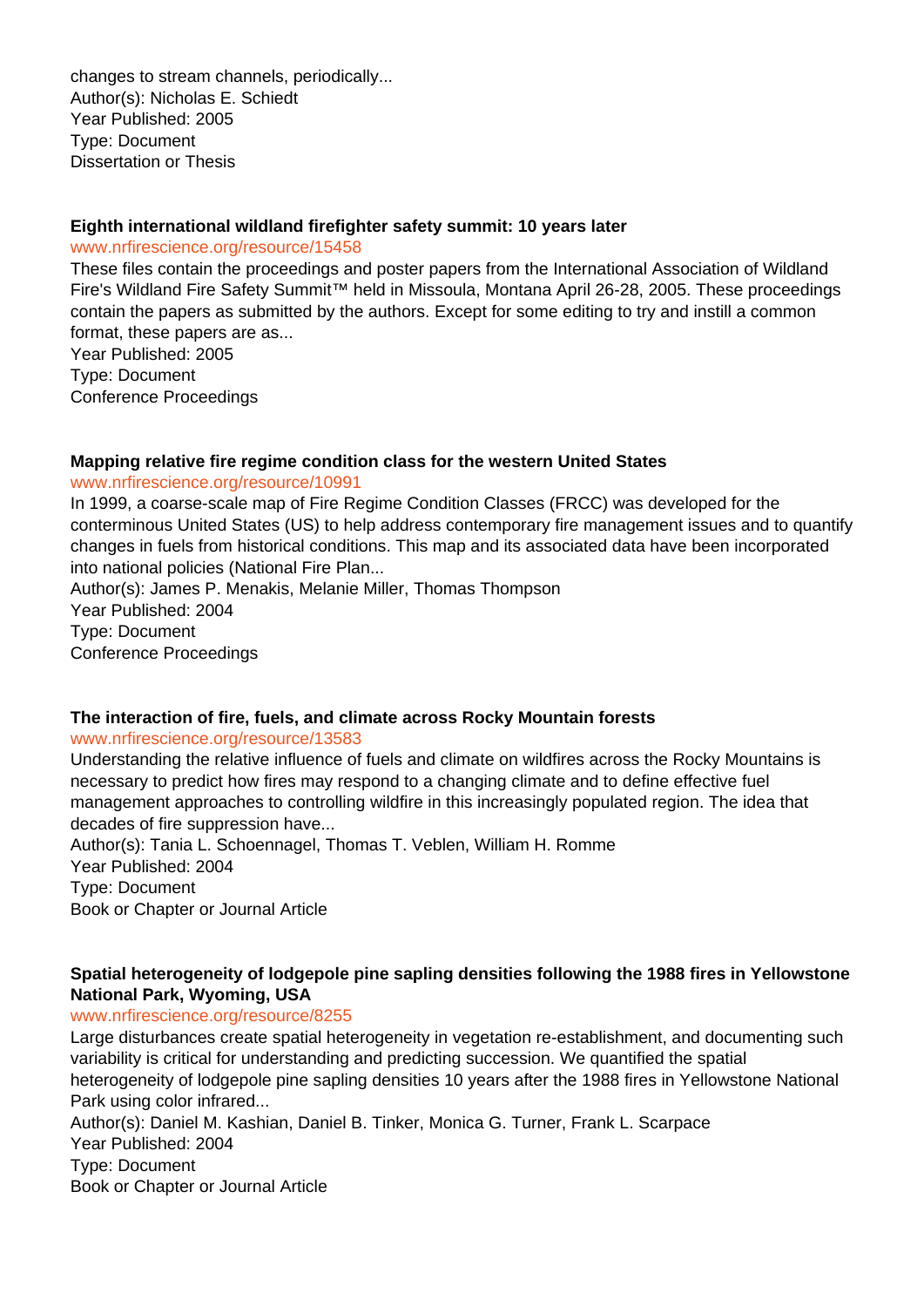changes to stream channels, periodically...
Author(s): Nicholas E. Schiedt
Year Published: 2005
Type: Document
Dissertation or Thesis

**Eighth international wildland firefighter safety summit: 10 years later**
www.nrfirescience.org/resource/15458
These files contain the proceedings and poster papers from the International Association of Wildland Fire's Wildland Fire Safety Summit™ held in Missoula, Montana April 26-28, 2005. These proceedings contain the papers as submitted by the authors. Except for some editing to try and instill a common format, these papers are as...
Year Published: 2005
Type: Document
Conference Proceedings

**Mapping relative fire regime condition class for the western United States**
www.nrfirescience.org/resource/10991
In 1999, a coarse-scale map of Fire Regime Condition Classes (FRCC) was developed for the conterminous United States (US) to help address contemporary fire management issues and to quantify changes in fuels from historical conditions. This map and its associated data have been incorporated into national policies (National Fire Plan...
Author(s): James P. Menakis, Melanie Miller, Thomas Thompson
Year Published: 2004
Type: Document
Conference Proceedings

**The interaction of fire, fuels, and climate across Rocky Mountain forests**
www.nrfirescience.org/resource/13583
Understanding the relative influence of fuels and climate on wildfires across the Rocky Mountains is necessary to predict how fires may respond to a changing climate and to define effective fuel management approaches to controlling wildfire in this increasingly populated region. The idea that decades of fire suppression have...
Author(s): Tania L. Schoennagel, Thomas T. Veblen, William H. Romme
Year Published: 2004
Type: Document
Book or Chapter or Journal Article

**Spatial heterogeneity of lodgepole pine sapling densities following the 1988 fires in Yellowstone National Park, Wyoming, USA**
www.nrfirescience.org/resource/8255
Large disturbances create spatial heterogeneity in vegetation re-establishment, and documenting such variability is critical for understanding and predicting succession. We quantified the spatial heterogeneity of lodgepole pine sapling densities 10 years after the 1988 fires in Yellowstone National Park using color infrared...
Author(s): Daniel M. Kashian, Daniel B. Tinker, Monica G. Turner, Frank L. Scarpace
Year Published: 2004
Type: Document
Book or Chapter or Journal Article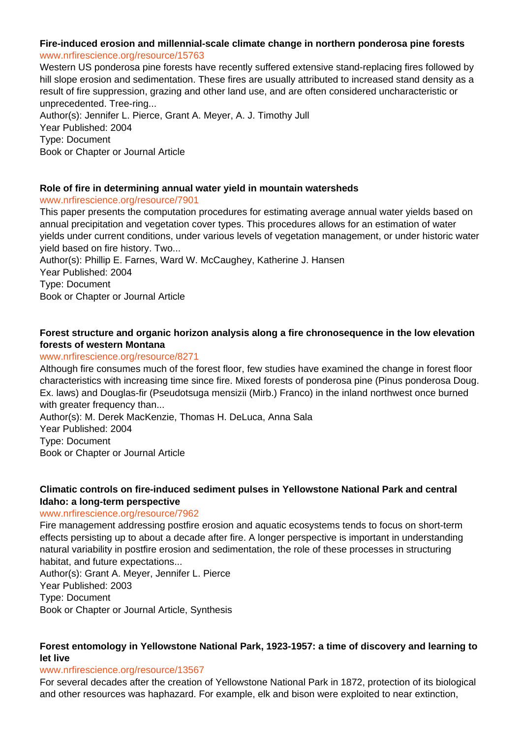**Fire-induced erosion and millennial-scale climate change in northern ponderosa pine forests**
www.nrfirescience.org/resource/15763
Western US ponderosa pine forests have recently suffered extensive stand-replacing fires followed by hill slope erosion and sedimentation. These fires are usually attributed to increased stand density as a result of fire suppression, grazing and other land use, and are often considered uncharacteristic or unprecedented. Tree-ring...
Author(s): Jennifer L. Pierce, Grant A. Meyer, A. J. Timothy Jull
Year Published: 2004
Type: Document
Book or Chapter or Journal Article

**Role of fire in determining annual water yield in mountain watersheds**
www.nrfirescience.org/resource/7901
This paper presents the computation procedures for estimating average annual water yields based on annual precipitation and vegetation cover types. This procedures allows for an estimation of water yields under current conditions, under various levels of vegetation management, or under historic water yield based on fire history. Two...
Author(s): Phillip E. Farnes, Ward W. McCaughey, Katherine J. Hansen
Year Published: 2004
Type: Document
Book or Chapter or Journal Article

**Forest structure and organic horizon analysis along a fire chronosequence in the low elevation forests of western Montana**
www.nrfirescience.org/resource/8271
Although fire consumes much of the forest floor, few studies have examined the change in forest floor characteristics with increasing time since fire. Mixed forests of ponderosa pine (Pinus ponderosa Doug. Ex. laws) and Douglas-fir (Pseudotsuga mensizii (Mirb.) Franco) in the inland northwest once burned with greater frequency than...
Author(s): M. Derek MacKenzie, Thomas H. DeLuca, Anna Sala
Year Published: 2004
Type: Document
Book or Chapter or Journal Article

**Climatic controls on fire-induced sediment pulses in Yellowstone National Park and central Idaho: a long-term perspective**
www.nrfirescience.org/resource/7962
Fire management addressing postfire erosion and aquatic ecosystems tends to focus on short-term effects persisting up to about a decade after fire. A longer perspective is important in understanding natural variability in postfire erosion and sedimentation, the role of these processes in structuring habitat, and future expectations...
Author(s): Grant A. Meyer, Jennifer L. Pierce
Year Published: 2003
Type: Document
Book or Chapter or Journal Article, Synthesis

**Forest entomology in Yellowstone National Park, 1923-1957: a time of discovery and learning to let live**
www.nrfirescience.org/resource/13567
For several decades after the creation of Yellowstone National Park in 1872, protection of its biological and other resources was haphazard. For example, elk and bison were exploited to near extinction,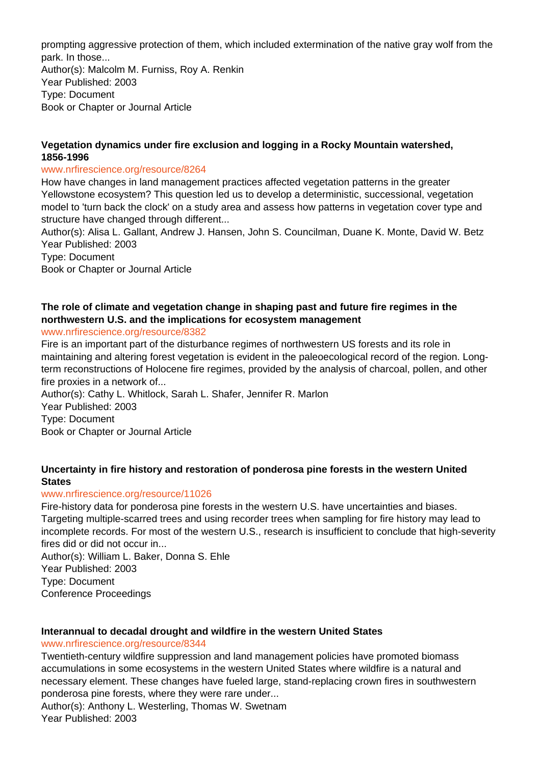prompting aggressive protection of them, which included extermination of the native gray wolf from the park. In those...

Author(s): Malcolm M. Furniss, Roy A. Renkin

Year Published: 2003

Type: Document

Book or Chapter or Journal Article

### Vegetation dynamics under fire exclusion and logging in a Rocky Mountain watershed, 1856-1996

www.nrfirescience.org/resource/8264

How have changes in land management practices affected vegetation patterns in the greater Yellowstone ecosystem? This question led us to develop a deterministic, successional, vegetation model to 'turn back the clock' on a study area and assess how patterns in vegetation cover type and structure have changed through different...

Author(s): Alisa L. Gallant, Andrew J. Hansen, John S. Councilman, Duane K. Monte, David W. Betz

Year Published: 2003

Type: Document

Book or Chapter or Journal Article

### The role of climate and vegetation change in shaping past and future fire regimes in the northwestern U.S. and the implications for ecosystem management

www.nrfirescience.org/resource/8382

Fire is an important part of the disturbance regimes of northwestern US forests and its role in maintaining and altering forest vegetation is evident in the paleoecological record of the region. Long-term reconstructions of Holocene fire regimes, provided by the analysis of charcoal, pollen, and other fire proxies in a network of...

Author(s): Cathy L. Whitlock, Sarah L. Shafer, Jennifer R. Marlon

Year Published: 2003

Type: Document

Book or Chapter or Journal Article

### Uncertainty in fire history and restoration of ponderosa pine forests in the western United States

www.nrfirescience.org/resource/11026

Fire-history data for ponderosa pine forests in the western U.S. have uncertainties and biases. Targeting multiple-scarred trees and using recorder trees when sampling for fire history may lead to incomplete records. For most of the western U.S., research is insufficient to conclude that high-severity fires did or did not occur in...

Author(s): William L. Baker, Donna S. Ehle

Year Published: 2003

Type: Document

Conference Proceedings

### Interannual to decadal drought and wildfire in the western United States

www.nrfirescience.org/resource/8344

Twentieth-century wildfire suppression and land management policies have promoted biomass accumulations in some ecosystems in the western United States where wildfire is a natural and necessary element. These changes have fueled large, stand-replacing crown fires in southwestern ponderosa pine forests, where they were rare under...

Author(s): Anthony L. Westerling, Thomas W. Swetnam

Year Published: 2003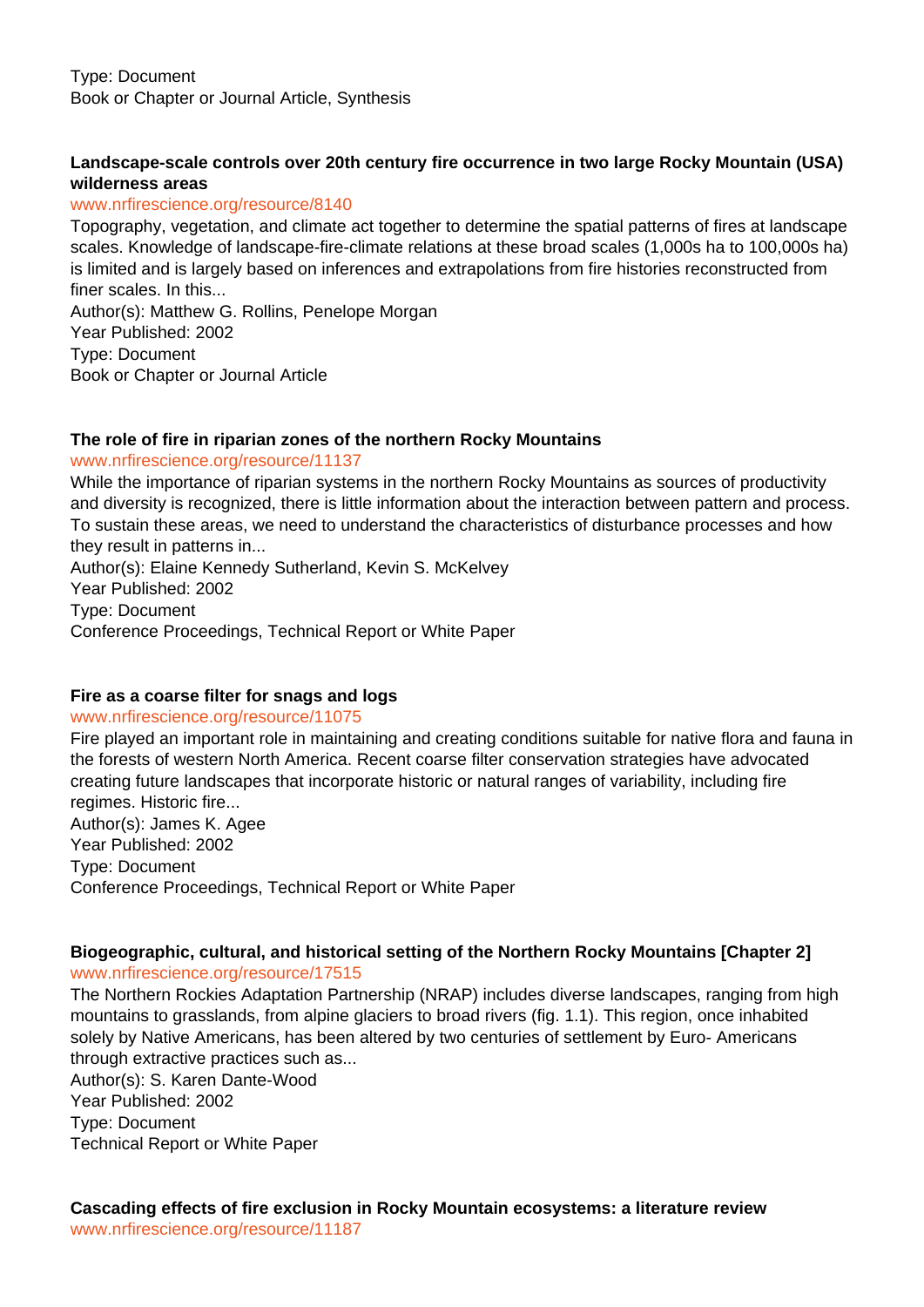Type: Document
Book or Chapter or Journal Article, Synthesis

**Landscape-scale controls over 20th century fire occurrence in two large Rocky Mountain (USA) wilderness areas**
www.nrfirescience.org/resource/8140
Topography, vegetation, and climate act together to determine the spatial patterns of fires at landscape scales. Knowledge of landscape-fire-climate relations at these broad scales (1,000s ha to 100,000s ha) is limited and is largely based on inferences and extrapolations from fire histories reconstructed from finer scales. In this...
Author(s): Matthew G. Rollins, Penelope Morgan
Year Published: 2002
Type: Document
Book or Chapter or Journal Article

**The role of fire in riparian zones of the northern Rocky Mountains**
www.nrfirescience.org/resource/11137
While the importance of riparian systems in the northern Rocky Mountains as sources of productivity and diversity is recognized, there is little information about the interaction between pattern and process. To sustain these areas, we need to understand the characteristics of disturbance processes and how they result in patterns in...
Author(s): Elaine Kennedy Sutherland, Kevin S. McKelvey
Year Published: 2002
Type: Document
Conference Proceedings, Technical Report or White Paper

**Fire as a coarse filter for snags and logs**
www.nrfirescience.org/resource/11075
Fire played an important role in maintaining and creating conditions suitable for native flora and fauna in the forests of western North America. Recent coarse filter conservation strategies have advocated creating future landscapes that incorporate historic or natural ranges of variability, including fire regimes. Historic fire...
Author(s): James K. Agee
Year Published: 2002
Type: Document
Conference Proceedings, Technical Report or White Paper

**Biogeographic, cultural, and historical setting of the Northern Rocky Mountains [Chapter 2]**
www.nrfirescience.org/resource/17515
The Northern Rockies Adaptation Partnership (NRAP) includes diverse landscapes, ranging from high mountains to grasslands, from alpine glaciers to broad rivers (fig. 1.1). This region, once inhabited solely by Native Americans, has been altered by two centuries of settlement by Euro- Americans through extractive practices such as...
Author(s): S. Karen Dante-Wood
Year Published: 2002
Type: Document
Technical Report or White Paper

**Cascading effects of fire exclusion in Rocky Mountain ecosystems: a literature review**
www.nrfirescience.org/resource/11187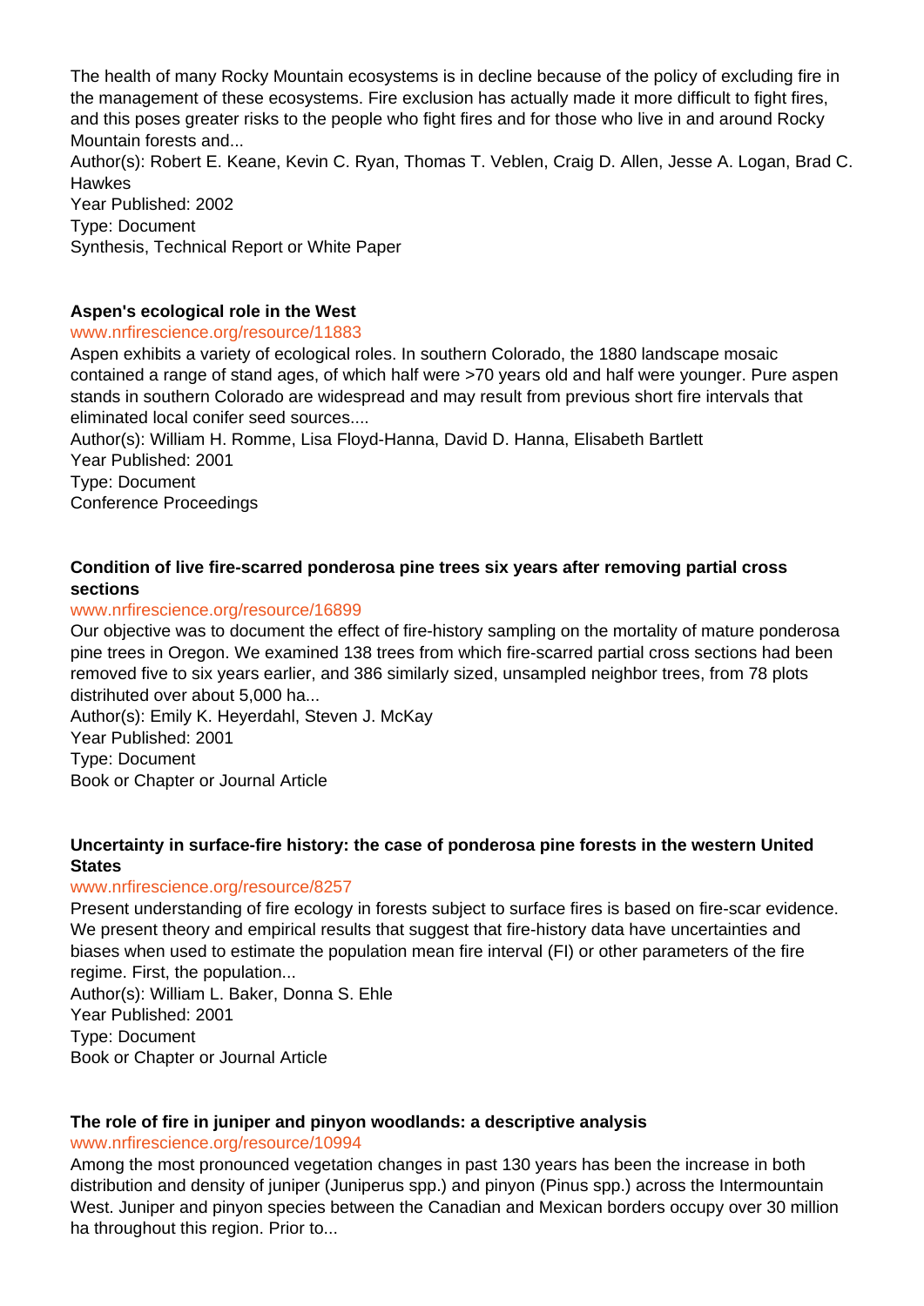The health of many Rocky Mountain ecosystems is in decline because of the policy of excluding fire in the management of these ecosystems. Fire exclusion has actually made it more difficult to fight fires, and this poses greater risks to the people who fight fires and for those who live in and around Rocky Mountain forests and...
Author(s): Robert E. Keane, Kevin C. Ryan, Thomas T. Veblen, Craig D. Allen, Jesse A. Logan, Brad C. Hawkes
Year Published: 2002
Type: Document
Synthesis, Technical Report or White Paper

**Aspen's ecological role in the West**
www.nrfirescience.org/resource/11883
Aspen exhibits a variety of ecological roles. In southern Colorado, the 1880 landscape mosaic contained a range of stand ages, of which half were >70 years old and half were younger. Pure aspen stands in southern Colorado are widespread and may result from previous short fire intervals that eliminated local conifer seed sources....
Author(s): William H. Romme, Lisa Floyd-Hanna, David D. Hanna, Elisabeth Bartlett
Year Published: 2001
Type: Document
Conference Proceedings

**Condition of live fire-scarred ponderosa pine trees six years after removing partial cross sections**
www.nrfirescience.org/resource/16899
Our objective was to document the effect of fire-history sampling on the mortality of mature ponderosa pine trees in Oregon. We examined 138 trees from which fire-scarred partial cross sections had been removed five to six years earlier, and 386 similarly sized, unsampled neighbor trees, from 78 plots distrihuted over about 5,000 ha...
Author(s): Emily K. Heyerdahl, Steven J. McKay
Year Published: 2001
Type: Document
Book or Chapter or Journal Article

**Uncertainty in surface-fire history: the case of ponderosa pine forests in the western United States**
www.nrfirescience.org/resource/8257
Present understanding of fire ecology in forests subject to surface fires is based on fire-scar evidence. We present theory and empirical results that suggest that fire-history data have uncertainties and biases when used to estimate the population mean fire interval (FI) or other parameters of the fire regime. First, the population...
Author(s): William L. Baker, Donna S. Ehle
Year Published: 2001
Type: Document
Book or Chapter or Journal Article

**The role of fire in juniper and pinyon woodlands: a descriptive analysis**
www.nrfirescience.org/resource/10994
Among the most pronounced vegetation changes in past 130 years has been the increase in both distribution and density of juniper (Juniperus spp.) and pinyon (Pinus spp.) across the Intermountain West. Juniper and pinyon species between the Canadian and Mexican borders occupy over 30 million ha throughout this region. Prior to...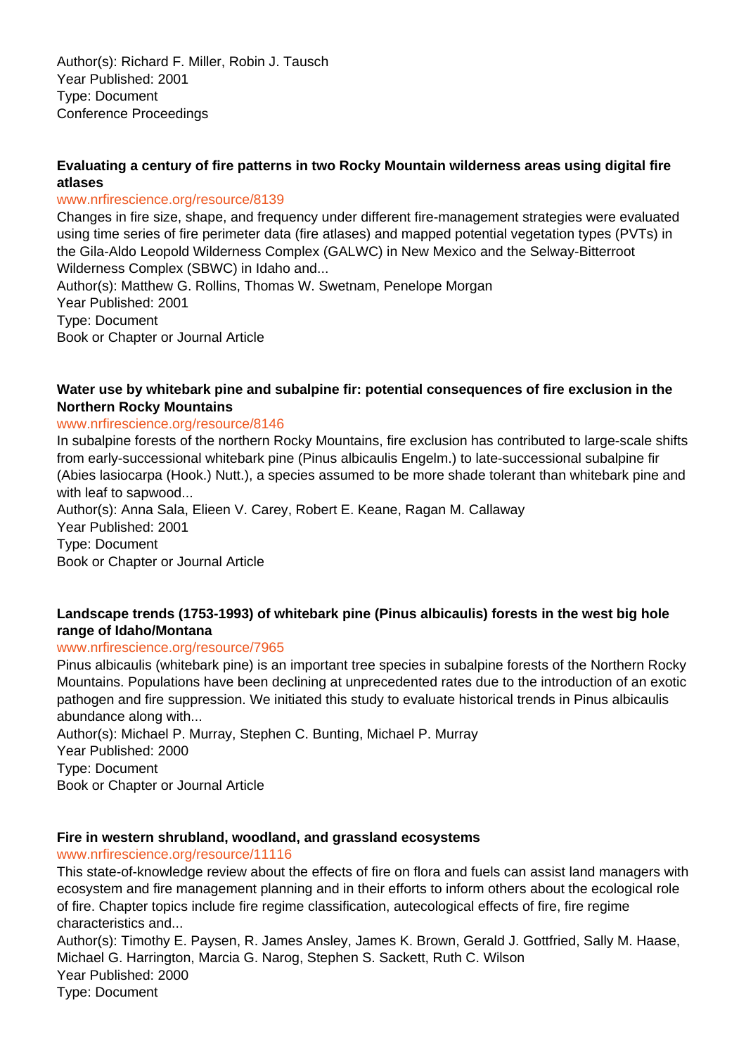Author(s): Richard F. Miller, Robin J. Tausch
Year Published: 2001
Type: Document
Conference Proceedings

**Evaluating a century of fire patterns in two Rocky Mountain wilderness areas using digital fire atlases**
www.nrfirescience.org/resource/8139
Changes in fire size, shape, and frequency under different fire-management strategies were evaluated using time series of fire perimeter data (fire atlases) and mapped potential vegetation types (PVTs) in the Gila-Aldo Leopold Wilderness Complex (GALWC) in New Mexico and the Selway-Bitterroot Wilderness Complex (SBWC) in Idaho and...
Author(s): Matthew G. Rollins, Thomas W. Swetnam, Penelope Morgan
Year Published: 2001
Type: Document
Book or Chapter or Journal Article

**Water use by whitebark pine and subalpine fir: potential consequences of fire exclusion in the Northern Rocky Mountains**
www.nrfirescience.org/resource/8146
In subalpine forests of the northern Rocky Mountains, fire exclusion has contributed to large-scale shifts from early-successional whitebark pine (Pinus albicaulis Engelm.) to late-successional subalpine fir (Abies lasiocarpa (Hook.) Nutt.), a species assumed to be more shade tolerant than whitebark pine and with leaf to sapwood...
Author(s): Anna Sala, Elieen V. Carey, Robert E. Keane, Ragan M. Callaway
Year Published: 2001
Type: Document
Book or Chapter or Journal Article

**Landscape trends (1753-1993) of whitebark pine (Pinus albicaulis) forests in the west big hole range of Idaho/Montana**
www.nrfirescience.org/resource/7965
Pinus albicaulis (whitebark pine) is an important tree species in subalpine forests of the Northern Rocky Mountains. Populations have been declining at unprecedented rates due to the introduction of an exotic pathogen and fire suppression. We initiated this study to evaluate historical trends in Pinus albicaulis abundance along with...
Author(s): Michael P. Murray, Stephen C. Bunting, Michael P. Murray
Year Published: 2000
Type: Document
Book or Chapter or Journal Article

**Fire in western shrubland, woodland, and grassland ecosystems**
www.nrfirescience.org/resource/11116
This state-of-knowledge review about the effects of fire on flora and fuels can assist land managers with ecosystem and fire management planning and in their efforts to inform others about the ecological role of fire. Chapter topics include fire regime classification, autecological effects of fire, fire regime characteristics and...
Author(s): Timothy E. Paysen, R. James Ansley, James K. Brown, Gerald J. Gottfried, Sally M. Haase, Michael G. Harrington, Marcia G. Narog, Stephen S. Sackett, Ruth C. Wilson
Year Published: 2000
Type: Document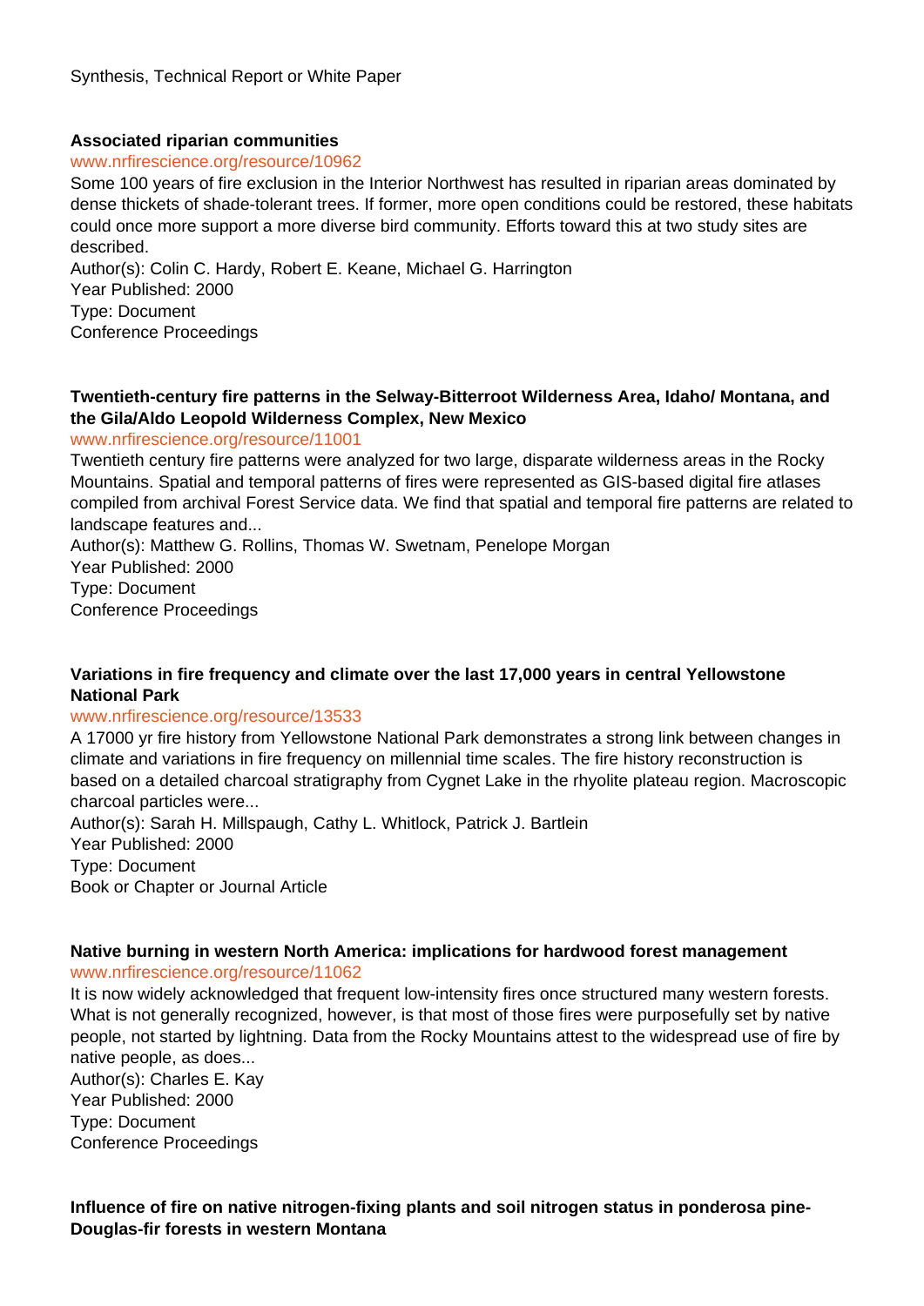Synthesis, Technical Report or White Paper

**Associated riparian communities**

www.nrfirescience.org/resource/10962

Some 100 years of fire exclusion in the Interior Northwest has resulted in riparian areas dominated by dense thickets of shade-tolerant trees. If former, more open conditions could be restored, these habitats could once more support a more diverse bird community. Efforts toward this at two study sites are described.

Author(s): Colin C. Hardy, Robert E. Keane, Michael G. Harrington

Year Published: 2000

Type: Document

Conference Proceedings

**Twentieth-century fire patterns in the Selway-Bitterroot Wilderness Area, Idaho/ Montana, and the Gila/Aldo Leopold Wilderness Complex, New Mexico**

www.nrfirescience.org/resource/11001

Twentieth century fire patterns were analyzed for two large, disparate wilderness areas in the Rocky Mountains. Spatial and temporal patterns of fires were represented as GIS-based digital fire atlases compiled from archival Forest Service data. We find that spatial and temporal fire patterns are related to landscape features and...

Author(s): Matthew G. Rollins, Thomas W. Swetnam, Penelope Morgan

Year Published: 2000

Type: Document

Conference Proceedings

**Variations in fire frequency and climate over the last 17,000 years in central Yellowstone National Park**

www.nrfirescience.org/resource/13533

A 17000 yr fire history from Yellowstone National Park demonstrates a strong link between changes in climate and variations in fire frequency on millennial time scales. The fire history reconstruction is based on a detailed charcoal stratigraphy from Cygnet Lake in the rhyolite plateau region. Macroscopic charcoal particles were...

Author(s): Sarah H. Millspaugh, Cathy L. Whitlock, Patrick J. Bartlein

Year Published: 2000

Type: Document

Book or Chapter or Journal Article

**Native burning in western North America: implications for hardwood forest management**

www.nrfirescience.org/resource/11062

It is now widely acknowledged that frequent low-intensity fires once structured many western forests. What is not generally recognized, however, is that most of those fires were purposefully set by native people, not started by lightning. Data from the Rocky Mountains attest to the widespread use of fire by native people, as does...

Author(s): Charles E. Kay

Year Published: 2000

Type: Document

Conference Proceedings

**Influence of fire on native nitrogen-fixing plants and soil nitrogen status in ponderosa pine-Douglas-fir forests in western Montana**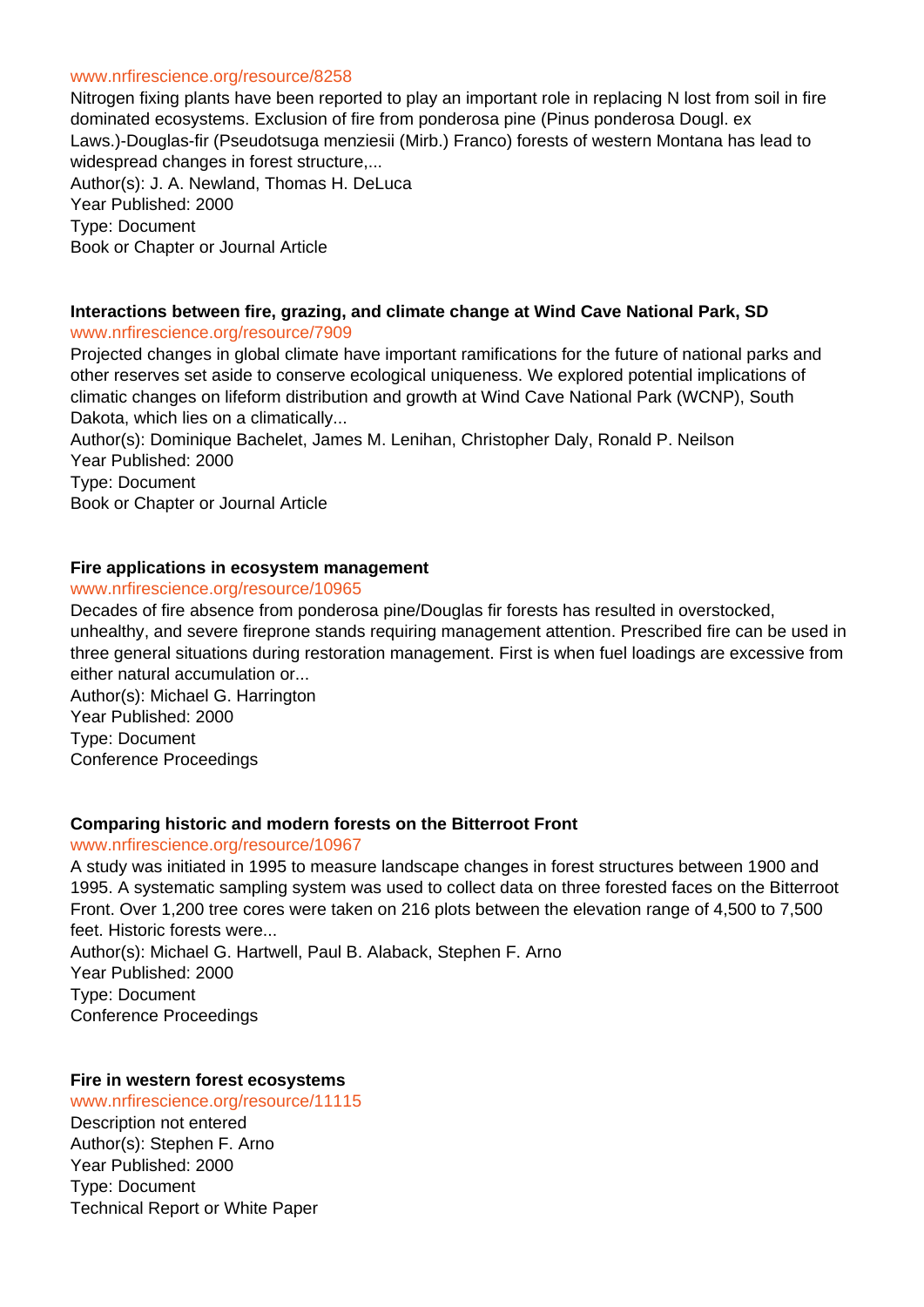www.nrfirescience.org/resource/8258

Nitrogen fixing plants have been reported to play an important role in replacing N lost from soil in fire dominated ecosystems. Exclusion of fire from ponderosa pine (Pinus ponderosa Dougl. ex Laws.)-Douglas-fir (Pseudotsuga menziesii (Mirb.) Franco) forests of western Montana has lead to widespread changes in forest structure,...

Author(s): J. A. Newland, Thomas H. DeLuca
Year Published: 2000
Type: Document
Book or Chapter or Journal Article

**Interactions between fire, grazing, and climate change at Wind Cave National Park, SD**

www.nrfirescience.org/resource/7909

Projected changes in global climate have important ramifications for the future of national parks and other reserves set aside to conserve ecological uniqueness. We explored potential implications of climatic changes on lifeform distribution and growth at Wind Cave National Park (WCNP), South Dakota, which lies on a climatically...

Author(s): Dominique Bachelet, James M. Lenihan, Christopher Daly, Ronald P. Neilson
Year Published: 2000
Type: Document
Book or Chapter or Journal Article

**Fire applications in ecosystem management**

www.nrfirescience.org/resource/10965

Decades of fire absence from ponderosa pine/Douglas fir forests has resulted in overstocked, unhealthy, and severe fireprone stands requiring management attention. Prescribed fire can be used in three general situations during restoration management. First is when fuel loadings are excessive from either natural accumulation or...

Author(s): Michael G. Harrington
Year Published: 2000
Type: Document
Conference Proceedings

**Comparing historic and modern forests on the Bitterroot Front**

www.nrfirescience.org/resource/10967

A study was initiated in 1995 to measure landscape changes in forest structures between 1900 and 1995. A systematic sampling system was used to collect data on three forested faces on the Bitterroot Front. Over 1,200 tree cores were taken on 216 plots between the elevation range of 4,500 to 7,500 feet. Historic forests were...

Author(s): Michael G. Hartwell, Paul B. Alaback, Stephen F. Arno
Year Published: 2000
Type: Document
Conference Proceedings

**Fire in western forest ecosystems**

www.nrfirescience.org/resource/11115

Description not entered

Author(s): Stephen F. Arno
Year Published: 2000
Type: Document
Technical Report or White Paper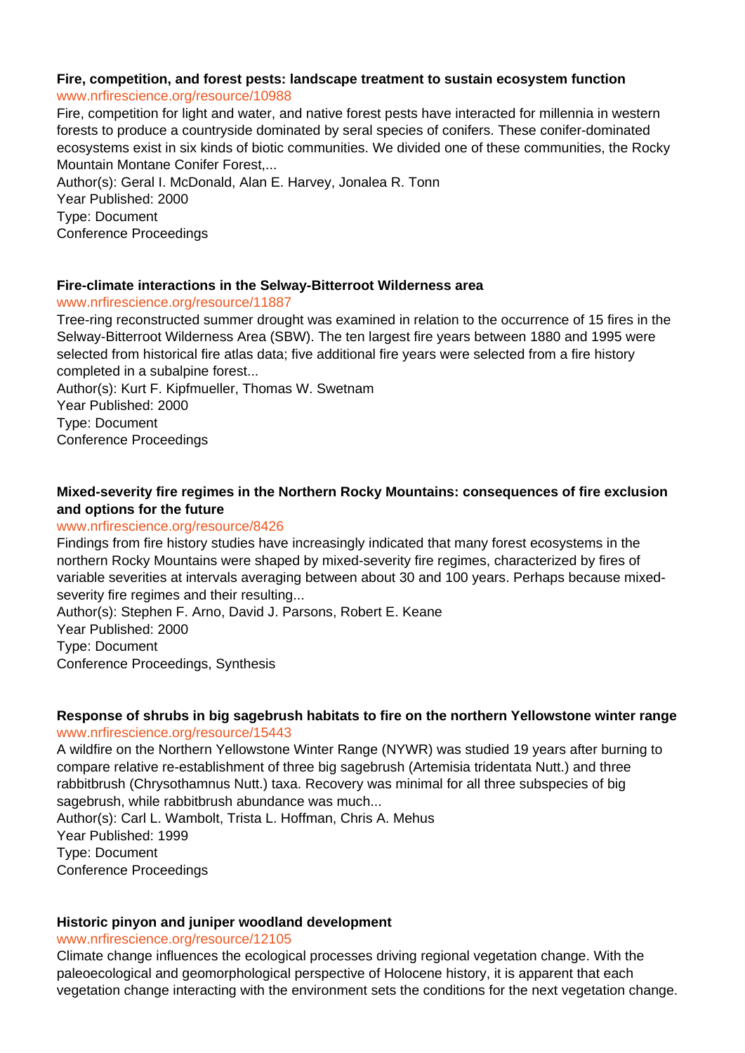**Fire, competition, and forest pests: landscape treatment to sustain ecosystem function**
www.nrfirescience.org/resource/10988
Fire, competition for light and water, and native forest pests have interacted for millennia in western forests to produce a countryside dominated by seral species of conifers. These conifer-dominated ecosystems exist in six kinds of biotic communities. We divided one of these communities, the Rocky Mountain Montane Conifer Forest,...
Author(s): Geral I. McDonald, Alan E. Harvey, Jonalea R. Tonn
Year Published: 2000
Type: Document
Conference Proceedings

**Fire-climate interactions in the Selway-Bitterroot Wilderness area**
www.nrfirescience.org/resource/11887
Tree-ring reconstructed summer drought was examined in relation to the occurrence of 15 fires in the Selway-Bitterroot Wilderness Area (SBW). The ten largest fire years between 1880 and 1995 were selected from historical fire atlas data; five additional fire years were selected from a fire history completed in a subalpine forest...
Author(s): Kurt F. Kipfmueller, Thomas W. Swetnam
Year Published: 2000
Type: Document
Conference Proceedings

**Mixed-severity fire regimes in the Northern Rocky Mountains: consequences of fire exclusion and options for the future**
www.nrfirescience.org/resource/8426
Findings from fire history studies have increasingly indicated that many forest ecosystems in the northern Rocky Mountains were shaped by mixed-severity fire regimes, characterized by fires of variable severities at intervals averaging between about 30 and 100 years. Perhaps because mixed-severity fire regimes and their resulting...
Author(s): Stephen F. Arno, David J. Parsons, Robert E. Keane
Year Published: 2000
Type: Document
Conference Proceedings, Synthesis

**Response of shrubs in big sagebrush habitats to fire on the northern Yellowstone winter range**
www.nrfirescience.org/resource/15443
A wildfire on the Northern Yellowstone Winter Range (NYWR) was studied 19 years after burning to compare relative re-establishment of three big sagebrush (Artemisia tridentata Nutt.) and three rabbitbrush (Chrysothamnus Nutt.) taxa. Recovery was minimal for all three subspecies of big sagebrush, while rabbitbrush abundance was much...
Author(s): Carl L. Wambolt, Trista L. Hoffman, Chris A. Mehus
Year Published: 1999
Type: Document
Conference Proceedings

**Historic pinyon and juniper woodland development**
www.nrfirescience.org/resource/12105
Climate change influences the ecological processes driving regional vegetation change. With the paleoecological and geomorphological perspective of Holocene history, it is apparent that each vegetation change interacting with the environment sets the conditions for the next vegetation change.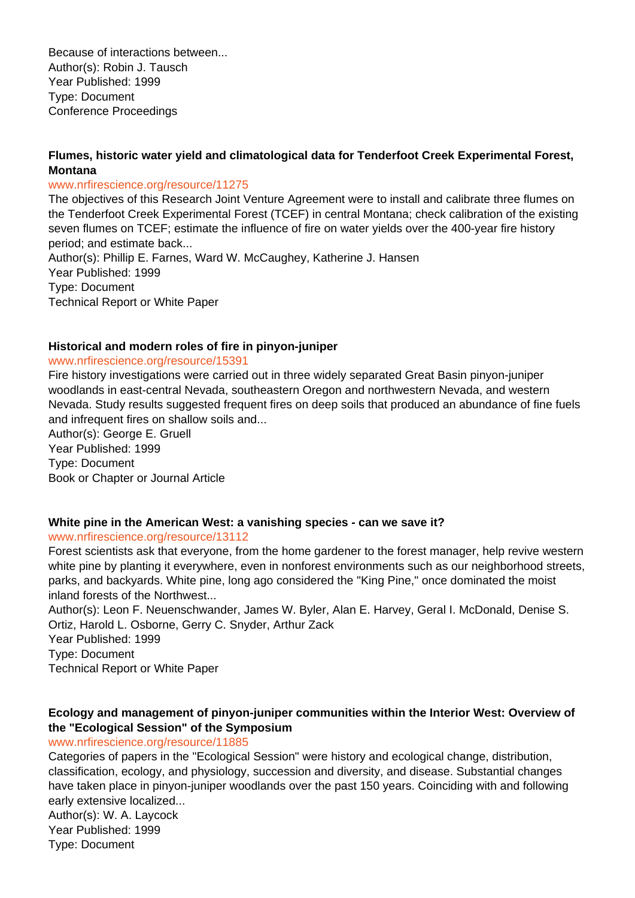Because of interactions between...
Author(s): Robin J. Tausch
Year Published: 1999
Type: Document
Conference Proceedings

**Flumes, historic water yield and climatological data for Tenderfoot Creek Experimental Forest, Montana**
www.nrfirescience.org/resource/11275
The objectives of this Research Joint Venture Agreement were to install and calibrate three flumes on the Tenderfoot Creek Experimental Forest (TCEF) in central Montana; check calibration of the existing seven flumes on TCEF; estimate the influence of fire on water yields over the 400-year fire history period; and estimate back...
Author(s): Phillip E. Farnes, Ward W. McCaughey, Katherine J. Hansen
Year Published: 1999
Type: Document
Technical Report or White Paper

**Historical and modern roles of fire in pinyon-juniper**
www.nrfirescience.org/resource/15391
Fire history investigations were carried out in three widely separated Great Basin pinyon-juniper woodlands in east-central Nevada, southeastern Oregon and northwestern Nevada, and western Nevada. Study results suggested frequent fires on deep soils that produced an abundance of fine fuels and infrequent fires on shallow soils and...
Author(s): George E. Gruell
Year Published: 1999
Type: Document
Book or Chapter or Journal Article

**White pine in the American West: a vanishing species - can we save it?**
www.nrfirescience.org/resource/13112
Forest scientists ask that everyone, from the home gardener to the forest manager, help revive western white pine by planting it everywhere, even in nonforest environments such as our neighborhood streets, parks, and backyards. White pine, long ago considered the "King Pine," once dominated the moist inland forests of the Northwest...
Author(s): Leon F. Neuenschwander, James W. Byler, Alan E. Harvey, Geral I. McDonald, Denise S. Ortiz, Harold L. Osborne, Gerry C. Snyder, Arthur Zack
Year Published: 1999
Type: Document
Technical Report or White Paper

**Ecology and management of pinyon-juniper communities within the Interior West: Overview of the "Ecological Session" of the Symposium**
www.nrfirescience.org/resource/11885
Categories of papers in the "Ecological Session" were history and ecological change, distribution, classification, ecology, and physiology, succession and diversity, and disease. Substantial changes have taken place in pinyon-juniper woodlands over the past 150 years. Coinciding with and following early extensive localized...
Author(s): W. A. Laycock
Year Published: 1999
Type: Document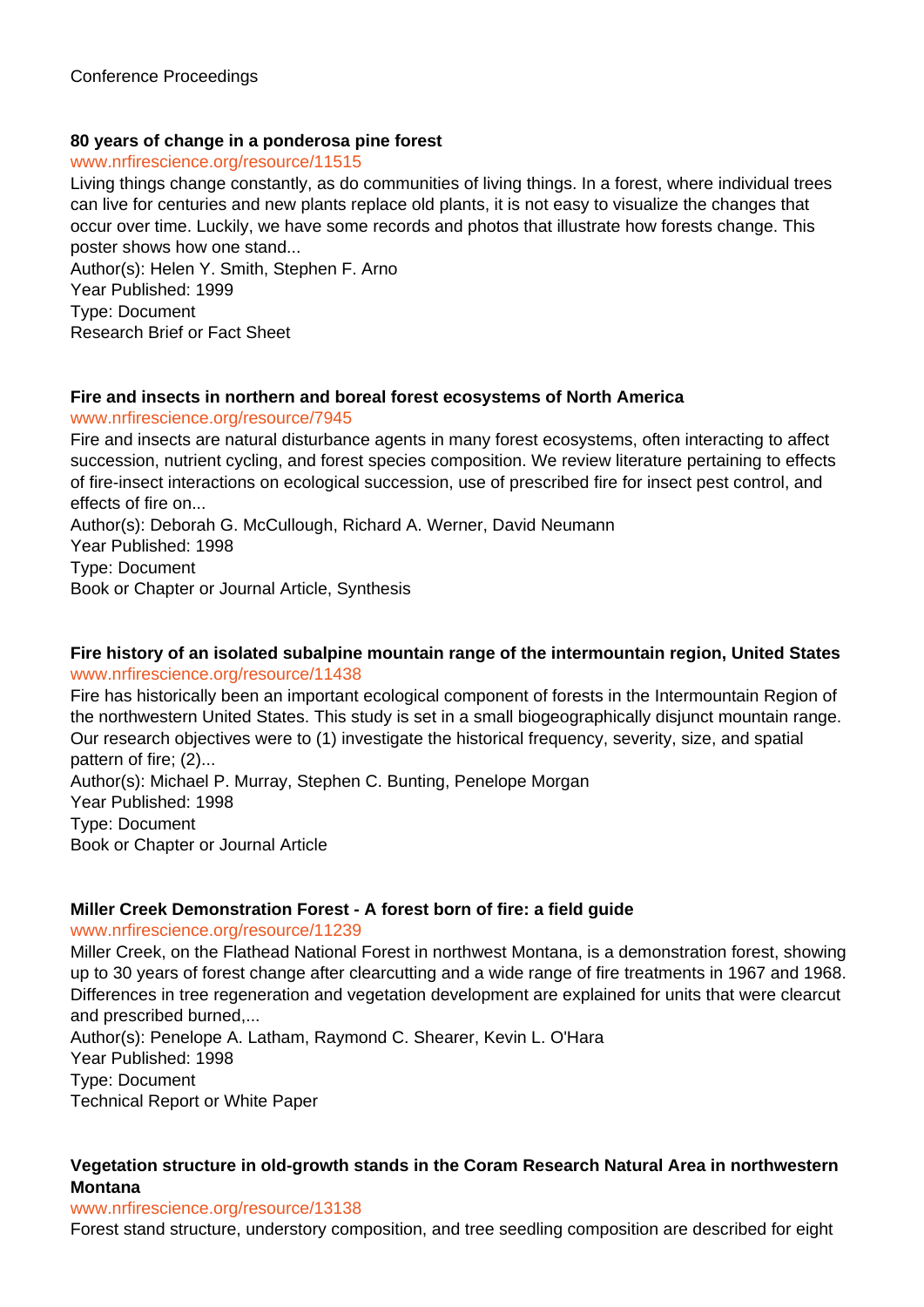Conference Proceedings

**80 years of change in a ponderosa pine forest**

www.nrfirescience.org/resource/11515

Living things change constantly, as do communities of living things. In a forest, where individual trees can live for centuries and new plants replace old plants, it is not easy to visualize the changes that occur over time. Luckily, we have some records and photos that illustrate how forests change. This poster shows how one stand...

Author(s): Helen Y. Smith, Stephen F. Arno

Year Published: 1999

Type: Document

Research Brief or Fact Sheet

**Fire and insects in northern and boreal forest ecosystems of North America**

www.nrfirescience.org/resource/7945

Fire and insects are natural disturbance agents in many forest ecosystems, often interacting to affect succession, nutrient cycling, and forest species composition. We review literature pertaining to effects of fire-insect interactions on ecological succession, use of prescribed fire for insect pest control, and effects of fire on...

Author(s): Deborah G. McCullough, Richard A. Werner, David Neumann

Year Published: 1998

Type: Document

Book or Chapter or Journal Article, Synthesis

**Fire history of an isolated subalpine mountain range of the intermountain region, United States**

www.nrfirescience.org/resource/11438

Fire has historically been an important ecological component of forests in the Intermountain Region of the northwestern United States. This study is set in a small biogeographically disjunct mountain range. Our research objectives were to (1) investigate the historical frequency, severity, size, and spatial pattern of fire; (2)...

Author(s): Michael P. Murray, Stephen C. Bunting, Penelope Morgan

Year Published: 1998

Type: Document

Book or Chapter or Journal Article

**Miller Creek Demonstration Forest - A forest born of fire: a field guide**

www.nrfirescience.org/resource/11239

Miller Creek, on the Flathead National Forest in northwest Montana, is a demonstration forest, showing up to 30 years of forest change after clearcutting and a wide range of fire treatments in 1967 and 1968. Differences in tree regeneration and vegetation development are explained for units that were clearcut and prescribed burned,...

Author(s): Penelope A. Latham, Raymond C. Shearer, Kevin L. O'Hara

Year Published: 1998

Type: Document

Technical Report or White Paper

**Vegetation structure in old-growth stands in the Coram Research Natural Area in northwestern Montana**

www.nrfirescience.org/resource/13138

Forest stand structure, understory composition, and tree seedling composition are described for eight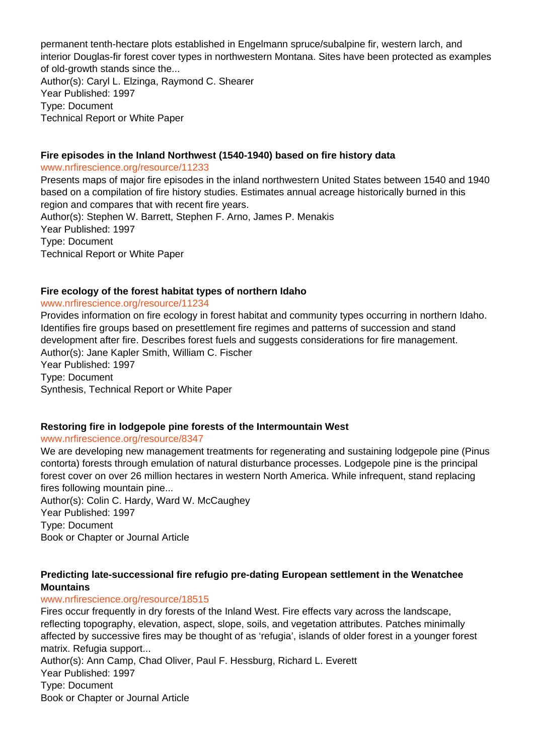permanent tenth-hectare plots established in Engelmann spruce/subalpine fir, western larch, and interior Douglas-fir forest cover types in northwestern Montana. Sites have been protected as examples of old-growth stands since the...
Author(s): Caryl L. Elzinga, Raymond C. Shearer
Year Published: 1997
Type: Document
Technical Report or White Paper

**Fire episodes in the Inland Northwest (1540-1940) based on fire history data**
www.nrfirescience.org/resource/11233
Presents maps of major fire episodes in the inland northwestern United States between 1540 and 1940 based on a compilation of fire history studies. Estimates annual acreage historically burned in this region and compares that with recent fire years.
Author(s): Stephen W. Barrett, Stephen F. Arno, James P. Menakis
Year Published: 1997
Type: Document
Technical Report or White Paper

**Fire ecology of the forest habitat types of northern Idaho**
www.nrfirescience.org/resource/11234
Provides information on fire ecology in forest habitat and community types occurring in northern Idaho. Identifies fire groups based on presettlement fire regimes and patterns of succession and stand development after fire. Describes forest fuels and suggests considerations for fire management.
Author(s): Jane Kapler Smith, William C. Fischer
Year Published: 1997
Type: Document
Synthesis, Technical Report or White Paper

**Restoring fire in lodgepole pine forests of the Intermountain West**
www.nrfirescience.org/resource/8347
We are developing new management treatments for regenerating and sustaining lodgepole pine (Pinus contorta) forests through emulation of natural disturbance processes. Lodgepole pine is the principal forest cover on over 26 million hectares in western North America. While infrequent, stand replacing fires following mountain pine...
Author(s): Colin C. Hardy, Ward W. McCaughey
Year Published: 1997
Type: Document
Book or Chapter or Journal Article

**Predicting late-successional fire refugio pre-dating European settlement in the Wenatchee Mountains**
www.nrfirescience.org/resource/18515
Fires occur frequently in dry forests of the Inland West. Fire effects vary across the landscape, reflecting topography, elevation, aspect, slope, soils, and vegetation attributes. Patches minimally affected by successive fires may be thought of as 'refugia', islands of older forest in a younger forest matrix. Refugia support...
Author(s): Ann Camp, Chad Oliver, Paul F. Hessburg, Richard L. Everett
Year Published: 1997
Type: Document
Book or Chapter or Journal Article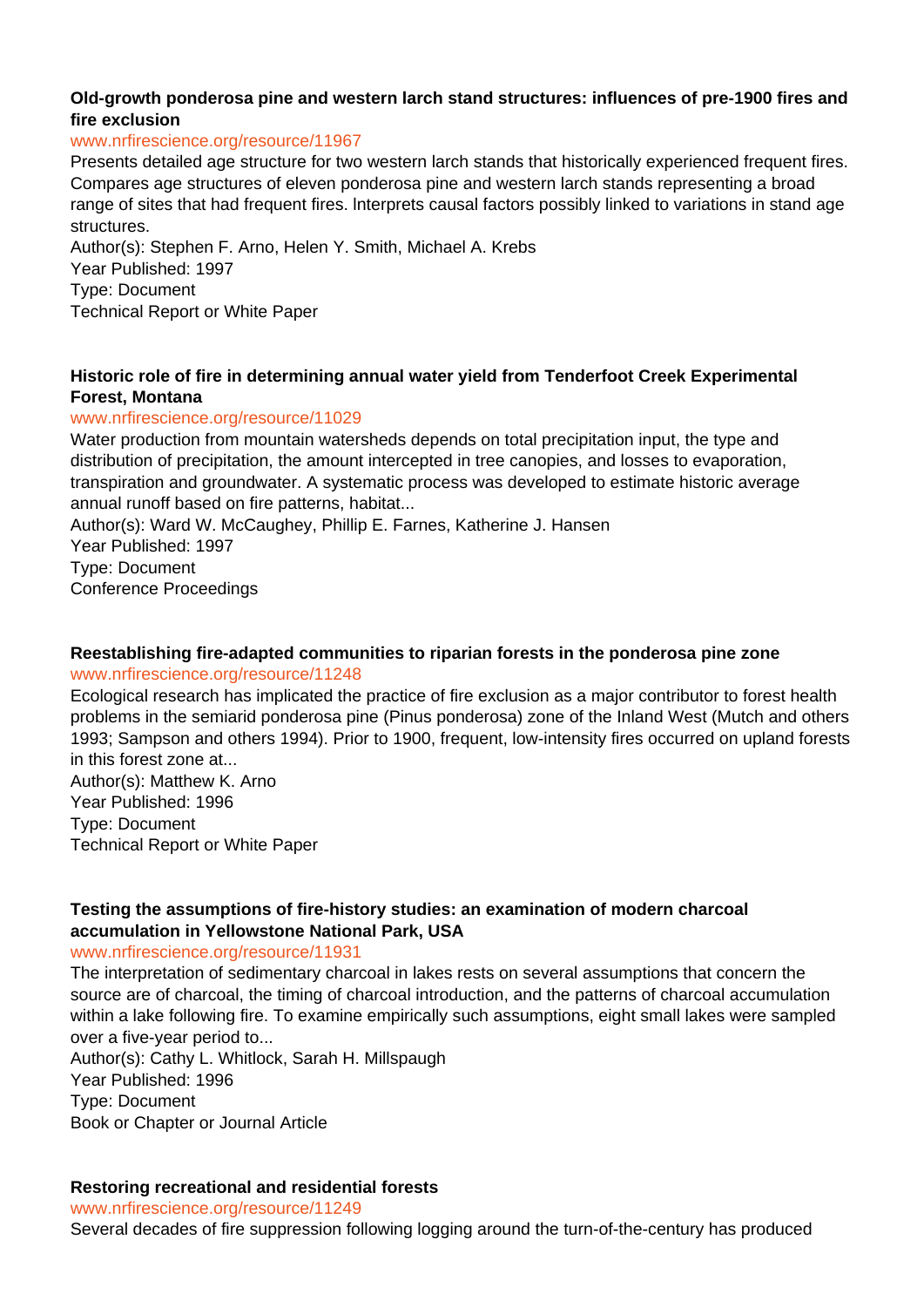**Old-growth ponderosa pine and western larch stand structures: influences of pre-1900 fires and fire exclusion**

www.nrfirescience.org/resource/11967

Presents detailed age structure for two western larch stands that historically experienced frequent fires. Compares age structures of eleven ponderosa pine and western larch stands representing a broad range of sites that had frequent fires. Interprets causal factors possibly linked to variations in stand age structures.

Author(s): Stephen F. Arno, Helen Y. Smith, Michael A. Krebs
Year Published: 1997
Type: Document
Technical Report or White Paper

**Historic role of fire in determining annual water yield from Tenderfoot Creek Experimental Forest, Montana**

www.nrfirescience.org/resource/11029

Water production from mountain watersheds depends on total precipitation input, the type and distribution of precipitation, the amount intercepted in tree canopies, and losses to evaporation, transpiration and groundwater. A systematic process was developed to estimate historic average annual runoff based on fire patterns, habitat...

Author(s): Ward W. McCaughey, Phillip E. Farnes, Katherine J. Hansen
Year Published: 1997
Type: Document
Conference Proceedings

**Reestablishing fire-adapted communities to riparian forests in the ponderosa pine zone**

www.nrfirescience.org/resource/11248

Ecological research has implicated the practice of fire exclusion as a major contributor to forest health problems in the semiarid ponderosa pine (Pinus ponderosa) zone of the Inland West (Mutch and others 1993; Sampson and others 1994). Prior to 1900, frequent, low-intensity fires occurred on upland forests in this forest zone at...

Author(s): Matthew K. Arno
Year Published: 1996
Type: Document
Technical Report or White Paper

**Testing the assumptions of fire-history studies: an examination of modern charcoal accumulation in Yellowstone National Park, USA**

www.nrfirescience.org/resource/11931

The interpretation of sedimentary charcoal in lakes rests on several assumptions that concern the source are of charcoal, the timing of charcoal introduction, and the patterns of charcoal accumulation within a lake following fire. To examine empirically such assumptions, eight small lakes were sampled over a five-year period to...

Author(s): Cathy L. Whitlock, Sarah H. Millspaugh
Year Published: 1996
Type: Document
Book or Chapter or Journal Article

**Restoring recreational and residential forests**

www.nrfirescience.org/resource/11249

Several decades of fire suppression following logging around the turn-of-the-century has produced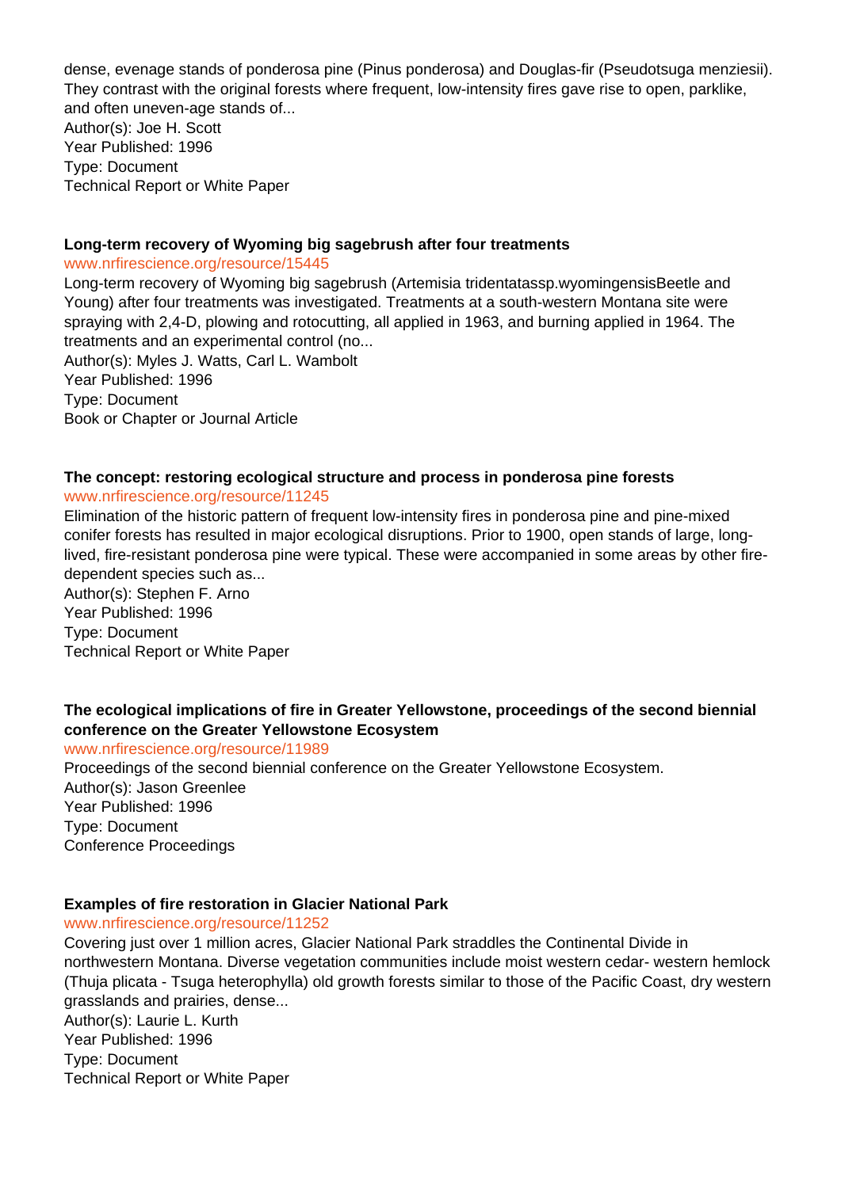dense, evenage stands of ponderosa pine (Pinus ponderosa) and Douglas-fir (Pseudotsuga menziesii). They contrast with the original forests where frequent, low-intensity fires gave rise to open, parklike, and often uneven-age stands of...
Author(s): Joe H. Scott
Year Published: 1996
Type: Document
Technical Report or White Paper

**Long-term recovery of Wyoming big sagebrush after four treatments**
www.nrfirescience.org/resource/15445
Long-term recovery of Wyoming big sagebrush (Artemisia tridentatassp.wyomingensisBeetle and Young) after four treatments was investigated. Treatments at a south-western Montana site were spraying with 2,4-D, plowing and rotocutting, all applied in 1963, and burning applied in 1964. The treatments and an experimental control (no...
Author(s): Myles J. Watts, Carl L. Wambolt
Year Published: 1996
Type: Document
Book or Chapter or Journal Article

**The concept: restoring ecological structure and process in ponderosa pine forests**
www.nrfirescience.org/resource/11245
Elimination of the historic pattern of frequent low-intensity fires in ponderosa pine and pine-mixed conifer forests has resulted in major ecological disruptions. Prior to 1900, open stands of large, long-lived, fire-resistant ponderosa pine were typical. These were accompanied in some areas by other fire-dependent species such as...
Author(s): Stephen F. Arno
Year Published: 1996
Type: Document
Technical Report or White Paper

**The ecological implications of fire in Greater Yellowstone, proceedings of the second biennial conference on the Greater Yellowstone Ecosystem**
www.nrfirescience.org/resource/11989
Proceedings of the second biennial conference on the Greater Yellowstone Ecosystem.
Author(s): Jason Greenlee
Year Published: 1996
Type: Document
Conference Proceedings

**Examples of fire restoration in Glacier National Park**
www.nrfirescience.org/resource/11252
Covering just over 1 million acres, Glacier National Park straddles the Continental Divide in northwestern Montana. Diverse vegetation communities include moist western cedar- western hemlock (Thuja plicata - Tsuga heterophylla) old growth forests similar to those of the Pacific Coast, dry western grasslands and prairies, dense...
Author(s): Laurie L. Kurth
Year Published: 1996
Type: Document
Technical Report or White Paper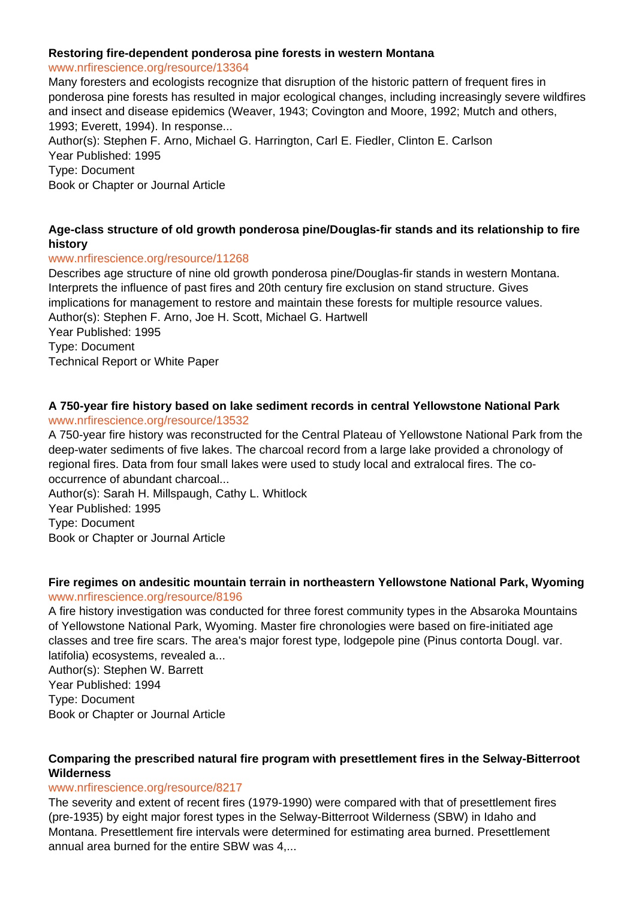**Restoring fire-dependent ponderosa pine forests in western Montana**

www.nrfirescience.org/resource/13364

Many foresters and ecologists recognize that disruption of the historic pattern of frequent fires in ponderosa pine forests has resulted in major ecological changes, including increasingly severe wildfires and insect and disease epidemics (Weaver, 1943; Covington and Moore, 1992; Mutch and others, 1993; Everett, 1994). In response...

Author(s): Stephen F. Arno, Michael G. Harrington, Carl E. Fiedler, Clinton E. Carlson

Year Published: 1995

Type: Document

Book or Chapter or Journal Article

**Age-class structure of old growth ponderosa pine/Douglas-fir stands and its relationship to fire history**

www.nrfirescience.org/resource/11268

Describes age structure of nine old growth ponderosa pine/Douglas-fir stands in western Montana. Interprets the influence of past fires and 20th century fire exclusion on stand structure. Gives implications for management to restore and maintain these forests for multiple resource values.

Author(s): Stephen F. Arno, Joe H. Scott, Michael G. Hartwell

Year Published: 1995

Type: Document

Technical Report or White Paper

**A 750-year fire history based on lake sediment records in central Yellowstone National Park**

www.nrfirescience.org/resource/13532

A 750-year fire history was reconstructed for the Central Plateau of Yellowstone National Park from the deep-water sediments of five lakes. The charcoal record from a large lake provided a chronology of regional fires. Data from four small lakes were used to study local and extralocal fires. The co-occurrence of abundant charcoal...

Author(s): Sarah H. Millspaugh, Cathy L. Whitlock

Year Published: 1995

Type: Document

Book or Chapter or Journal Article

**Fire regimes on andesitic mountain terrain in northeastern Yellowstone National Park, Wyoming**

www.nrfirescience.org/resource/8196

A fire history investigation was conducted for three forest community types in the Absaroka Mountains of Yellowstone National Park, Wyoming. Master fire chronologies were based on fire-initiated age classes and tree fire scars. The area's major forest type, lodgepole pine (Pinus contorta Dougl. var. latifolia) ecosystems, revealed a...

Author(s): Stephen W. Barrett

Year Published: 1994

Type: Document

Book or Chapter or Journal Article

**Comparing the prescribed natural fire program with presettlement fires in the Selway-Bitterroot Wilderness**

www.nrfirescience.org/resource/8217

The severity and extent of recent fires (1979-1990) were compared with that of presettlement fires (pre-1935) by eight major forest types in the Selway-Bitterroot Wilderness (SBW) in Idaho and Montana. Presettlement fire intervals were determined for estimating area burned. Presettlement annual area burned for the entire SBW was 4,...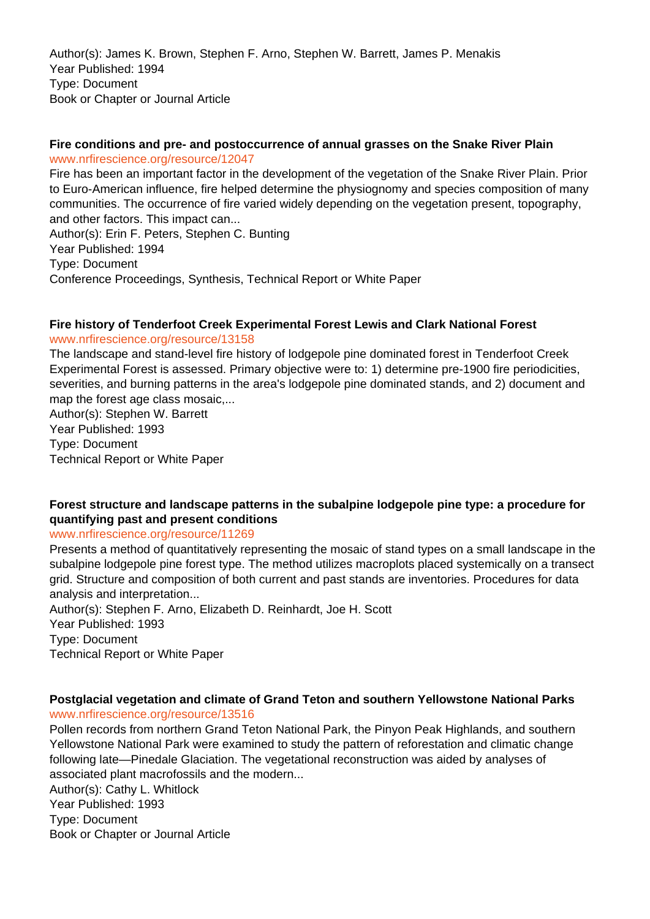Author(s): James K. Brown, Stephen F. Arno, Stephen W. Barrett, James P. Menakis
Year Published: 1994
Type: Document
Book or Chapter or Journal Article

**Fire conditions and pre- and postoccurrence of annual grasses on the Snake River Plain**
www.nrfirescience.org/resource/12047
Fire has been an important factor in the development of the vegetation of the Snake River Plain. Prior to Euro-American influence, fire helped determine the physiognomy and species composition of many communities. The occurrence of fire varied widely depending on the vegetation present, topography, and other factors. This impact can...
Author(s): Erin F. Peters, Stephen C. Bunting
Year Published: 1994
Type: Document
Conference Proceedings, Synthesis, Technical Report or White Paper

**Fire history of Tenderfoot Creek Experimental Forest Lewis and Clark National Forest**
www.nrfirescience.org/resource/13158
The landscape and stand-level fire history of lodgepole pine dominated forest in Tenderfoot Creek Experimental Forest is assessed. Primary objective were to: 1) determine pre-1900 fire periodicities, severities, and burning patterns in the area's lodgepole pine dominated stands, and 2) document and map the forest age class mosaic,...
Author(s): Stephen W. Barrett
Year Published: 1993
Type: Document
Technical Report or White Paper

**Forest structure and landscape patterns in the subalpine lodgepole pine type: a procedure for quantifying past and present conditions**
www.nrfirescience.org/resource/11269
Presents a method of quantitatively representing the mosaic of stand types on a small landscape in the subalpine lodgepole pine forest type. The method utilizes macroplots placed systemically on a transect grid. Structure and composition of both current and past stands are inventories. Procedures for data analysis and interpretation...
Author(s): Stephen F. Arno, Elizabeth D. Reinhardt, Joe H. Scott
Year Published: 1993
Type: Document
Technical Report or White Paper

**Postglacial vegetation and climate of Grand Teton and southern Yellowstone National Parks**
www.nrfirescience.org/resource/13516
Pollen records from northern Grand Teton National Park, the Pinyon Peak Highlands, and southern Yellowstone National Park were examined to study the pattern of reforestation and climatic change following late—Pinedale Glaciation. The vegetational reconstruction was aided by analyses of associated plant macrofossils and the modern...
Author(s): Cathy L. Whitlock
Year Published: 1993
Type: Document
Book or Chapter or Journal Article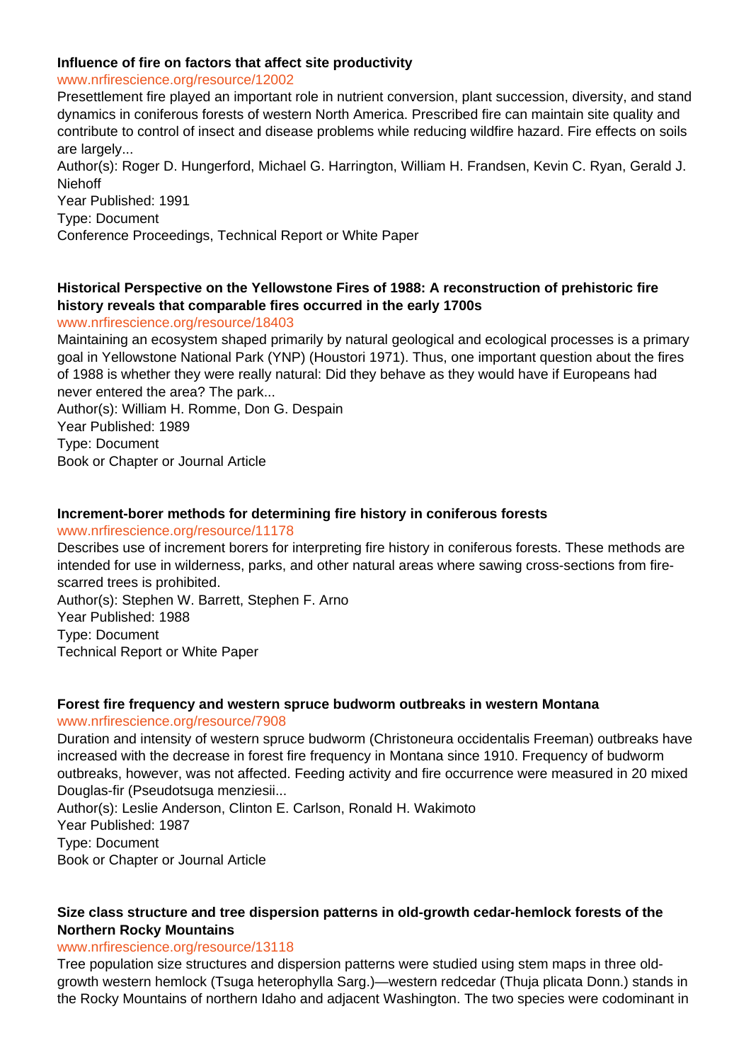**Influence of fire on factors that affect site productivity**

www.nrfirescience.org/resource/12002

Presettlement fire played an important role in nutrient conversion, plant succession, diversity, and stand dynamics in coniferous forests of western North America. Prescribed fire can maintain site quality and contribute to control of insect and disease problems while reducing wildfire hazard. Fire effects on soils are largely...

Author(s): Roger D. Hungerford, Michael G. Harrington, William H. Frandsen, Kevin C. Ryan, Gerald J. Niehoff

Year Published: 1991

Type: Document

Conference Proceedings, Technical Report or White Paper

**Historical Perspective on the Yellowstone Fires of 1988: A reconstruction of prehistoric fire history reveals that comparable fires occurred in the early 1700s**

www.nrfirescience.org/resource/18403

Maintaining an ecosystem shaped primarily by natural geological and ecological processes is a primary goal in Yellowstone National Park (YNP) (Houstori 1971). Thus, one important question about the fires of 1988 is whether they were really natural: Did they behave as they would have if Europeans had never entered the area? The park...

Author(s): William H. Romme, Don G. Despain

Year Published: 1989

Type: Document

Book or Chapter or Journal Article

**Increment-borer methods for determining fire history in coniferous forests**

www.nrfirescience.org/resource/11178

Describes use of increment borers for interpreting fire history in coniferous forests. These methods are intended for use in wilderness, parks, and other natural areas where sawing cross-sections from fire-scarred trees is prohibited.

Author(s): Stephen W. Barrett, Stephen F. Arno

Year Published: 1988

Type: Document

Technical Report or White Paper

**Forest fire frequency and western spruce budworm outbreaks in western Montana**

www.nrfirescience.org/resource/7908

Duration and intensity of western spruce budworm (Christoneura occidentalis Freeman) outbreaks have increased with the decrease in forest fire frequency in Montana since 1910. Frequency of budworm outbreaks, however, was not affected. Feeding activity and fire occurrence were measured in 20 mixed Douglas-fir (Pseudotsuga menziesii...

Author(s): Leslie Anderson, Clinton E. Carlson, Ronald H. Wakimoto

Year Published: 1987

Type: Document

Book or Chapter or Journal Article

**Size class structure and tree dispersion patterns in old-growth cedar-hemlock forests of the Northern Rocky Mountains**

www.nrfirescience.org/resource/13118

Tree population size structures and dispersion patterns were studied using stem maps in three old-growth western hemlock (Tsuga heterophylla Sarg.)—western redcedar (Thuja plicata Donn.) stands in the Rocky Mountains of northern Idaho and adjacent Washington. The two species were codominant in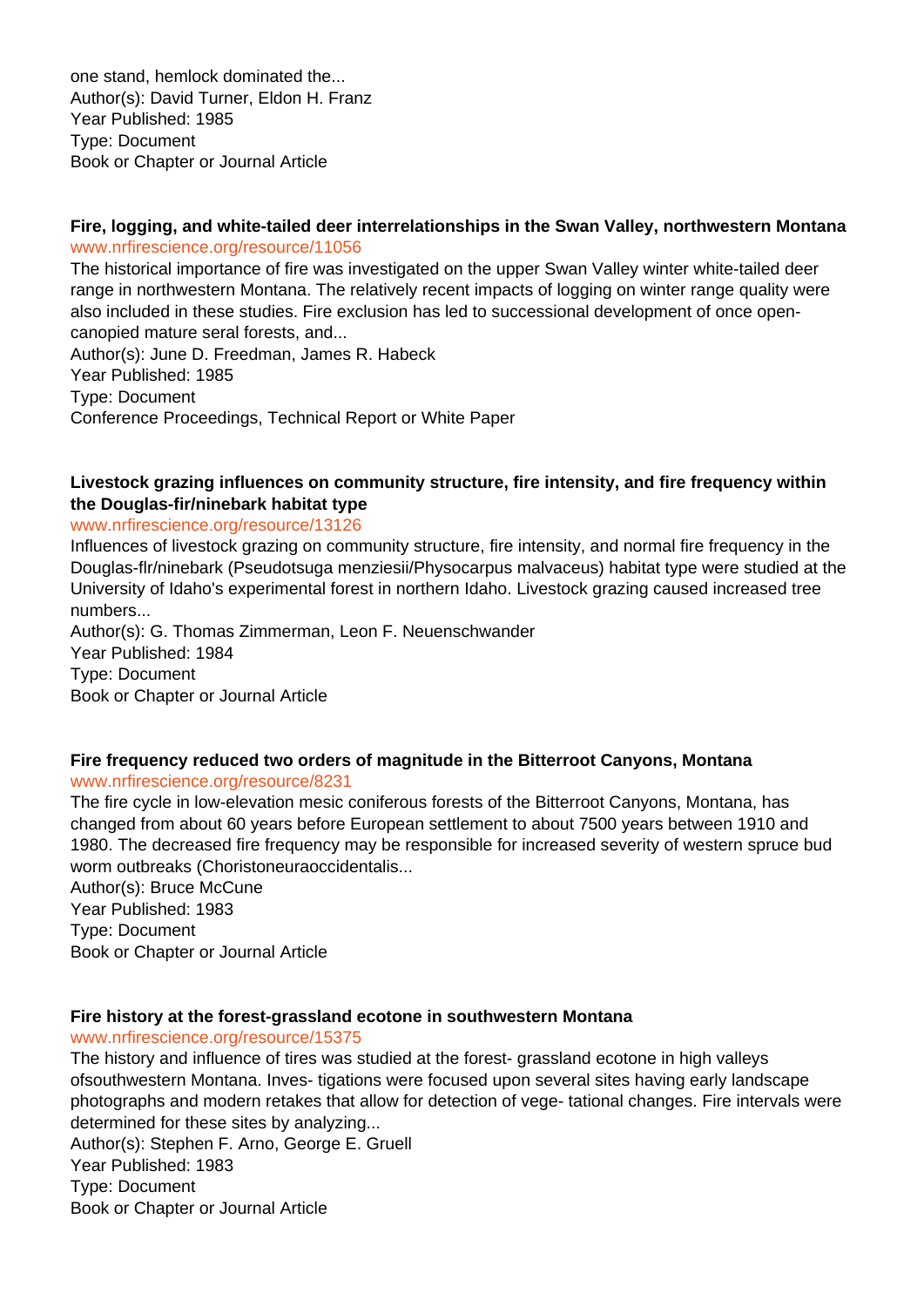one stand, hemlock dominated the...
Author(s): David Turner, Eldon H. Franz
Year Published: 1985
Type: Document
Book or Chapter or Journal Article

**Fire, logging, and white-tailed deer interrelationships in the Swan Valley, northwestern Montana**
www.nrfirescience.org/resource/11056
The historical importance of fire was investigated on the upper Swan Valley winter white-tailed deer range in northwestern Montana. The relatively recent impacts of logging on winter range quality were also included in these studies. Fire exclusion has led to successional development of once open-canopied mature seral forests, and...
Author(s): June D. Freedman, James R. Habeck
Year Published: 1985
Type: Document
Conference Proceedings, Technical Report or White Paper

**Livestock grazing influences on community structure, fire intensity, and fire frequency within the Douglas-fir/ninebark habitat type**
www.nrfirescience.org/resource/13126
Influences of livestock grazing on community structure, fire intensity, and normal fire frequency in the Douglas-flr/ninebark (Pseudotsuga menziesii/Physocarpus malvaceus) habitat type were studied at the University of Idaho's experimental forest in northern Idaho. Livestock grazing caused increased tree numbers...
Author(s): G. Thomas Zimmerman, Leon F. Neuenschwander
Year Published: 1984
Type: Document
Book or Chapter or Journal Article

**Fire frequency reduced two orders of magnitude in the Bitterroot Canyons, Montana**
www.nrfirescience.org/resource/8231
The fire cycle in low-elevation mesic coniferous forests of the Bitterroot Canyons, Montana, has changed from about 60 years before European settlement to about 7500 years between 1910 and 1980. The decreased fire frequency may be responsible for increased severity of western spruce bud worm outbreaks (Choristoneuraoccidentalis...
Author(s): Bruce McCune
Year Published: 1983
Type: Document
Book or Chapter or Journal Article

**Fire history at the forest-grassland ecotone in southwestern Montana**
www.nrfirescience.org/resource/15375
The history and influence of tires was studied at the forest- grassland ecotone in high valleys ofsouthwestern Montana. Inves- tigations were focused upon several sites having early landscape photographs and modern retakes that allow for detection of vege- tational changes. Fire intervals were determined for these sites by analyzing...
Author(s): Stephen F. Arno, George E. Gruell
Year Published: 1983
Type: Document
Book or Chapter or Journal Article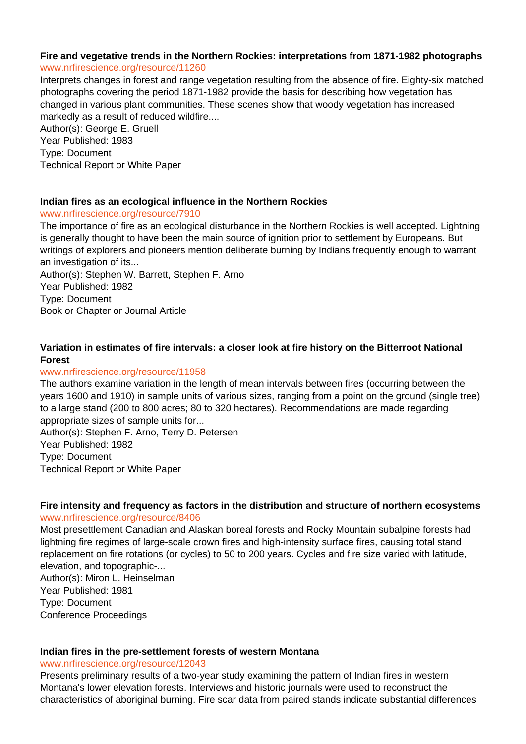**Fire and vegetative trends in the Northern Rockies: interpretations from 1871-1982 photographs**
www.nrfirescience.org/resource/11260
Interprets changes in forest and range vegetation resulting from the absence of fire. Eighty-six matched photographs covering the period 1871-1982 provide the basis for describing how vegetation has changed in various plant communities. These scenes show that woody vegetation has increased markedly as a result of reduced wildfire....
Author(s): George E. Gruell
Year Published: 1983
Type: Document
Technical Report or White Paper

**Indian fires as an ecological influence in the Northern Rockies**
www.nrfirescience.org/resource/7910
The importance of fire as an ecological disturbance in the Northern Rockies is well accepted. Lightning is generally thought to have been the main source of ignition prior to settlement by Europeans. But writings of explorers and pioneers mention deliberate burning by Indians frequently enough to warrant an investigation of its...
Author(s): Stephen W. Barrett, Stephen F. Arno
Year Published: 1982
Type: Document
Book or Chapter or Journal Article

**Variation in estimates of fire intervals: a closer look at fire history on the Bitterroot National Forest**
www.nrfirescience.org/resource/11958
The authors examine variation in the length of mean intervals between fires (occurring between the years 1600 and 1910) in sample units of various sizes, ranging from a point on the ground (single tree) to a large stand (200 to 800 acres; 80 to 320 hectares). Recommendations are made regarding appropriate sizes of sample units for...
Author(s): Stephen F. Arno, Terry D. Petersen
Year Published: 1982
Type: Document
Technical Report or White Paper

**Fire intensity and frequency as factors in the distribution and structure of northern ecosystems**
www.nrfirescience.org/resource/8406
Most presettlement Canadian and Alaskan boreal forests and Rocky Mountain subalpine forests had lightning fire regimes of large-scale crown fires and high-intensity surface fires, causing total stand replacement on fire rotations (or cycles) to 50 to 200 years. Cycles and fire size varied with latitude, elevation, and topographic-...
Author(s): Miron L. Heinselman
Year Published: 1981
Type: Document
Conference Proceedings

**Indian fires in the pre-settlement forests of western Montana**
www.nrfirescience.org/resource/12043
Presents preliminary results of a two-year study examining the pattern of Indian fires in western Montana's lower elevation forests. Interviews and historic journals were used to reconstruct the characteristics of aboriginal burning. Fire scar data from paired stands indicate substantial differences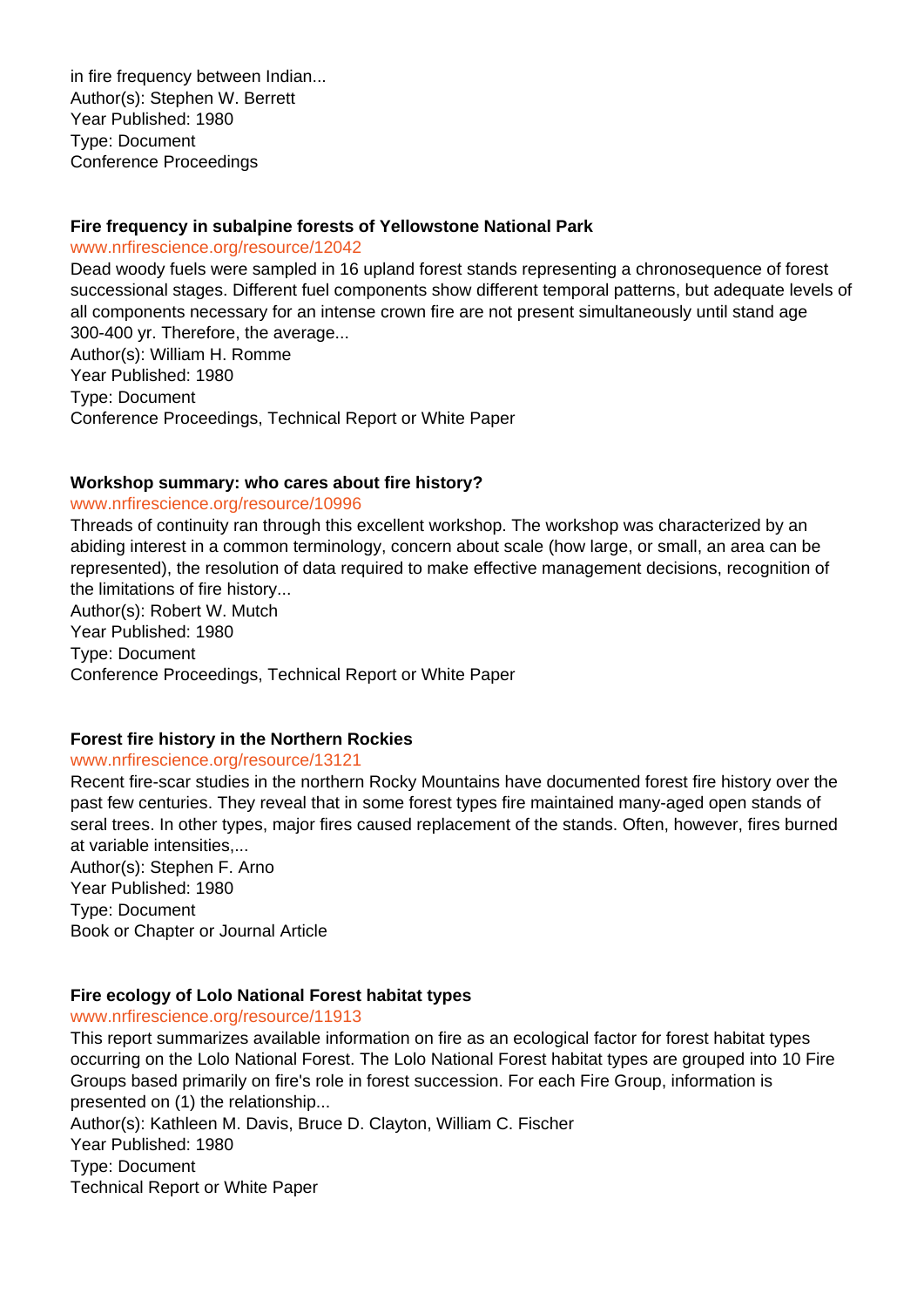in fire frequency between Indian...
Author(s): Stephen W. Berrett
Year Published: 1980
Type: Document
Conference Proceedings

**Fire frequency in subalpine forests of Yellowstone National Park**
www.nrfirescience.org/resource/12042
Dead woody fuels were sampled in 16 upland forest stands representing a chronosequence of forest successional stages. Different fuel components show different temporal patterns, but adequate levels of all components necessary for an intense crown fire are not present simultaneously until stand age 300-400 yr. Therefore, the average...
Author(s): William H. Romme
Year Published: 1980
Type: Document
Conference Proceedings, Technical Report or White Paper

**Workshop summary: who cares about fire history?**
www.nrfirescience.org/resource/10996
Threads of continuity ran through this excellent workshop. The workshop was characterized by an abiding interest in a common terminology, concern about scale (how large, or small, an area can be represented), the resolution of data required to make effective management decisions, recognition of the limitations of fire history...
Author(s): Robert W. Mutch
Year Published: 1980
Type: Document
Conference Proceedings, Technical Report or White Paper

**Forest fire history in the Northern Rockies**
www.nrfirescience.org/resource/13121
Recent fire-scar studies in the northern Rocky Mountains have documented forest fire history over the past few centuries. They reveal that in some forest types fire maintained many-aged open stands of seral trees. In other types, major fires caused replacement of the stands. Often, however, fires burned at variable intensities,...
Author(s): Stephen F. Arno
Year Published: 1980
Type: Document
Book or Chapter or Journal Article

**Fire ecology of Lolo National Forest habitat types**
www.nrfirescience.org/resource/11913
This report summarizes available information on fire as an ecological factor for forest habitat types occurring on the Lolo National Forest. The Lolo National Forest habitat types are grouped into 10 Fire Groups based primarily on fire's role in forest succession. For each Fire Group, information is presented on (1) the relationship...
Author(s): Kathleen M. Davis, Bruce D. Clayton, William C. Fischer
Year Published: 1980
Type: Document
Technical Report or White Paper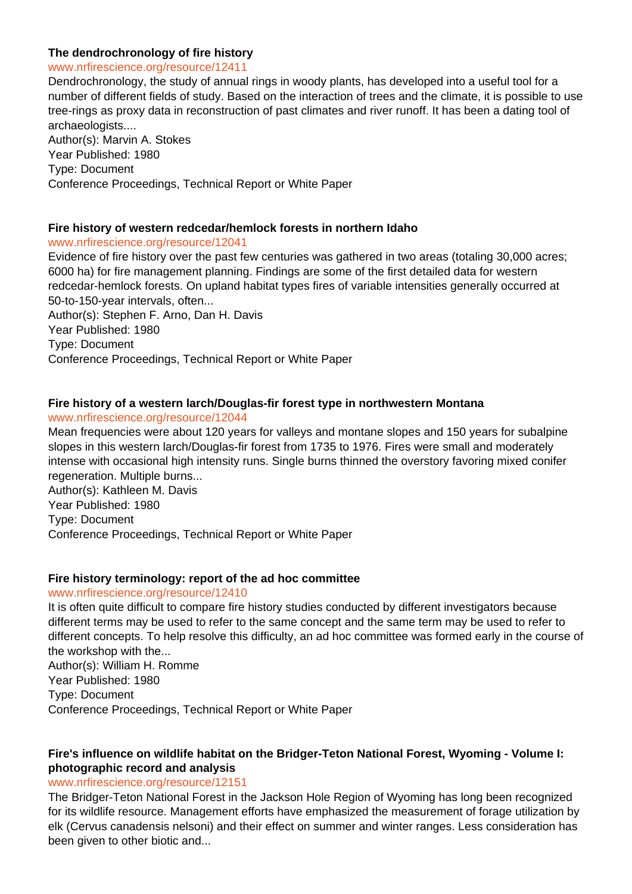**The dendrochronology of fire history**

www.nrfirescience.org/resource/12411

Dendrochronology, the study of annual rings in woody plants, has developed into a useful tool for a number of different fields of study. Based on the interaction of trees and the climate, it is possible to use tree-rings as proxy data in reconstruction of past climates and river runoff. It has been a dating tool of archaeologists....

Author(s): Marvin A. Stokes
Year Published: 1980
Type: Document
Conference Proceedings, Technical Report or White Paper

**Fire history of western redcedar/hemlock forests in northern Idaho**

www.nrfirescience.org/resource/12041

Evidence of fire history over the past few centuries was gathered in two areas (totaling 30,000 acres; 6000 ha) for fire management planning. Findings are some of the first detailed data for western redcedar-hemlock forests. On upland habitat types fires of variable intensities generally occurred at 50-to-150-year intervals, often...

Author(s): Stephen F. Arno, Dan H. Davis
Year Published: 1980
Type: Document
Conference Proceedings, Technical Report or White Paper

**Fire history of a western larch/Douglas-fir forest type in northwestern Montana**

www.nrfirescience.org/resource/12044

Mean frequencies were about 120 years for valleys and montane slopes and 150 years for subalpine slopes in this western larch/Douglas-fir forest from 1735 to 1976. Fires were small and moderately intense with occasional high intensity runs. Single burns thinned the overstory favoring mixed conifer regeneration. Multiple burns...

Author(s): Kathleen M. Davis
Year Published: 1980
Type: Document
Conference Proceedings, Technical Report or White Paper

**Fire history terminology: report of the ad hoc committee**

www.nrfirescience.org/resource/12410

It is often quite difficult to compare fire history studies conducted by different investigators because different terms may be used to refer to the same concept and the same term may be used to refer to different concepts. To help resolve this difficulty, an ad hoc committee was formed early in the course of the workshop with the...

Author(s): William H. Romme
Year Published: 1980
Type: Document
Conference Proceedings, Technical Report or White Paper

**Fire's influence on wildlife habitat on the Bridger-Teton National Forest, Wyoming - Volume I: photographic record and analysis**

www.nrfirescience.org/resource/12151

The Bridger-Teton National Forest in the Jackson Hole Region of Wyoming has long been recognized for its wildlife resource. Management efforts have emphasized the measurement of forage utilization by elk (Cervus canadensis nelsoni) and their effect on summer and winter ranges. Less consideration has been given to other biotic and...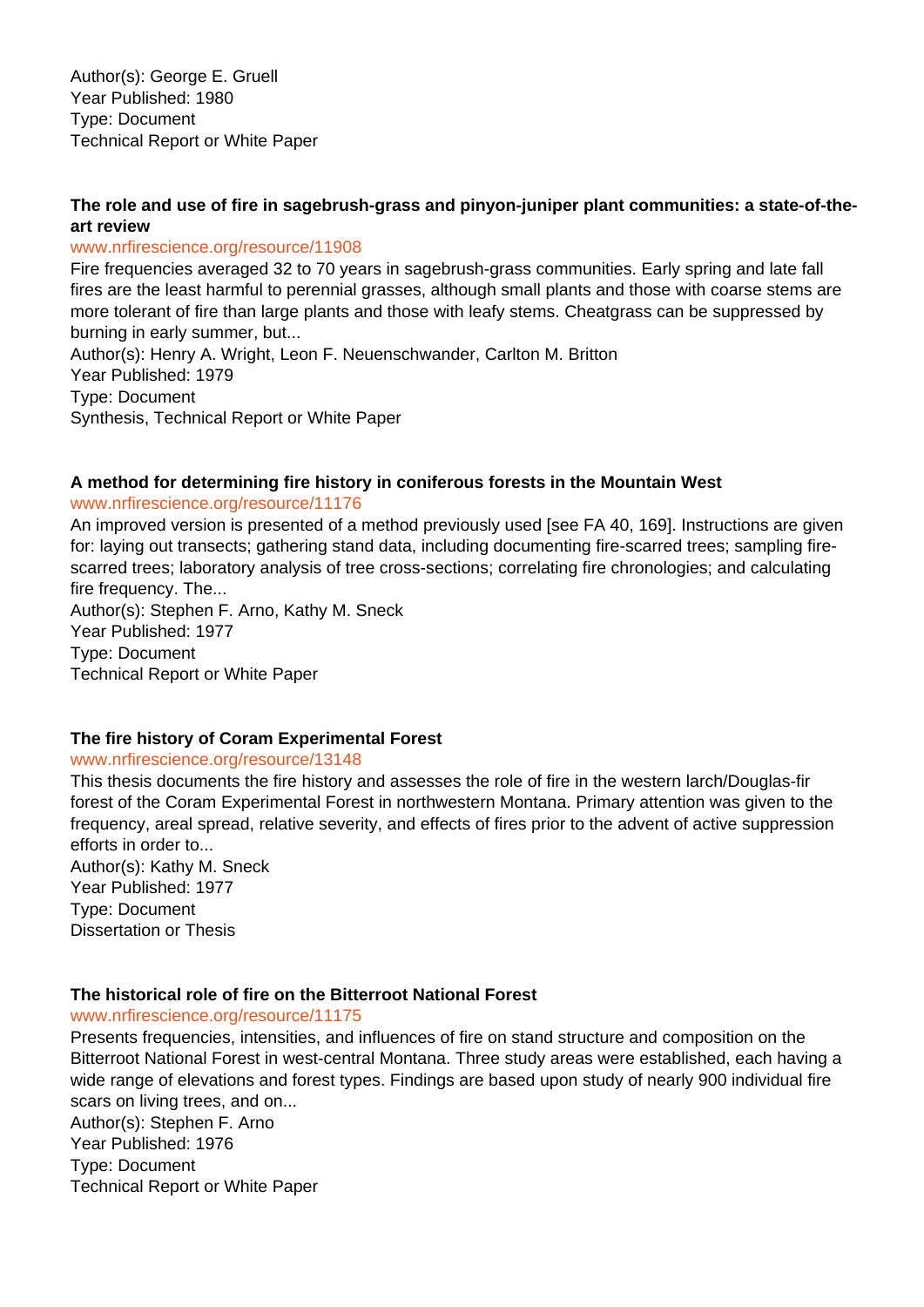Author(s): George E. Gruell
Year Published: 1980
Type: Document
Technical Report or White Paper

### The role and use of fire in sagebrush-grass and pinyon-juniper plant communities: a state-of-the-art review

www.nrfirescience.org/resource/11908

Fire frequencies averaged 32 to 70 years in sagebrush-grass communities. Early spring and late fall fires are the least harmful to perennial grasses, although small plants and those with coarse stems are more tolerant of fire than large plants and those with leafy stems. Cheatgrass can be suppressed by burning in early summer, but...

Author(s): Henry A. Wright, Leon F. Neuenschwander, Carlton M. Britton
Year Published: 1979
Type: Document
Synthesis, Technical Report or White Paper

### A method for determining fire history in coniferous forests in the Mountain West

www.nrfirescience.org/resource/11176

An improved version is presented of a method previously used [see FA 40, 169]. Instructions are given for: laying out transects; gathering stand data, including documenting fire-scarred trees; sampling fire-scarred trees; laboratory analysis of tree cross-sections; correlating fire chronologies; and calculating fire frequency. The...

Author(s): Stephen F. Arno, Kathy M. Sneck
Year Published: 1977
Type: Document
Technical Report or White Paper

### The fire history of Coram Experimental Forest

www.nrfirescience.org/resource/13148

This thesis documents the fire history and assesses the role of fire in the western larch/Douglas-fir forest of the Coram Experimental Forest in northwestern Montana. Primary attention was given to the frequency, areal spread, relative severity, and effects of fires prior to the advent of active suppression efforts in order to...

Author(s): Kathy M. Sneck
Year Published: 1977
Type: Document
Dissertation or Thesis

### The historical role of fire on the Bitterroot National Forest

www.nrfirescience.org/resource/11175

Presents frequencies, intensities, and influences of fire on stand structure and composition on the Bitterroot National Forest in west-central Montana. Three study areas were established, each having a wide range of elevations and forest types. Findings are based upon study of nearly 900 individual fire scars on living trees, and on...

Author(s): Stephen F. Arno
Year Published: 1976
Type: Document
Technical Report or White Paper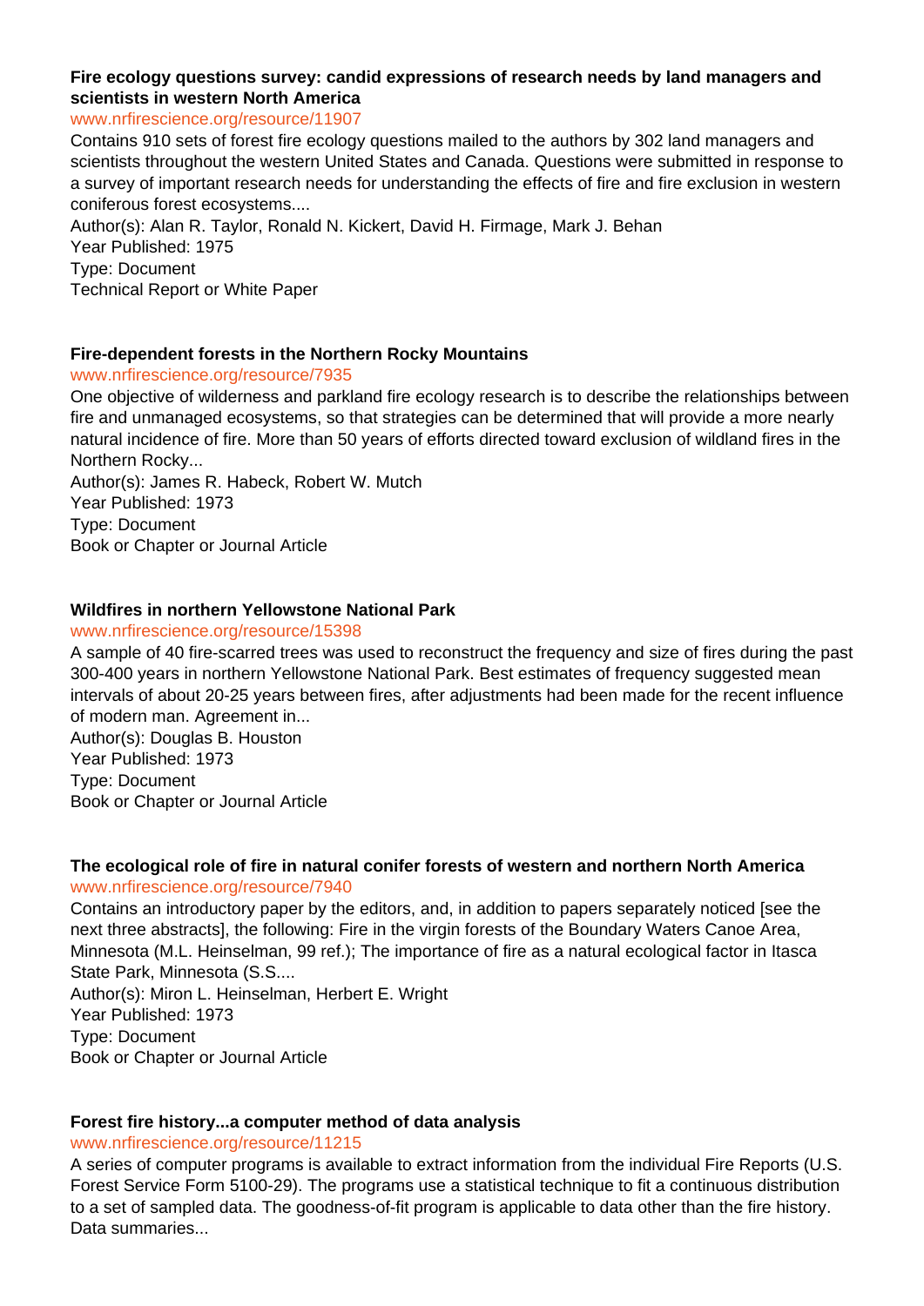**Fire ecology questions survey: candid expressions of research needs by land managers and scientists in western North America**
www.nrfirescience.org/resource/11907
Contains 910 sets of forest fire ecology questions mailed to the authors by 302 land managers and scientists throughout the western United States and Canada. Questions were submitted in response to a survey of important research needs for understanding the effects of fire and fire exclusion in western coniferous forest ecosystems....
Author(s): Alan R. Taylor, Ronald N. Kickert, David H. Firmage, Mark J. Behan
Year Published: 1975
Type: Document
Technical Report or White Paper

**Fire-dependent forests in the Northern Rocky Mountains**
www.nrfirescience.org/resource/7935
One objective of wilderness and parkland fire ecology research is to describe the relationships between fire and unmanaged ecosystems, so that strategies can be determined that will provide a more nearly natural incidence of fire. More than 50 years of efforts directed toward exclusion of wildland fires in the Northern Rocky...
Author(s): James R. Habeck, Robert W. Mutch
Year Published: 1973
Type: Document
Book or Chapter or Journal Article

**Wildfires in northern Yellowstone National Park**
www.nrfirescience.org/resource/15398
A sample of 40 fire-scarred trees was used to reconstruct the frequency and size of fires during the past 300-400 years in northern Yellowstone National Park. Best estimates of frequency suggested mean intervals of about 20-25 years between fires, after adjustments had been made for the recent influence of modern man. Agreement in...
Author(s): Douglas B. Houston
Year Published: 1973
Type: Document
Book or Chapter or Journal Article

**The ecological role of fire in natural conifer forests of western and northern North America**
www.nrfirescience.org/resource/7940
Contains an introductory paper by the editors, and, in addition to papers separately noticed [see the next three abstracts], the following: Fire in the virgin forests of the Boundary Waters Canoe Area, Minnesota (M.L. Heinselman, 99 ref.); The importance of fire as a natural ecological factor in Itasca State Park, Minnesota (S.S....
Author(s): Miron L. Heinselman, Herbert E. Wright
Year Published: 1973
Type: Document
Book or Chapter or Journal Article

**Forest fire history...a computer method of data analysis**
www.nrfirescience.org/resource/11215
A series of computer programs is available to extract information from the individual Fire Reports (U.S. Forest Service Form 5100-29). The programs use a statistical technique to fit a continuous distribution to a set of sampled data. The goodness-of-fit program is applicable to data other than the fire history. Data summaries...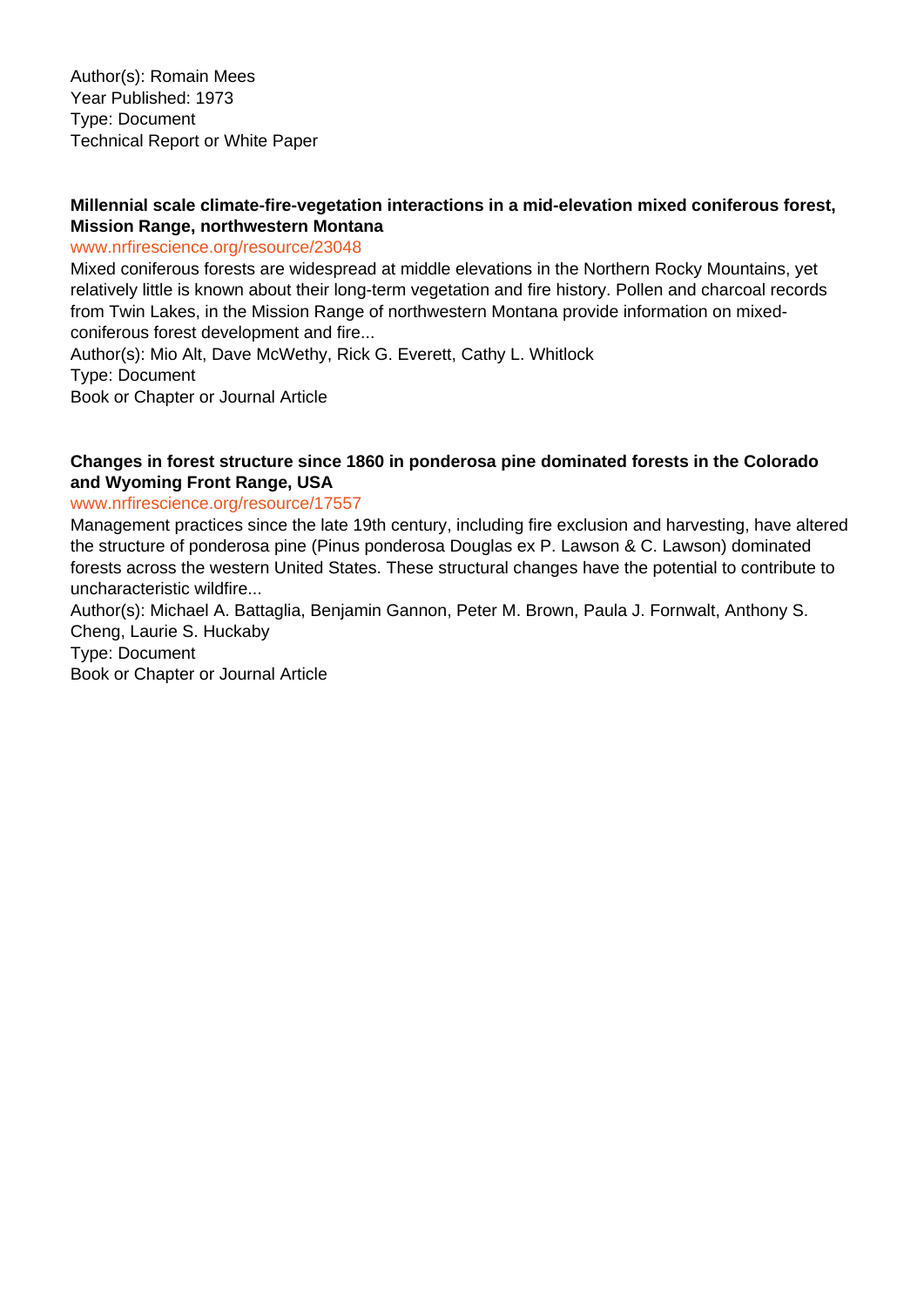Author(s): Romain Mees
Year Published: 1973
Type: Document
Technical Report or White Paper

**Millennial scale climate-fire-vegetation interactions in a mid-elevation mixed coniferous forest, Mission Range, northwestern Montana**

www.nrfirescience.org/resource/23048

Mixed coniferous forests are widespread at middle elevations in the Northern Rocky Mountains, yet relatively little is known about their long-term vegetation and fire history. Pollen and charcoal records from Twin Lakes, in the Mission Range of northwestern Montana provide information on mixed-coniferous forest development and fire...

Author(s): Mio Alt, Dave McWethy, Rick G. Everett, Cathy L. Whitlock
Type: Document
Book or Chapter or Journal Article

**Changes in forest structure since 1860 in ponderosa pine dominated forests in the Colorado and Wyoming Front Range, USA**

www.nrfirescience.org/resource/17557

Management practices since the late 19th century, including fire exclusion and harvesting, have altered the structure of ponderosa pine (Pinus ponderosa Douglas ex P. Lawson & C. Lawson) dominated forests across the western United States. These structural changes have the potential to contribute to uncharacteristic wildfire...

Author(s): Michael A. Battaglia, Benjamin Gannon, Peter M. Brown, Paula J. Fornwalt, Anthony S. Cheng, Laurie S. Huckaby
Type: Document
Book or Chapter or Journal Article